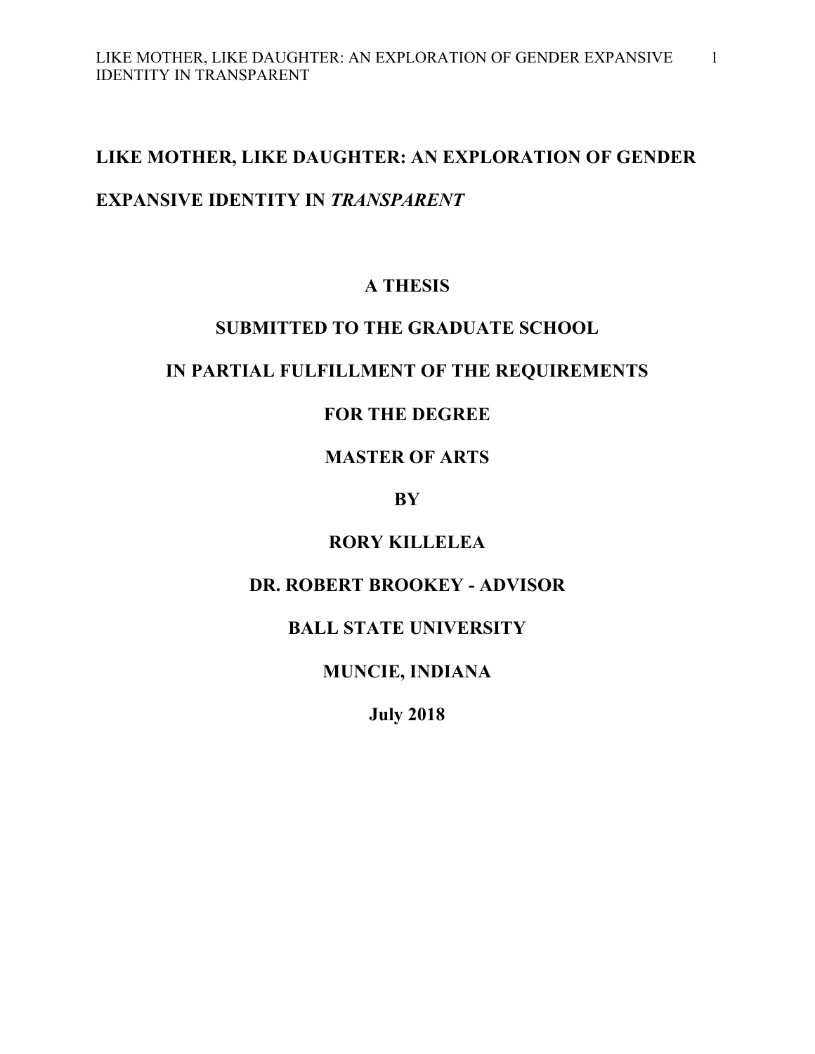# LIKE MOTHER, LIKE DAUGHTER: AN EXPLORATION OF GENDER EXPANSIVE IDENTITY IN *TRANSPARENT*

**A THESIS**

**SUBMITTED TO THE GRADUATE SCHOOL**

**IN PARTIAL FULFILLMENT OF THE REQUIREMENTS**

**FOR THE DEGREE**

**MASTER OF ARTS**

**BY**

**RORY KILLELEA**

**DR. ROBERT BROOKEY - ADVISOR**

**BALL STATE UNIVERSITY**

**MUNCIE, INDIANA**

**July 2018**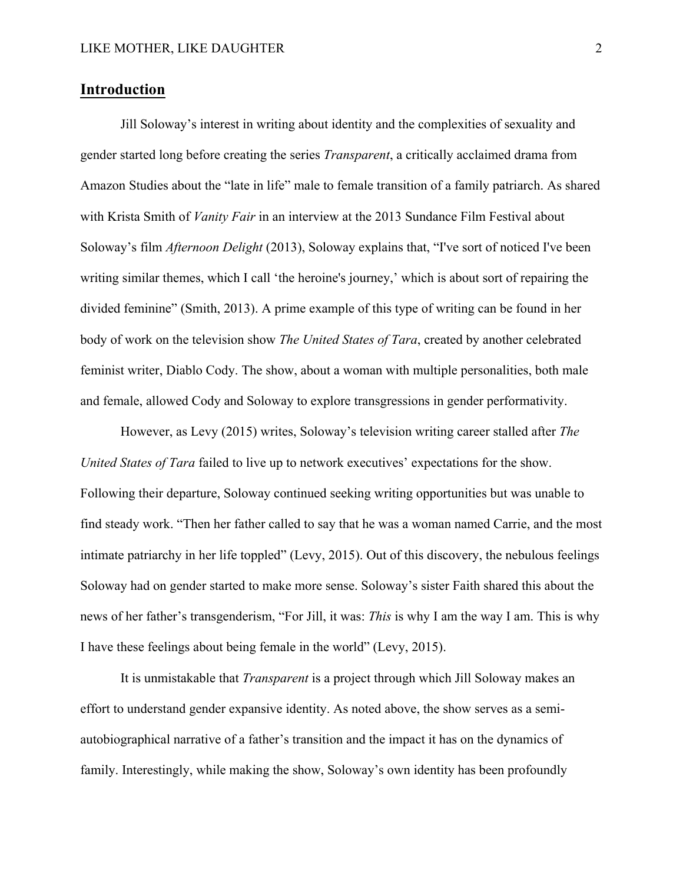## Introduction

Jill Soloway's interest in writing about identity and the complexities of sexuality and gender started long before creating the series *Transparent*, a critically acclaimed drama from Amazon Studies about the "late in life" male to female transition of a family patriarch. As shared with Krista Smith of *Vanity Fair* in an interview at the 2013 Sundance Film Festival about Soloway's film *Afternoon Delight* (2013), Soloway explains that, "I've sort of noticed I've been writing similar themes, which I call 'the heroine's journey,' which is about sort of repairing the divided feminine" (Smith, 2013). A prime example of this type of writing can be found in her body of work on the television show *The United States of Tara*, created by another celebrated feminist writer, Diablo Cody. The show, about a woman with multiple personalities, both male and female, allowed Cody and Soloway to explore transgressions in gender performativity.

However, as Levy (2015) writes, Soloway's television writing career stalled after *The United States of Tara* failed to live up to network executives' expectations for the show. Following their departure, Soloway continued seeking writing opportunities but was unable to find steady work. "Then her father called to say that he was a woman named Carrie, and the most intimate patriarchy in her life toppled" (Levy, 2015). Out of this discovery, the nebulous feelings Soloway had on gender started to make more sense. Soloway's sister Faith shared this about the news of her father's transgenderism, "For Jill, it was: *This* is why I am the way I am. This is why I have these feelings about being female in the world" (Levy, 2015).

It is unmistakable that *Transparent* is a project through which Jill Soloway makes an effort to understand gender expansive identity. As noted above, the show serves as a semi-autobiographical narrative of a father's transition and the impact it has on the dynamics of family. Interestingly, while making the show, Soloway's own identity has been profoundly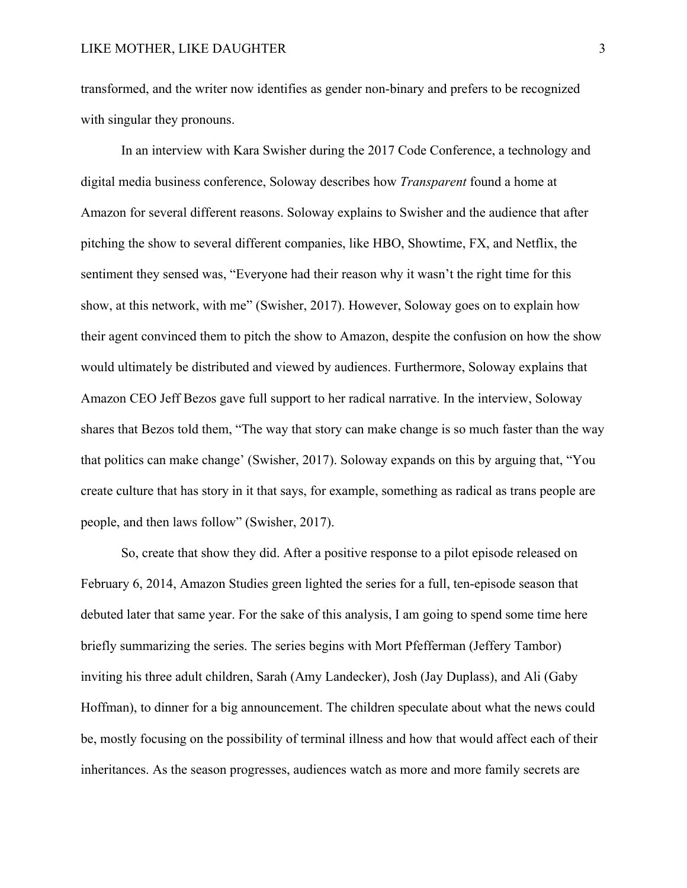transformed, and the writer now identifies as gender non-binary and prefers to be recognized with singular they pronouns.

In an interview with Kara Swisher during the 2017 Code Conference, a technology and digital media business conference, Soloway describes how *Transparent* found a home at Amazon for several different reasons. Soloway explains to Swisher and the audience that after pitching the show to several different companies, like HBO, Showtime, FX, and Netflix, the sentiment they sensed was, "Everyone had their reason why it wasn't the right time for this show, at this network, with me" (Swisher, 2017). However, Soloway goes on to explain how their agent convinced them to pitch the show to Amazon, despite the confusion on how the show would ultimately be distributed and viewed by audiences. Furthermore, Soloway explains that Amazon CEO Jeff Bezos gave full support to her radical narrative. In the interview, Soloway shares that Bezos told them, "The way that story can make change is so much faster than the way that politics can make change' (Swisher, 2017). Soloway expands on this by arguing that, "You create culture that has story in it that says, for example, something as radical as trans people are people, and then laws follow" (Swisher, 2017).

So, create that show they did. After a positive response to a pilot episode released on February 6, 2014, Amazon Studies green lighted the series for a full, ten-episode season that debuted later that same year. For the sake of this analysis, I am going to spend some time here briefly summarizing the series. The series begins with Mort Pfefferman (Jeffery Tambor) inviting his three adult children, Sarah (Amy Landecker), Josh (Jay Duplass), and Ali (Gaby Hoffman), to dinner for a big announcement. The children speculate about what the news could be, mostly focusing on the possibility of terminal illness and how that would affect each of their inheritances. As the season progresses, audiences watch as more and more family secrets are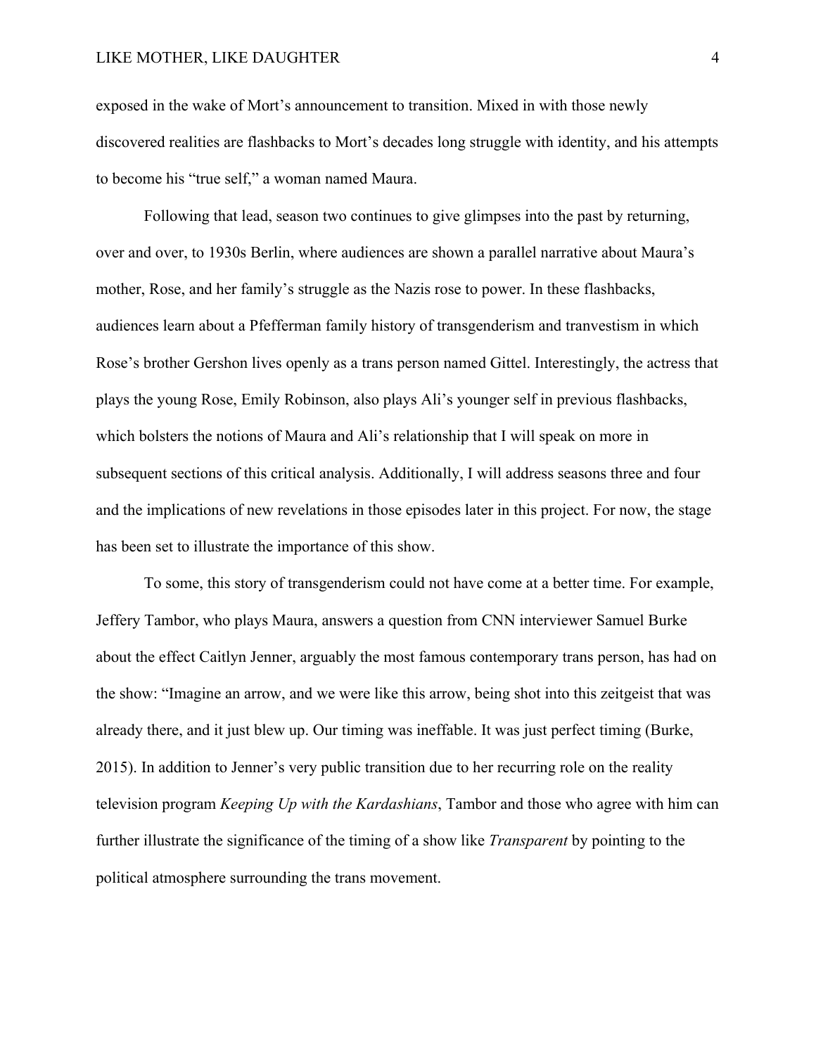exposed in the wake of Mort's announcement to transition. Mixed in with those newly discovered realities are flashbacks to Mort's decades long struggle with identity, and his attempts to become his "true self," a woman named Maura.

Following that lead, season two continues to give glimpses into the past by returning, over and over, to 1930s Berlin, where audiences are shown a parallel narrative about Maura's mother, Rose, and her family's struggle as the Nazis rose to power. In these flashbacks, audiences learn about a Pfefferman family history of transgenderism and tranvestism in which Rose's brother Gershon lives openly as a trans person named Gittel. Interestingly, the actress that plays the young Rose, Emily Robinson, also plays Ali's younger self in previous flashbacks, which bolsters the notions of Maura and Ali's relationship that I will speak on more in subsequent sections of this critical analysis. Additionally, I will address seasons three and four and the implications of new revelations in those episodes later in this project. For now, the stage has been set to illustrate the importance of this show.

To some, this story of transgenderism could not have come at a better time. For example, Jeffery Tambor, who plays Maura, answers a question from CNN interviewer Samuel Burke about the effect Caitlyn Jenner, arguably the most famous contemporary trans person, has had on the show: "Imagine an arrow, and we were like this arrow, being shot into this zeitgeist that was already there, and it just blew up. Our timing was ineffable. It was just perfect timing (Burke, 2015). In addition to Jenner's very public transition due to her recurring role on the reality television program *Keeping Up with the Kardashians*, Tambor and those who agree with him can further illustrate the significance of the timing of a show like *Transparent* by pointing to the political atmosphere surrounding the trans movement.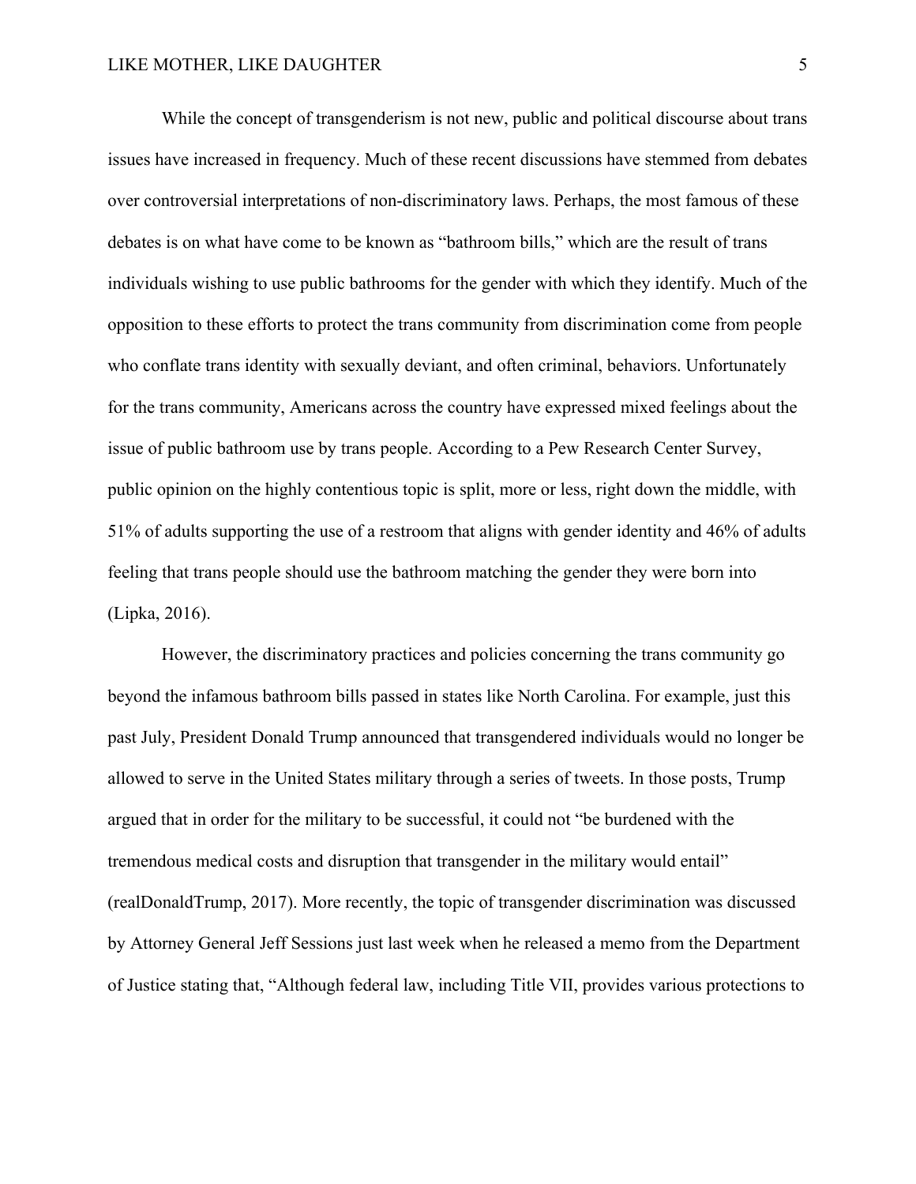While the concept of transgenderism is not new, public and political discourse about trans issues have increased in frequency. Much of these recent discussions have stemmed from debates over controversial interpretations of non-discriminatory laws. Perhaps, the most famous of these debates is on what have come to be known as "bathroom bills," which are the result of trans individuals wishing to use public bathrooms for the gender with which they identify. Much of the opposition to these efforts to protect the trans community from discrimination come from people who conflate trans identity with sexually deviant, and often criminal, behaviors. Unfortunately for the trans community, Americans across the country have expressed mixed feelings about the issue of public bathroom use by trans people. According to a Pew Research Center Survey, public opinion on the highly contentious topic is split, more or less, right down the middle, with 51% of adults supporting the use of a restroom that aligns with gender identity and 46% of adults feeling that trans people should use the bathroom matching the gender they were born into (Lipka, 2016).

However, the discriminatory practices and policies concerning the trans community go beyond the infamous bathroom bills passed in states like North Carolina. For example, just this past July, President Donald Trump announced that transgendered individuals would no longer be allowed to serve in the United States military through a series of tweets. In those posts, Trump argued that in order for the military to be successful, it could not "be burdened with the tremendous medical costs and disruption that transgender in the military would entail" (realDonaldTrump, 2017). More recently, the topic of transgender discrimination was discussed by Attorney General Jeff Sessions just last week when he released a memo from the Department of Justice stating that, "Although federal law, including Title VII, provides various protections to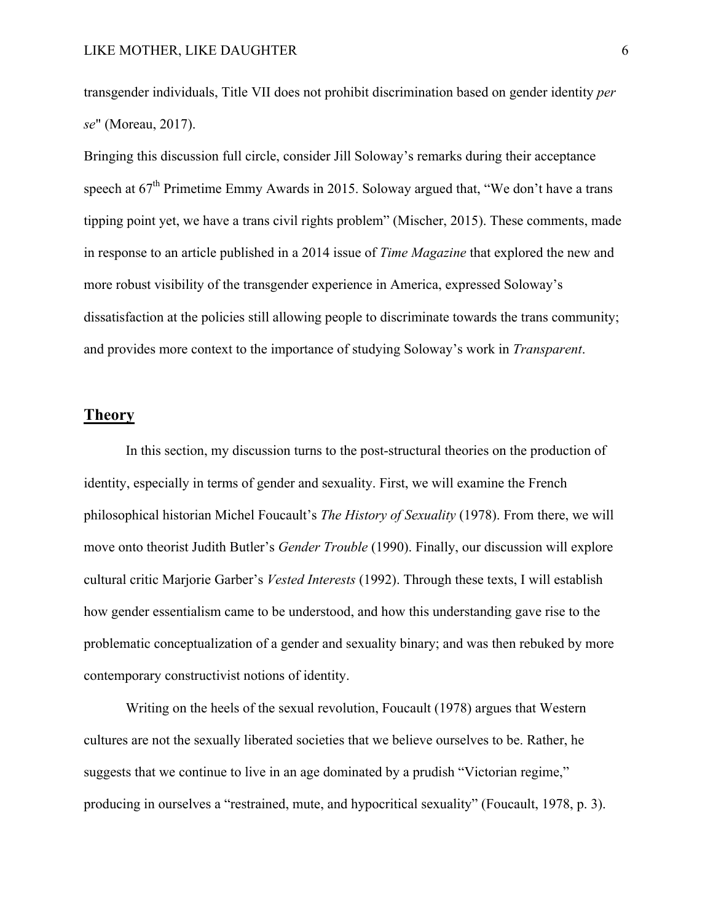transgender individuals, Title VII does not prohibit discrimination based on gender identity *per se*" (Moreau, 2017).

Bringing this discussion full circle, consider Jill Soloway's remarks during their acceptance speech at 67th Primetime Emmy Awards in 2015. Soloway argued that, "We don't have a trans tipping point yet, we have a trans civil rights problem" (Mischer, 2015). These comments, made in response to an article published in a 2014 issue of *Time Magazine* that explored the new and more robust visibility of the transgender experience in America, expressed Soloway's dissatisfaction at the policies still allowing people to discriminate towards the trans community; and provides more context to the importance of studying Soloway's work in *Transparent*.

## Theory

In this section, my discussion turns to the post-structural theories on the production of identity, especially in terms of gender and sexuality. First, we will examine the French philosophical historian Michel Foucault's *The History of Sexuality* (1978). From there, we will move onto theorist Judith Butler's *Gender Trouble* (1990). Finally, our discussion will explore cultural critic Marjorie Garber's *Vested Interests* (1992). Through these texts, I will establish how gender essentialism came to be understood, and how this understanding gave rise to the problematic conceptualization of a gender and sexuality binary; and was then rebuked by more contemporary constructivist notions of identity.

Writing on the heels of the sexual revolution, Foucault (1978) argues that Western cultures are not the sexually liberated societies that we believe ourselves to be. Rather, he suggests that we continue to live in an age dominated by a prudish "Victorian regime," producing in ourselves a "restrained, mute, and hypocritical sexuality" (Foucault, 1978, p. 3).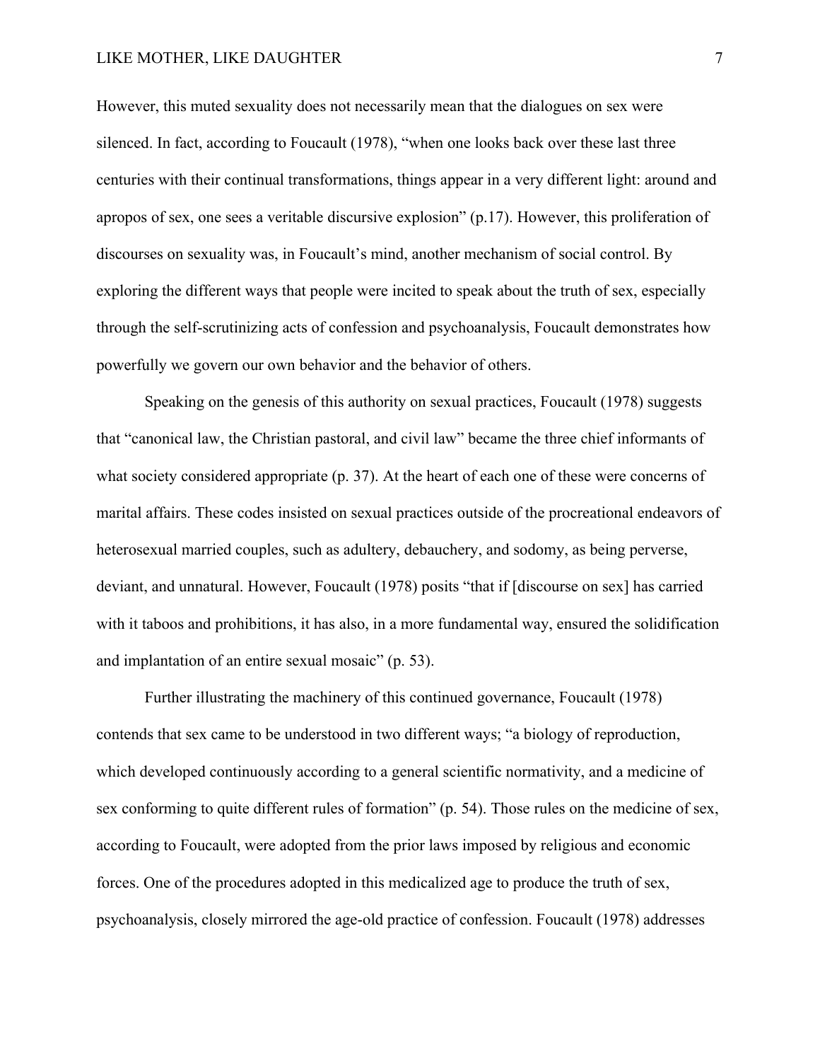However, this muted sexuality does not necessarily mean that the dialogues on sex were silenced. In fact, according to Foucault (1978), "when one looks back over these last three centuries with their continual transformations, things appear in a very different light: around and apropos of sex, one sees a veritable discursive explosion" (p.17). However, this proliferation of discourses on sexuality was, in Foucault's mind, another mechanism of social control. By exploring the different ways that people were incited to speak about the truth of sex, especially through the self-scrutinizing acts of confession and psychoanalysis, Foucault demonstrates how powerfully we govern our own behavior and the behavior of others.

Speaking on the genesis of this authority on sexual practices, Foucault (1978) suggests that "canonical law, the Christian pastoral, and civil law" became the three chief informants of what society considered appropriate (p. 37). At the heart of each one of these were concerns of marital affairs. These codes insisted on sexual practices outside of the procreational endeavors of heterosexual married couples, such as adultery, debauchery, and sodomy, as being perverse, deviant, and unnatural. However, Foucault (1978) posits "that if [discourse on sex] has carried with it taboos and prohibitions, it has also, in a more fundamental way, ensured the solidification and implantation of an entire sexual mosaic" (p. 53).

Further illustrating the machinery of this continued governance, Foucault (1978) contends that sex came to be understood in two different ways; "a biology of reproduction, which developed continuously according to a general scientific normativity, and a medicine of sex conforming to quite different rules of formation" (p. 54). Those rules on the medicine of sex, according to Foucault, were adopted from the prior laws imposed by religious and economic forces. One of the procedures adopted in this medicalized age to produce the truth of sex, psychoanalysis, closely mirrored the age-old practice of confession. Foucault (1978) addresses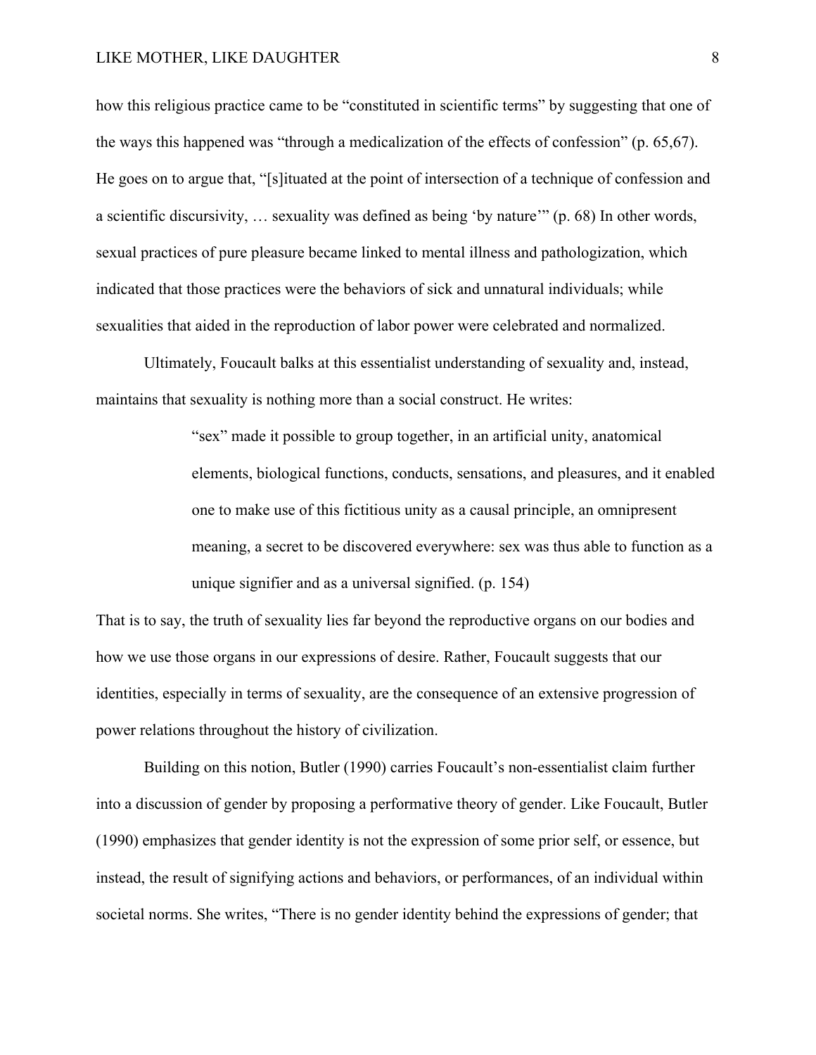how this religious practice came to be "constituted in scientific terms" by suggesting that one of the ways this happened was "through a medicalization of the effects of confession" (p. 65,67). He goes on to argue that, "[s]ituated at the point of intersection of a technique of confession and a scientific discursivity, … sexuality was defined as being 'by nature'" (p. 68) In other words, sexual practices of pure pleasure became linked to mental illness and pathologization, which indicated that those practices were the behaviors of sick and unnatural individuals; while sexualities that aided in the reproduction of labor power were celebrated and normalized.

Ultimately, Foucault balks at this essentialist understanding of sexuality and, instead, maintains that sexuality is nothing more than a social construct. He writes:

> "sex" made it possible to group together, in an artificial unity, anatomical elements, biological functions, conducts, sensations, and pleasures, and it enabled one to make use of this fictitious unity as a causal principle, an omnipresent meaning, a secret to be discovered everywhere: sex was thus able to function as a unique signifier and as a universal signified. (p. 154)

That is to say, the truth of sexuality lies far beyond the reproductive organs on our bodies and how we use those organs in our expressions of desire. Rather, Foucault suggests that our identities, especially in terms of sexuality, are the consequence of an extensive progression of power relations throughout the history of civilization.

Building on this notion, Butler (1990) carries Foucault's non-essentialist claim further into a discussion of gender by proposing a performative theory of gender. Like Foucault, Butler (1990) emphasizes that gender identity is not the expression of some prior self, or essence, but instead, the result of signifying actions and behaviors, or performances, of an individual within societal norms. She writes, "There is no gender identity behind the expressions of gender; that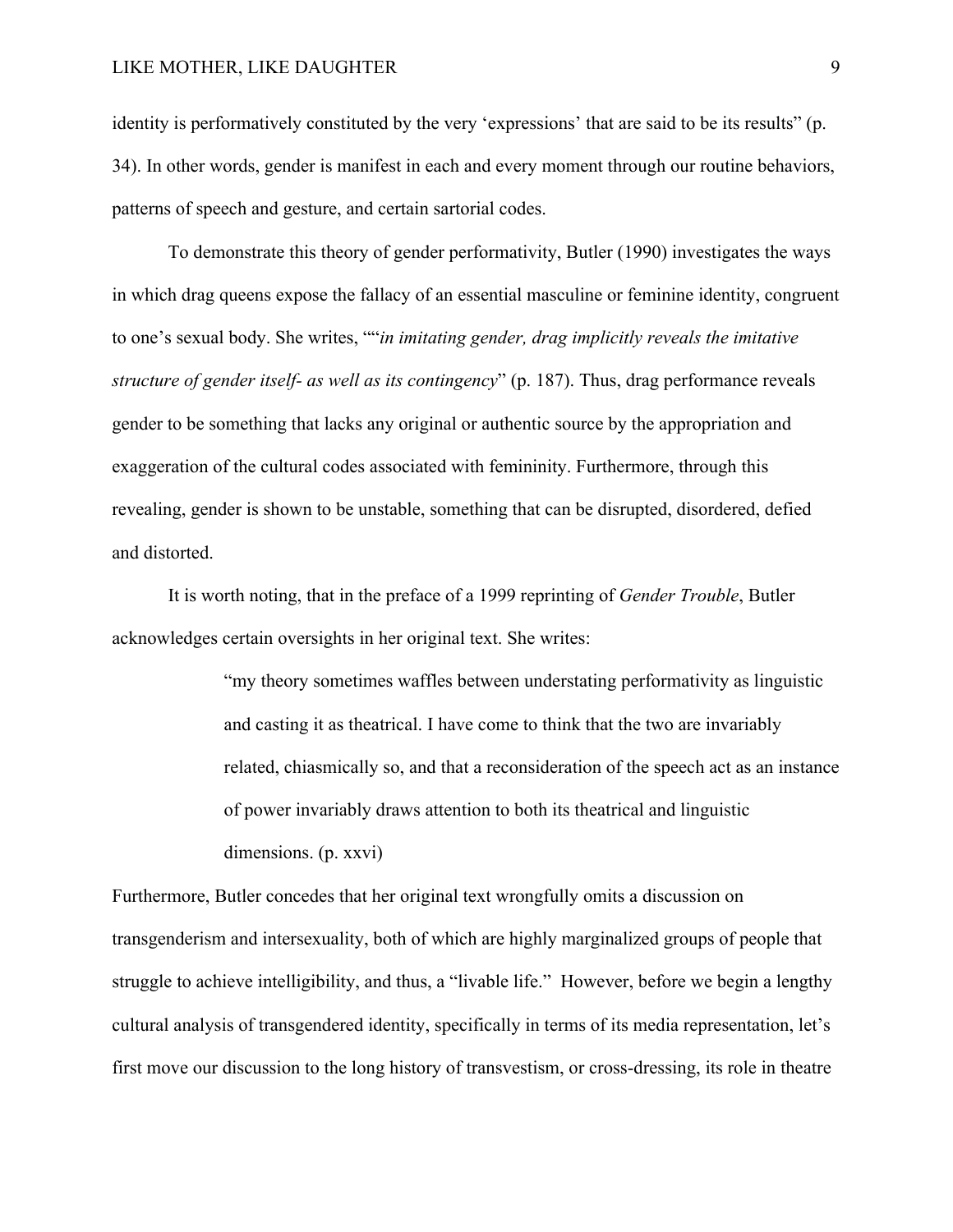identity is performatively constituted by the very 'expressions' that are said to be its results" (p. 34). In other words, gender is manifest in each and every moment through our routine behaviors, patterns of speech and gesture, and certain sartorial codes.

To demonstrate this theory of gender performativity, Butler (1990) investigates the ways in which drag queens expose the fallacy of an essential masculine or feminine identity, congruent to one's sexual body. She writes, ""*in imitating gender, drag implicitly reveals the imitative structure of gender itself- as well as its contingency*" (p. 187). Thus, drag performance reveals gender to be something that lacks any original or authentic source by the appropriation and exaggeration of the cultural codes associated with femininity. Furthermore, through this revealing, gender is shown to be unstable, something that can be disrupted, disordered, defied and distorted.

It is worth noting, that in the preface of a 1999 reprinting of *Gender Trouble*, Butler acknowledges certain oversights in her original text. She writes:

> "my theory sometimes waffles between understating performativity as linguistic and casting it as theatrical. I have come to think that the two are invariably related, chiasmically so, and that a reconsideration of the speech act as an instance of power invariably draws attention to both its theatrical and linguistic dimensions. (p. xxvi)

Furthermore, Butler concedes that her original text wrongfully omits a discussion on transgenderism and intersexuality, both of which are highly marginalized groups of people that struggle to achieve intelligibility, and thus, a "livable life." However, before we begin a lengthy cultural analysis of transgendered identity, specifically in terms of its media representation, let's first move our discussion to the long history of transvestism, or cross-dressing, its role in theatre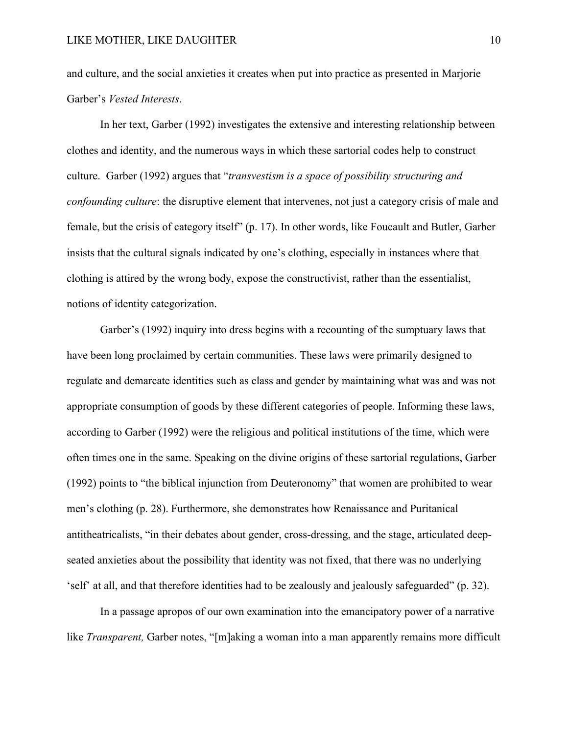and culture, and the social anxieties it creates when put into practice as presented in Marjorie Garber's *Vested Interests*.

In her text, Garber (1992) investigates the extensive and interesting relationship between clothes and identity, and the numerous ways in which these sartorial codes help to construct culture. Garber (1992) argues that "*transvestism is a space of possibility structuring and confounding culture*: the disruptive element that intervenes, not just a category crisis of male and female, but the crisis of category itself" (p. 17). In other words, like Foucault and Butler, Garber insists that the cultural signals indicated by one's clothing, especially in instances where that clothing is attired by the wrong body, expose the constructivist, rather than the essentialist, notions of identity categorization.

Garber's (1992) inquiry into dress begins with a recounting of the sumptuary laws that have been long proclaimed by certain communities. These laws were primarily designed to regulate and demarcate identities such as class and gender by maintaining what was and was not appropriate consumption of goods by these different categories of people. Informing these laws, according to Garber (1992) were the religious and political institutions of the time, which were often times one in the same. Speaking on the divine origins of these sartorial regulations, Garber (1992) points to "the biblical injunction from Deuteronomy" that women are prohibited to wear men's clothing (p. 28). Furthermore, she demonstrates how Renaissance and Puritanical antitheatricalists, "in their debates about gender, cross-dressing, and the stage, articulated deep-seated anxieties about the possibility that identity was not fixed, that there was no underlying 'self' at all, and that therefore identities had to be zealously and jealously safeguarded" (p. 32).

In a passage apropos of our own examination into the emancipatory power of a narrative like *Transparent,* Garber notes, "[m]aking a woman into a man apparently remains more difficult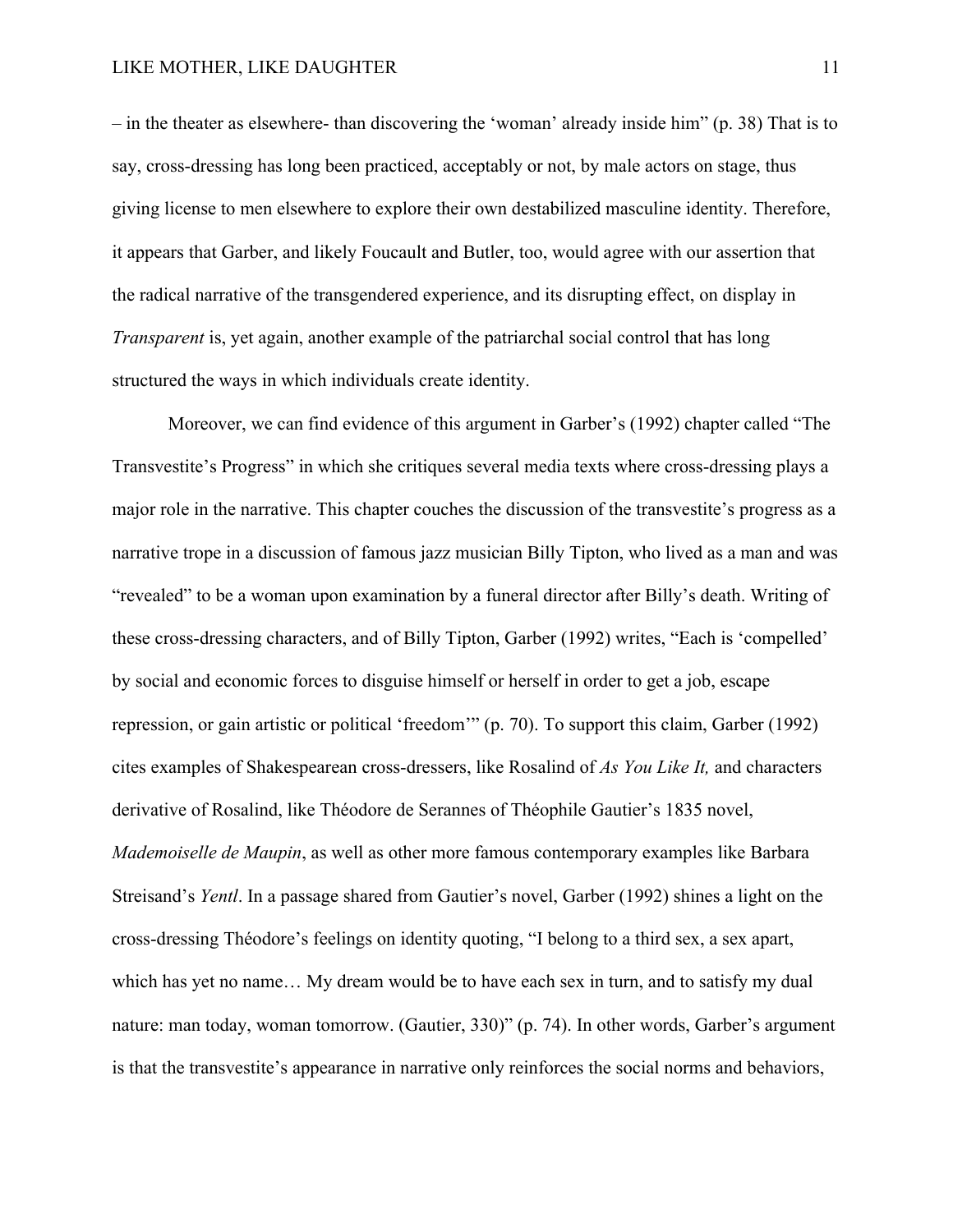– in the theater as elsewhere- than discovering the 'woman' already inside him" (p. 38) That is to say, cross-dressing has long been practiced, acceptably or not, by male actors on stage, thus giving license to men elsewhere to explore their own destabilized masculine identity. Therefore, it appears that Garber, and likely Foucault and Butler, too, would agree with our assertion that the radical narrative of the transgendered experience, and its disrupting effect, on display in *Transparent* is, yet again, another example of the patriarchal social control that has long structured the ways in which individuals create identity.

Moreover, we can find evidence of this argument in Garber's (1992) chapter called "The Transvestite's Progress" in which she critiques several media texts where cross-dressing plays a major role in the narrative. This chapter couches the discussion of the transvestite's progress as a narrative trope in a discussion of famous jazz musician Billy Tipton, who lived as a man and was "revealed" to be a woman upon examination by a funeral director after Billy's death. Writing of these cross-dressing characters, and of Billy Tipton, Garber (1992) writes, "Each is 'compelled' by social and economic forces to disguise himself or herself in order to get a job, escape repression, or gain artistic or political 'freedom'" (p. 70). To support this claim, Garber (1992) cites examples of Shakespearean cross-dressers, like Rosalind of *As You Like It,* and characters derivative of Rosalind, like Théodore de Serannes of Théophile Gautier's 1835 novel, *Mademoiselle de Maupin*, as well as other more famous contemporary examples like Barbara Streisand's *Yentl*. In a passage shared from Gautier's novel, Garber (1992) shines a light on the cross-dressing Théodore's feelings on identity quoting, "I belong to a third sex, a sex apart, which has yet no name… My dream would be to have each sex in turn, and to satisfy my dual nature: man today, woman tomorrow. (Gautier, 330)" (p. 74). In other words, Garber's argument is that the transvestite's appearance in narrative only reinforces the social norms and behaviors,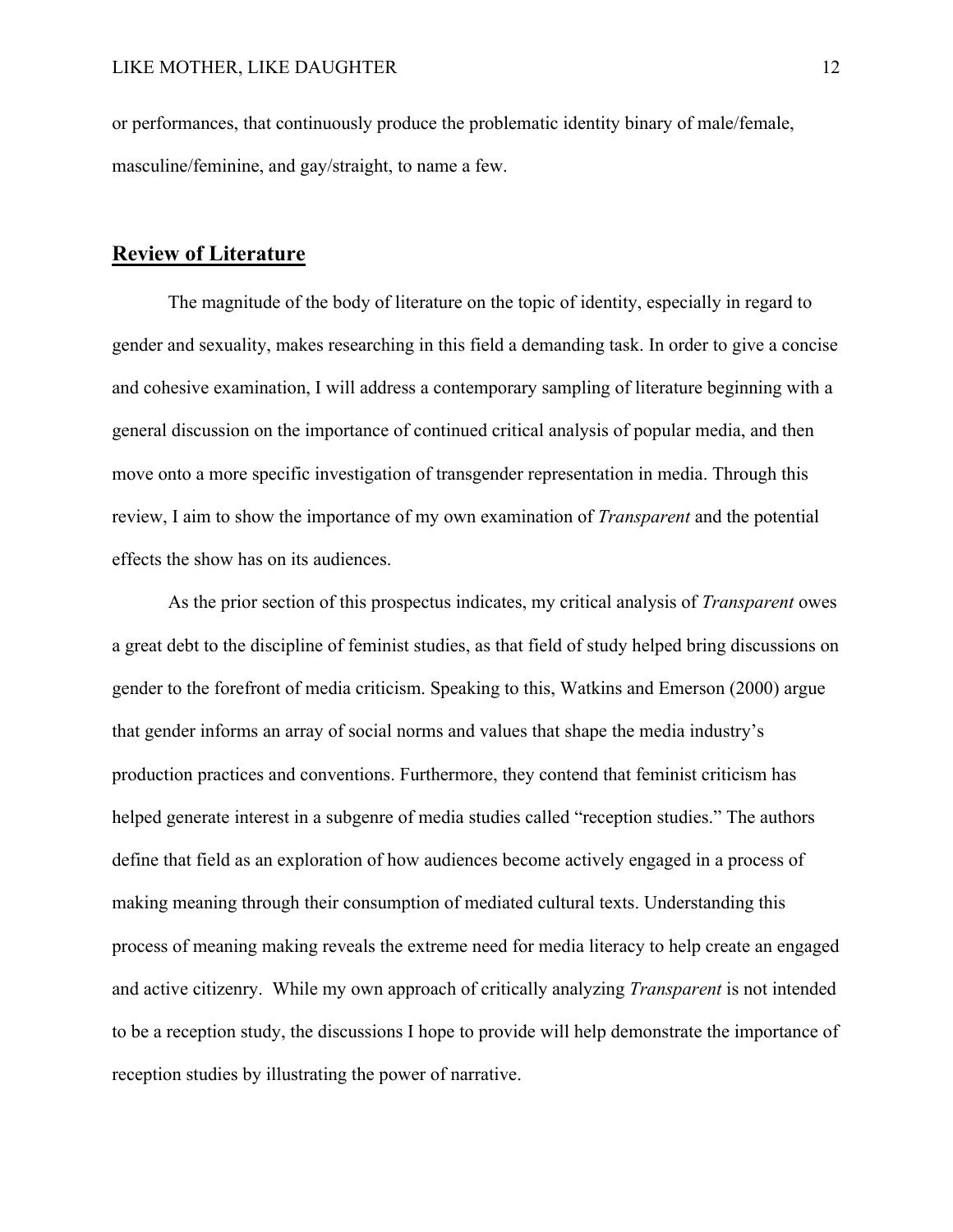or performances, that continuously produce the problematic identity binary of male/female, masculine/feminine, and gay/straight, to name a few.

## Review of Literature

The magnitude of the body of literature on the topic of identity, especially in regard to gender and sexuality, makes researching in this field a demanding task. In order to give a concise and cohesive examination, I will address a contemporary sampling of literature beginning with a general discussion on the importance of continued critical analysis of popular media, and then move onto a more specific investigation of transgender representation in media. Through this review, I aim to show the importance of my own examination of *Transparent* and the potential effects the show has on its audiences.

As the prior section of this prospectus indicates, my critical analysis of *Transparent* owes a great debt to the discipline of feminist studies, as that field of study helped bring discussions on gender to the forefront of media criticism. Speaking to this, Watkins and Emerson (2000) argue that gender informs an array of social norms and values that shape the media industry's production practices and conventions. Furthermore, they contend that feminist criticism has helped generate interest in a subgenre of media studies called "reception studies." The authors define that field as an exploration of how audiences become actively engaged in a process of making meaning through their consumption of mediated cultural texts. Understanding this process of meaning making reveals the extreme need for media literacy to help create an engaged and active citizenry. While my own approach of critically analyzing *Transparent* is not intended to be a reception study, the discussions I hope to provide will help demonstrate the importance of reception studies by illustrating the power of narrative.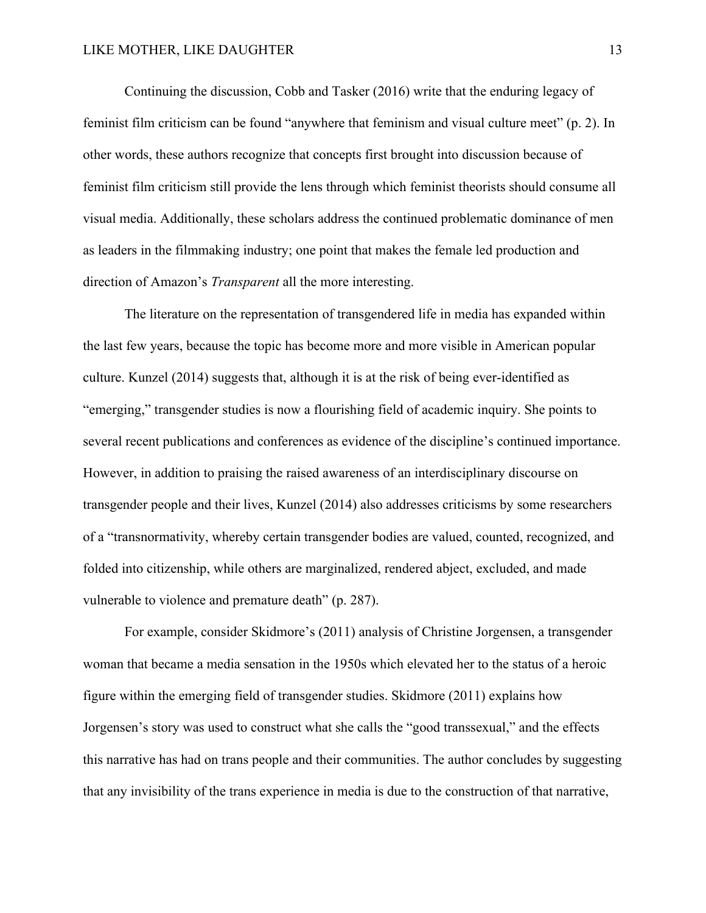Continuing the discussion, Cobb and Tasker (2016) write that the enduring legacy of feminist film criticism can be found "anywhere that feminism and visual culture meet" (p. 2). In other words, these authors recognize that concepts first brought into discussion because of feminist film criticism still provide the lens through which feminist theorists should consume all visual media. Additionally, these scholars address the continued problematic dominance of men as leaders in the filmmaking industry; one point that makes the female led production and direction of Amazon's *Transparent* all the more interesting.

The literature on the representation of transgendered life in media has expanded within the last few years, because the topic has become more and more visible in American popular culture. Kunzel (2014) suggests that, although it is at the risk of being ever-identified as "emerging," transgender studies is now a flourishing field of academic inquiry. She points to several recent publications and conferences as evidence of the discipline's continued importance. However, in addition to praising the raised awareness of an interdisciplinary discourse on transgender people and their lives, Kunzel (2014) also addresses criticisms by some researchers of a "transnormativity, whereby certain transgender bodies are valued, counted, recognized, and folded into citizenship, while others are marginalized, rendered abject, excluded, and made vulnerable to violence and premature death" (p. 287).

For example, consider Skidmore's (2011) analysis of Christine Jorgensen, a transgender woman that became a media sensation in the 1950s which elevated her to the status of a heroic figure within the emerging field of transgender studies. Skidmore (2011) explains how Jorgensen's story was used to construct what she calls the "good transsexual," and the effects this narrative has had on trans people and their communities. The author concludes by suggesting that any invisibility of the trans experience in media is due to the construction of that narrative,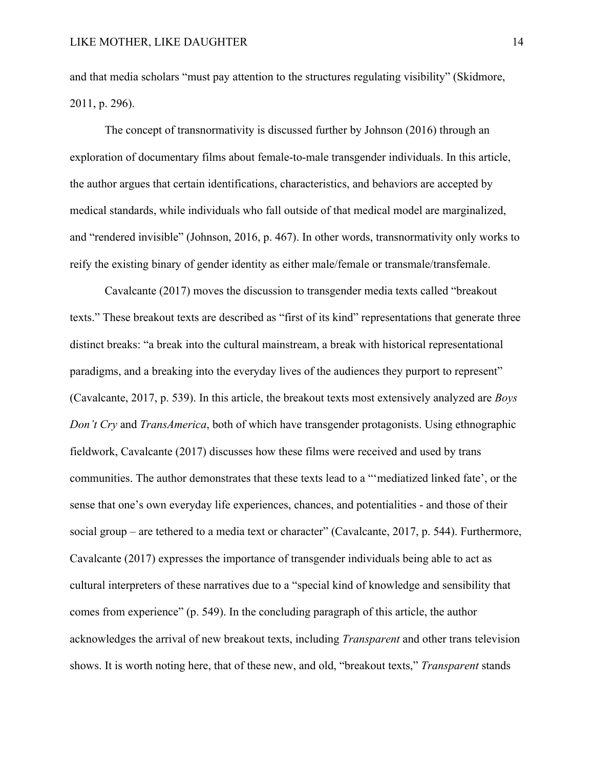and that media scholars "must pay attention to the structures regulating visibility" (Skidmore, 2011, p. 296).

The concept of transnormativity is discussed further by Johnson (2016) through an exploration of documentary films about female-to-male transgender individuals. In this article, the author argues that certain identifications, characteristics, and behaviors are accepted by medical standards, while individuals who fall outside of that medical model are marginalized, and "rendered invisible" (Johnson, 2016, p. 467). In other words, transnormativity only works to reify the existing binary of gender identity as either male/female or transmale/transfemale.

Cavalcante (2017) moves the discussion to transgender media texts called "breakout texts." These breakout texts are described as "first of its kind" representations that generate three distinct breaks: "a break into the cultural mainstream, a break with historical representational paradigms, and a breaking into the everyday lives of the audiences they purport to represent" (Cavalcante, 2017, p. 539). In this article, the breakout texts most extensively analyzed are *Boys Don't Cry* and *TransAmerica*, both of which have transgender protagonists. Using ethnographic fieldwork, Cavalcante (2017) discusses how these films were received and used by trans communities. The author demonstrates that these texts lead to a "'mediatized linked fate', or the sense that one's own everyday life experiences, chances, and potentialities - and those of their social group – are tethered to a media text or character" (Cavalcante, 2017, p. 544). Furthermore, Cavalcante (2017) expresses the importance of transgender individuals being able to act as cultural interpreters of these narratives due to a "special kind of knowledge and sensibility that comes from experience" (p. 549). In the concluding paragraph of this article, the author acknowledges the arrival of new breakout texts, including *Transparent* and other trans television shows. It is worth noting here, that of these new, and old, "breakout texts," *Transparent* stands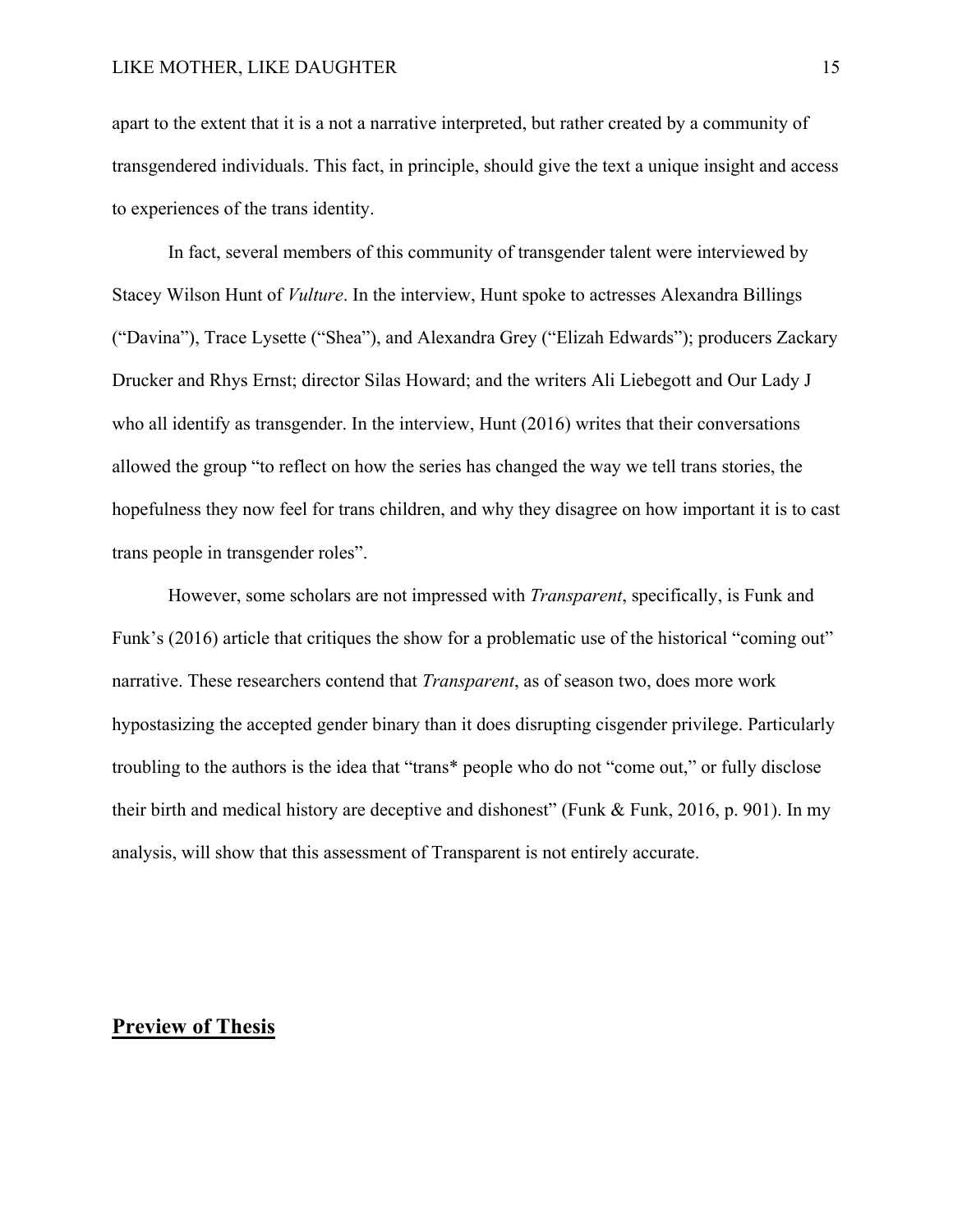apart to the extent that it is a not a narrative interpreted, but rather created by a community of transgendered individuals. This fact, in principle, should give the text a unique insight and access to experiences of the trans identity.

In fact, several members of this community of transgender talent were interviewed by Stacey Wilson Hunt of *Vulture*. In the interview, Hunt spoke to actresses Alexandra Billings ("Davina"), Trace Lysette ("Shea"), and Alexandra Grey ("Elizah Edwards"); producers Zackary Drucker and Rhys Ernst; director Silas Howard; and the writers Ali Liebegott and Our Lady J who all identify as transgender. In the interview, Hunt (2016) writes that their conversations allowed the group "to reflect on how the series has changed the way we tell trans stories, the hopefulness they now feel for trans children, and why they disagree on how important it is to cast trans people in transgender roles".

However, some scholars are not impressed with *Transparent*, specifically, is Funk and Funk's (2016) article that critiques the show for a problematic use of the historical "coming out" narrative. These researchers contend that *Transparent*, as of season two, does more work hypostasizing the accepted gender binary than it does disrupting cisgender privilege. Particularly troubling to the authors is the idea that "trans* people who do not "come out," or fully disclose their birth and medical history are deceptive and dishonest" (Funk & Funk, 2016, p. 901). In my analysis, will show that this assessment of Transparent is not entirely accurate.

## **Preview of Thesis**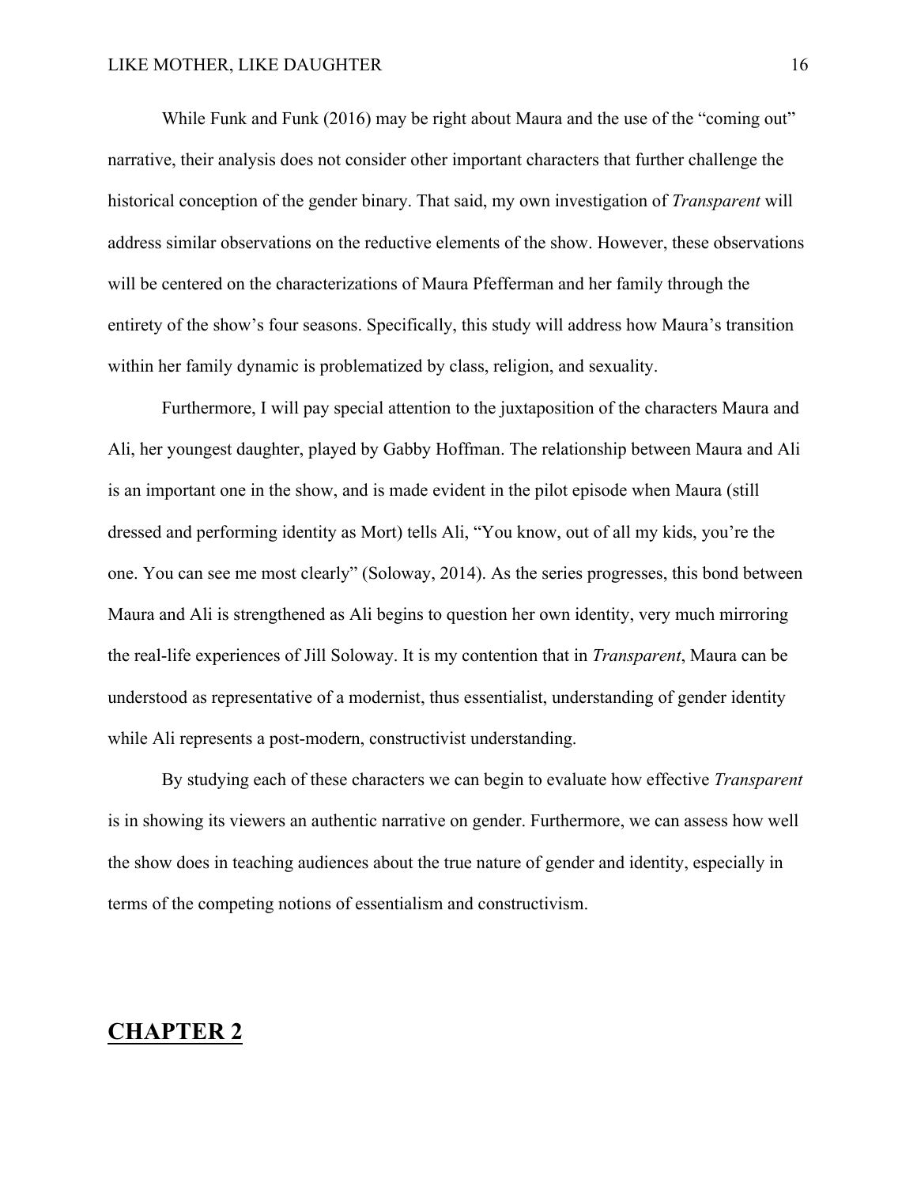While Funk and Funk (2016) may be right about Maura and the use of the "coming out" narrative, their analysis does not consider other important characters that further challenge the historical conception of the gender binary. That said, my own investigation of *Transparent* will address similar observations on the reductive elements of the show. However, these observations will be centered on the characterizations of Maura Pfefferman and her family through the entirety of the show's four seasons. Specifically, this study will address how Maura's transition within her family dynamic is problematized by class, religion, and sexuality.

Furthermore, I will pay special attention to the juxtaposition of the characters Maura and Ali, her youngest daughter, played by Gabby Hoffman. The relationship between Maura and Ali is an important one in the show, and is made evident in the pilot episode when Maura (still dressed and performing identity as Mort) tells Ali, "You know, out of all my kids, you're the one. You can see me most clearly" (Soloway, 2014). As the series progresses, this bond between Maura and Ali is strengthened as Ali begins to question her own identity, very much mirroring the real-life experiences of Jill Soloway. It is my contention that in *Transparent*, Maura can be understood as representative of a modernist, thus essentialist, understanding of gender identity while Ali represents a post-modern, constructivist understanding.

By studying each of these characters we can begin to evaluate how effective *Transparent* is in showing its viewers an authentic narrative on gender. Furthermore, we can assess how well the show does in teaching audiences about the true nature of gender and identity, especially in terms of the competing notions of essentialism and constructivism.

# CHAPTER 2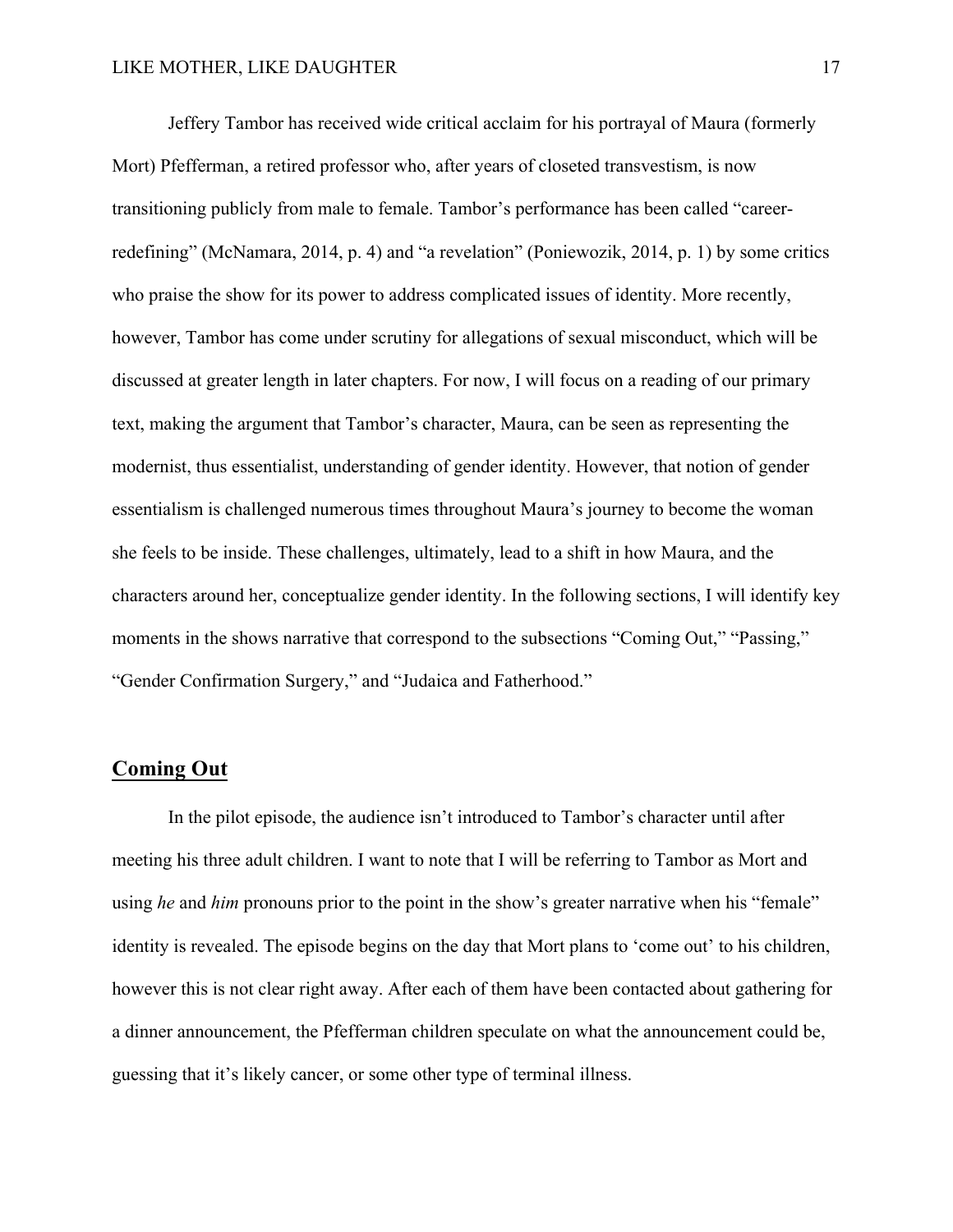Jeffery Tambor has received wide critical acclaim for his portrayal of Maura (formerly Mort) Pfefferman, a retired professor who, after years of closeted transvestism, is now transitioning publicly from male to female. Tambor's performance has been called "career-redefining" (McNamara, 2014, p. 4) and "a revelation" (Poniewozik, 2014, p. 1) by some critics who praise the show for its power to address complicated issues of identity. More recently, however, Tambor has come under scrutiny for allegations of sexual misconduct, which will be discussed at greater length in later chapters. For now, I will focus on a reading of our primary text, making the argument that Tambor's character, Maura, can be seen as representing the modernist, thus essentialist, understanding of gender identity. However, that notion of gender essentialism is challenged numerous times throughout Maura's journey to become the woman she feels to be inside. These challenges, ultimately, lead to a shift in how Maura, and the characters around her, conceptualize gender identity. In the following sections, I will identify key moments in the shows narrative that correspond to the subsections "Coming Out," "Passing," "Gender Confirmation Surgery," and "Judaica and Fatherhood."

## Coming Out

In the pilot episode, the audience isn't introduced to Tambor's character until after meeting his three adult children. I want to note that I will be referring to Tambor as Mort and using *he* and *him* pronouns prior to the point in the show's greater narrative when his "female" identity is revealed. The episode begins on the day that Mort plans to 'come out' to his children, however this is not clear right away. After each of them have been contacted about gathering for a dinner announcement, the Pfefferman children speculate on what the announcement could be, guessing that it's likely cancer, or some other type of terminal illness.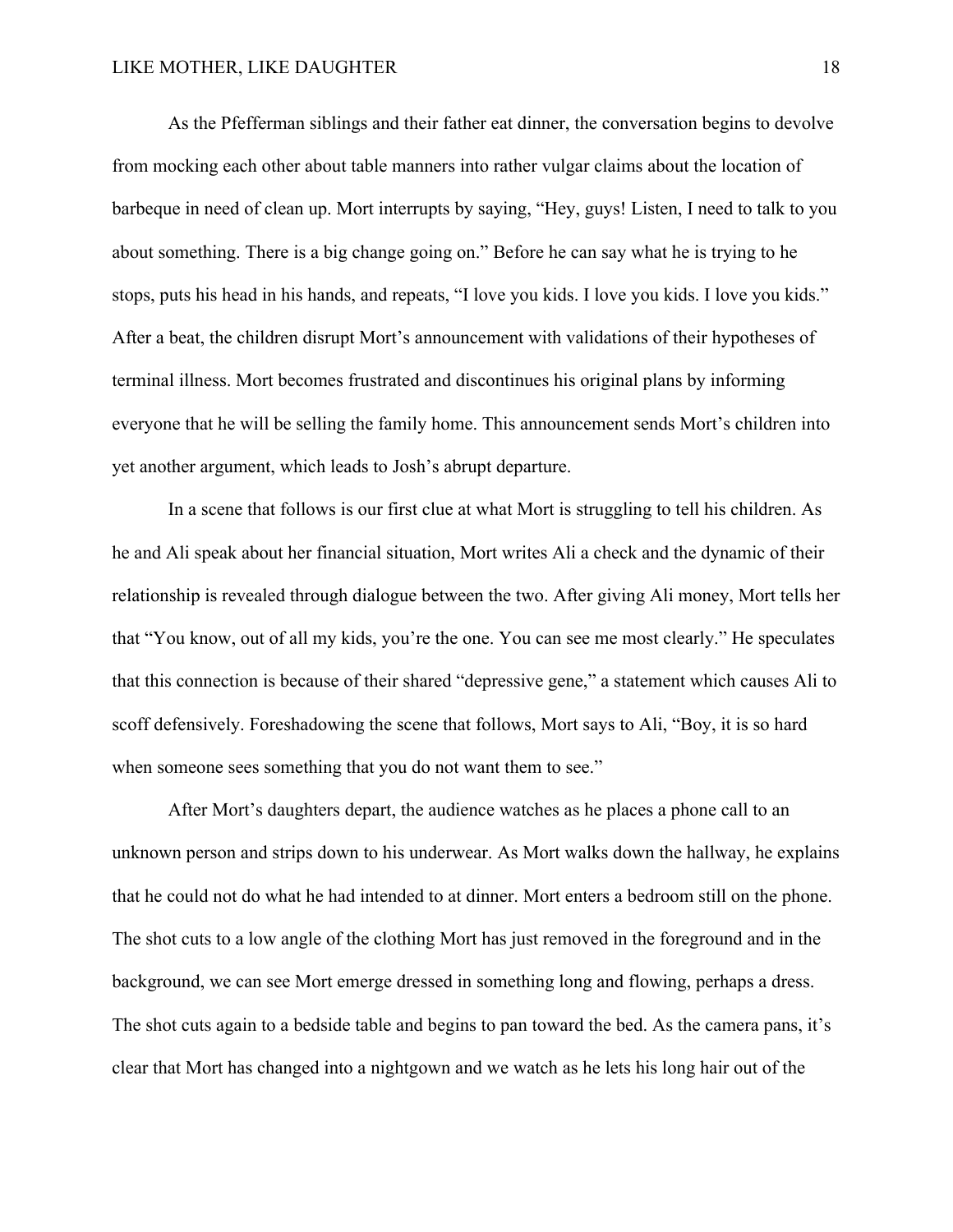As the Pfefferman siblings and their father eat dinner, the conversation begins to devolve from mocking each other about table manners into rather vulgar claims about the location of barbeque in need of clean up. Mort interrupts by saying, "Hey, guys! Listen, I need to talk to you about something. There is a big change going on." Before he can say what he is trying to he stops, puts his head in his hands, and repeats, "I love you kids. I love you kids. I love you kids." After a beat, the children disrupt Mort's announcement with validations of their hypotheses of terminal illness. Mort becomes frustrated and discontinues his original plans by informing everyone that he will be selling the family home. This announcement sends Mort's children into yet another argument, which leads to Josh's abrupt departure.

In a scene that follows is our first clue at what Mort is struggling to tell his children. As he and Ali speak about her financial situation, Mort writes Ali a check and the dynamic of their relationship is revealed through dialogue between the two. After giving Ali money, Mort tells her that "You know, out of all my kids, you're the one. You can see me most clearly." He speculates that this connection is because of their shared "depressive gene," a statement which causes Ali to scoff defensively. Foreshadowing the scene that follows, Mort says to Ali, "Boy, it is so hard when someone sees something that you do not want them to see."

After Mort's daughters depart, the audience watches as he places a phone call to an unknown person and strips down to his underwear. As Mort walks down the hallway, he explains that he could not do what he had intended to at dinner. Mort enters a bedroom still on the phone. The shot cuts to a low angle of the clothing Mort has just removed in the foreground and in the background, we can see Mort emerge dressed in something long and flowing, perhaps a dress. The shot cuts again to a bedside table and begins to pan toward the bed. As the camera pans, it's clear that Mort has changed into a nightgown and we watch as he lets his long hair out of the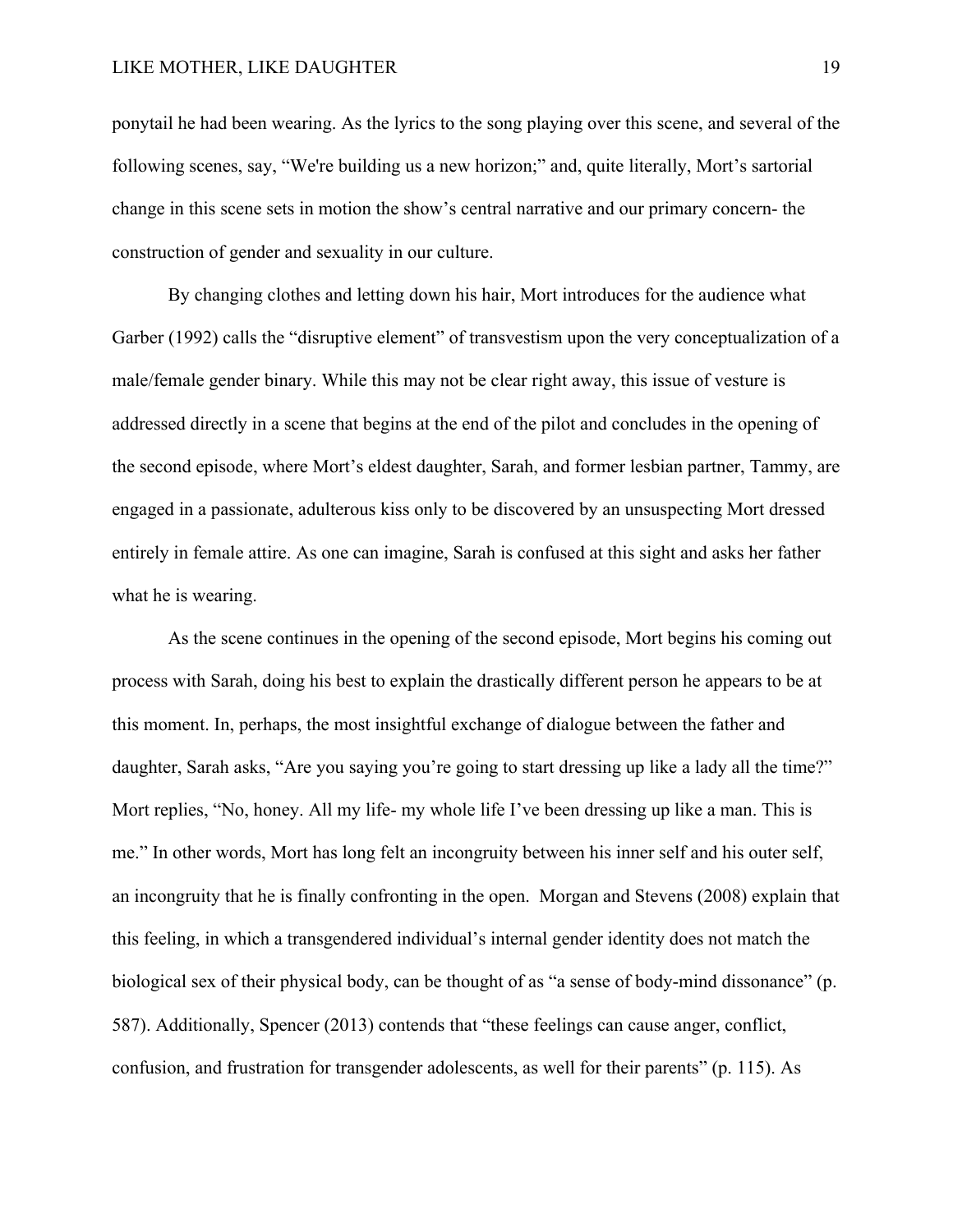ponytail he had been wearing. As the lyrics to the song playing over this scene, and several of the following scenes, say, "We're building us a new horizon;" and, quite literally, Mort's sartorial change in this scene sets in motion the show's central narrative and our primary concern- the construction of gender and sexuality in our culture.

By changing clothes and letting down his hair, Mort introduces for the audience what Garber (1992) calls the "disruptive element" of transvestism upon the very conceptualization of a male/female gender binary. While this may not be clear right away, this issue of vesture is addressed directly in a scene that begins at the end of the pilot and concludes in the opening of the second episode, where Mort's eldest daughter, Sarah, and former lesbian partner, Tammy, are engaged in a passionate, adulterous kiss only to be discovered by an unsuspecting Mort dressed entirely in female attire. As one can imagine, Sarah is confused at this sight and asks her father what he is wearing.

As the scene continues in the opening of the second episode, Mort begins his coming out process with Sarah, doing his best to explain the drastically different person he appears to be at this moment. In, perhaps, the most insightful exchange of dialogue between the father and daughter, Sarah asks, "Are you saying you're going to start dressing up like a lady all the time?" Mort replies, "No, honey. All my life- my whole life I've been dressing up like a man. This is me." In other words, Mort has long felt an incongruity between his inner self and his outer self, an incongruity that he is finally confronting in the open. Morgan and Stevens (2008) explain that this feeling, in which a transgendered individual's internal gender identity does not match the biological sex of their physical body, can be thought of as "a sense of body-mind dissonance" (p. 587). Additionally, Spencer (2013) contends that "these feelings can cause anger, conflict, confusion, and frustration for transgender adolescents, as well for their parents" (p. 115). As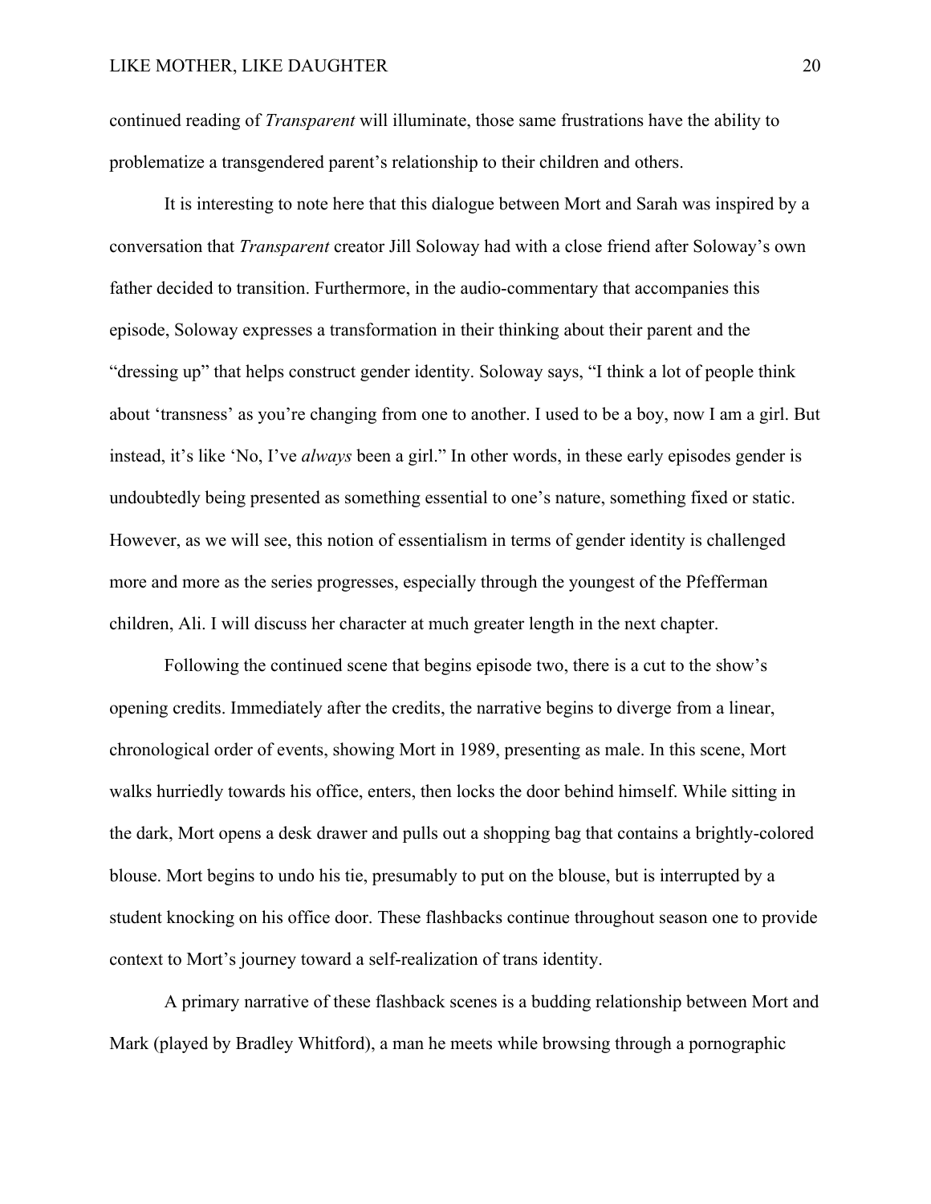continued reading of *Transparent* will illuminate, those same frustrations have the ability to problematize a transgendered parent's relationship to their children and others.

It is interesting to note here that this dialogue between Mort and Sarah was inspired by a conversation that *Transparent* creator Jill Soloway had with a close friend after Soloway's own father decided to transition. Furthermore, in the audio-commentary that accompanies this episode, Soloway expresses a transformation in their thinking about their parent and the "dressing up" that helps construct gender identity. Soloway says, "I think a lot of people think about 'transness' as you're changing from one to another. I used to be a boy, now I am a girl. But instead, it's like 'No, I've *always* been a girl." In other words, in these early episodes gender is undoubtedly being presented as something essential to one's nature, something fixed or static. However, as we will see, this notion of essentialism in terms of gender identity is challenged more and more as the series progresses, especially through the youngest of the Pfefferman children, Ali. I will discuss her character at much greater length in the next chapter.

Following the continued scene that begins episode two, there is a cut to the show's opening credits. Immediately after the credits, the narrative begins to diverge from a linear, chronological order of events, showing Mort in 1989, presenting as male. In this scene, Mort walks hurriedly towards his office, enters, then locks the door behind himself. While sitting in the dark, Mort opens a desk drawer and pulls out a shopping bag that contains a brightly-colored blouse. Mort begins to undo his tie, presumably to put on the blouse, but is interrupted by a student knocking on his office door. These flashbacks continue throughout season one to provide context to Mort's journey toward a self-realization of trans identity.

A primary narrative of these flashback scenes is a budding relationship between Mort and Mark (played by Bradley Whitford), a man he meets while browsing through a pornographic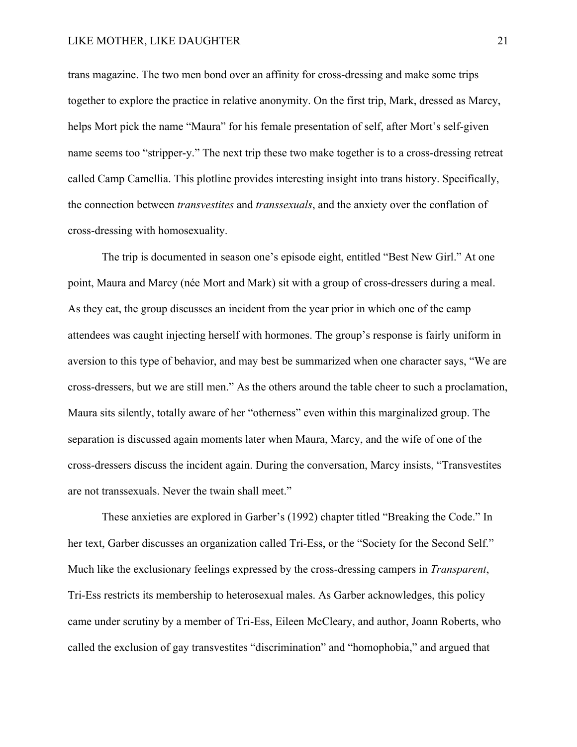trans magazine. The two men bond over an affinity for cross-dressing and make some trips together to explore the practice in relative anonymity. On the first trip, Mark, dressed as Marcy, helps Mort pick the name "Maura" for his female presentation of self, after Mort's self-given name seems too "stripper-y." The next trip these two make together is to a cross-dressing retreat called Camp Camellia. This plotline provides interesting insight into trans history. Specifically, the connection between *transvestites* and *transsexuals*, and the anxiety over the conflation of cross-dressing with homosexuality.

The trip is documented in season one's episode eight, entitled "Best New Girl." At one point, Maura and Marcy (née Mort and Mark) sit with a group of cross-dressers during a meal. As they eat, the group discusses an incident from the year prior in which one of the camp attendees was caught injecting herself with hormones. The group's response is fairly uniform in aversion to this type of behavior, and may best be summarized when one character says, "We are cross-dressers, but we are still men." As the others around the table cheer to such a proclamation, Maura sits silently, totally aware of her "otherness" even within this marginalized group. The separation is discussed again moments later when Maura, Marcy, and the wife of one of the cross-dressers discuss the incident again. During the conversation, Marcy insists, "Transvestites are not transsexuals. Never the twain shall meet."

These anxieties are explored in Garber's (1992) chapter titled "Breaking the Code." In her text, Garber discusses an organization called Tri-Ess, or the "Society for the Second Self." Much like the exclusionary feelings expressed by the cross-dressing campers in *Transparent*, Tri-Ess restricts its membership to heterosexual males. As Garber acknowledges, this policy came under scrutiny by a member of Tri-Ess, Eileen McCleary, and author, Joann Roberts, who called the exclusion of gay transvestites "discrimination" and "homophobia," and argued that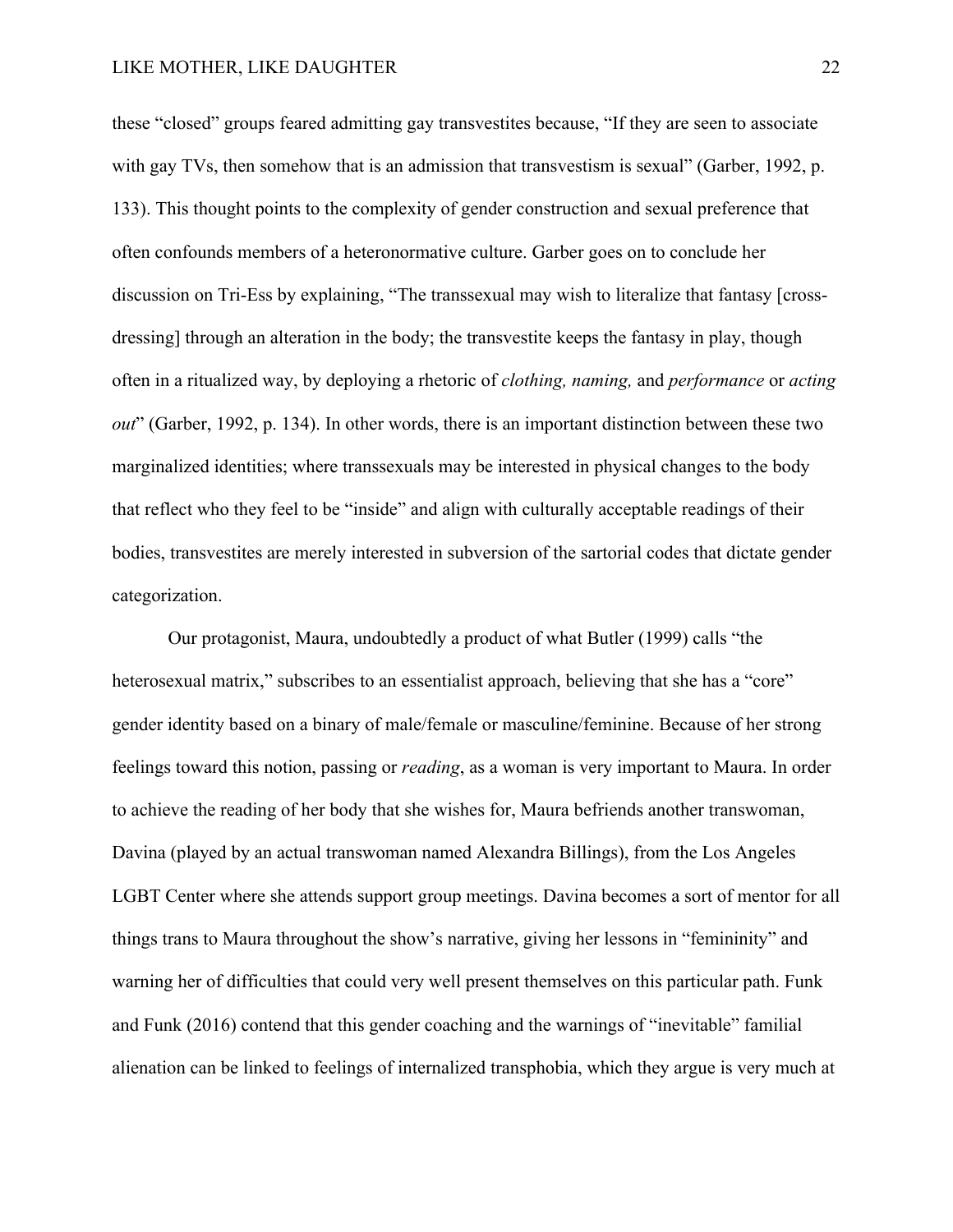these "closed" groups feared admitting gay transvestites because, "If they are seen to associate with gay TVs, then somehow that is an admission that transvestism is sexual" (Garber, 1992, p. 133). This thought points to the complexity of gender construction and sexual preference that often confounds members of a heteronormative culture. Garber goes on to conclude her discussion on Tri-Ess by explaining, "The transsexual may wish to literalize that fantasy [cross-dressing] through an alteration in the body; the transvestite keeps the fantasy in play, though often in a ritualized way, by deploying a rhetoric of *clothing, naming,* and *performance* or *acting out*" (Garber, 1992, p. 134). In other words, there is an important distinction between these two marginalized identities; where transsexuals may be interested in physical changes to the body that reflect who they feel to be "inside" and align with culturally acceptable readings of their bodies, transvestites are merely interested in subversion of the sartorial codes that dictate gender categorization.

Our protagonist, Maura, undoubtedly a product of what Butler (1999) calls "the heterosexual matrix," subscribes to an essentialist approach, believing that she has a "core" gender identity based on a binary of male/female or masculine/feminine. Because of her strong feelings toward this notion, passing or *reading*, as a woman is very important to Maura. In order to achieve the reading of her body that she wishes for, Maura befriends another transwoman, Davina (played by an actual transwoman named Alexandra Billings), from the Los Angeles LGBT Center where she attends support group meetings. Davina becomes a sort of mentor for all things trans to Maura throughout the show's narrative, giving her lessons in "femininity" and warning her of difficulties that could very well present themselves on this particular path. Funk and Funk (2016) contend that this gender coaching and the warnings of "inevitable" familial alienation can be linked to feelings of internalized transphobia, which they argue is very much at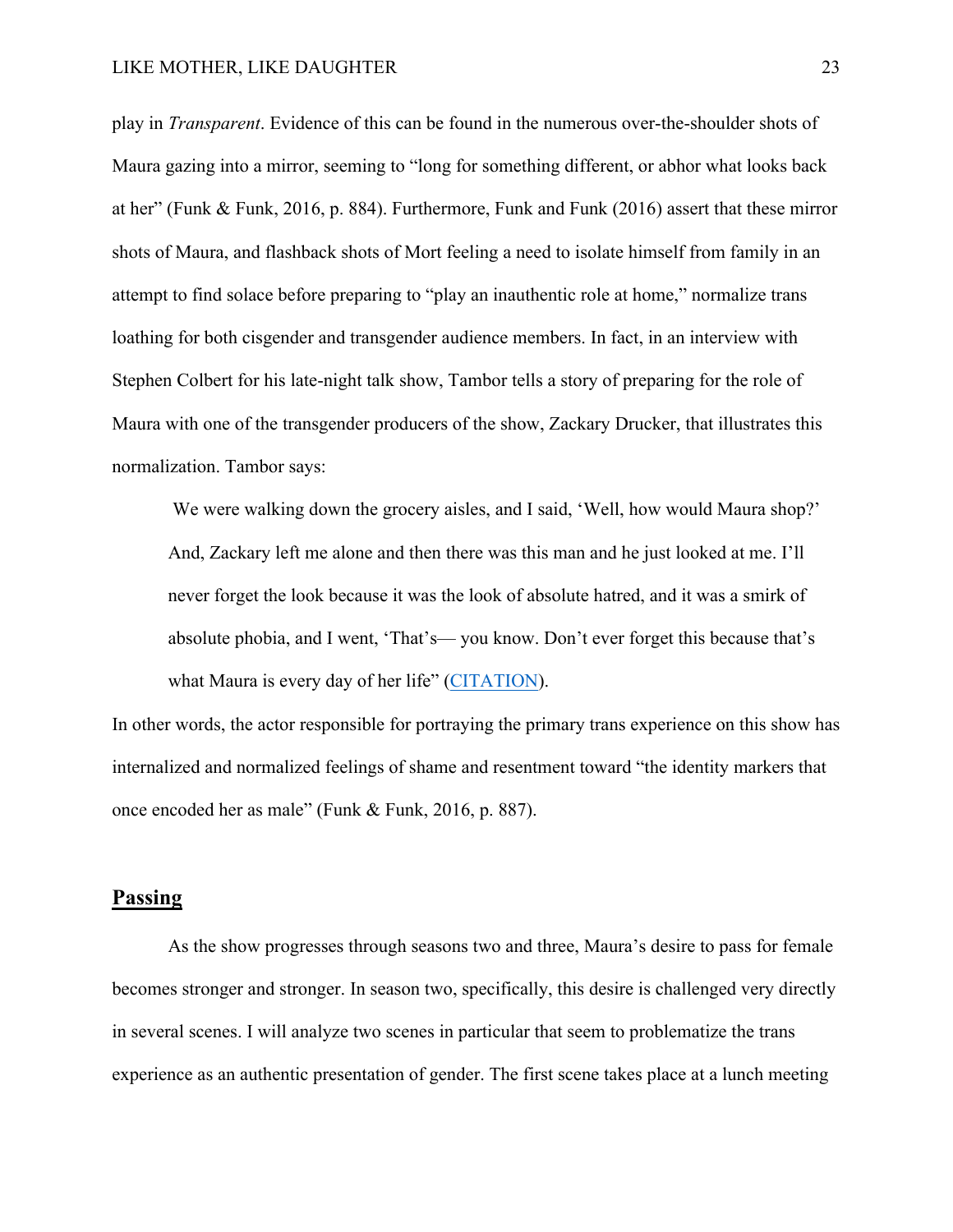play in *Transparent*. Evidence of this can be found in the numerous over-the-shoulder shots of Maura gazing into a mirror, seeming to "long for something different, or abhor what looks back at her" (Funk & Funk, 2016, p. 884). Furthermore, Funk and Funk (2016) assert that these mirror shots of Maura, and flashback shots of Mort feeling a need to isolate himself from family in an attempt to find solace before preparing to "play an inauthentic role at home," normalize trans loathing for both cisgender and transgender audience members. In fact, in an interview with Stephen Colbert for his late-night talk show, Tambor tells a story of preparing for the role of Maura with one of the transgender producers of the show, Zackary Drucker, that illustrates this normalization. Tambor says:

> We were walking down the grocery aisles, and I said, 'Well, how would Maura shop?' And, Zackary left me alone and then there was this man and he just looked at me. I'll never forget the look because it was the look of absolute hatred, and it was a smirk of absolute phobia, and I went, 'That's— you know. Don't ever forget this because that's what Maura is every day of her life" (CITATION).

In other words, the actor responsible for portraying the primary trans experience on this show has internalized and normalized feelings of shame and resentment toward "the identity markers that once encoded her as male" (Funk & Funk, 2016, p. 887).

## Passing

As the show progresses through seasons two and three, Maura's desire to pass for female becomes stronger and stronger. In season two, specifically, this desire is challenged very directly in several scenes. I will analyze two scenes in particular that seem to problematize the trans experience as an authentic presentation of gender. The first scene takes place at a lunch meeting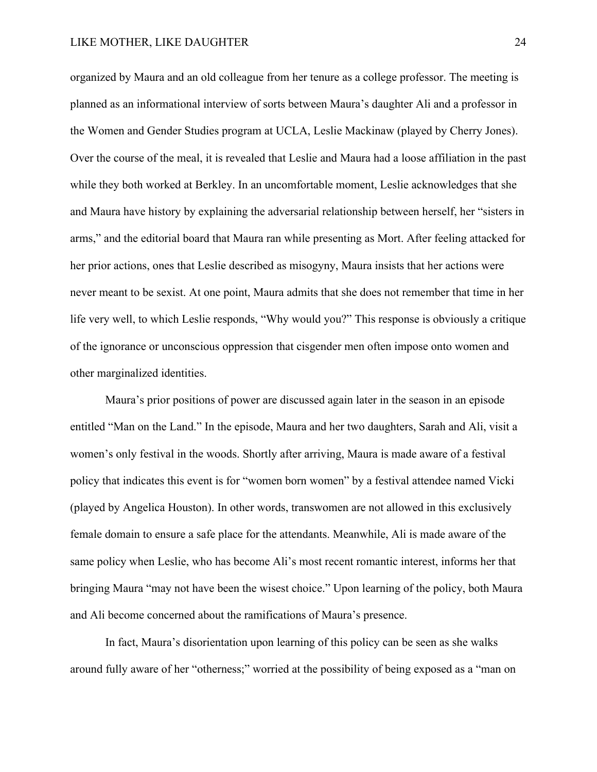organized by Maura and an old colleague from her tenure as a college professor. The meeting is planned as an informational interview of sorts between Maura's daughter Ali and a professor in the Women and Gender Studies program at UCLA, Leslie Mackinaw (played by Cherry Jones). Over the course of the meal, it is revealed that Leslie and Maura had a loose affiliation in the past while they both worked at Berkley. In an uncomfortable moment, Leslie acknowledges that she and Maura have history by explaining the adversarial relationship between herself, her "sisters in arms," and the editorial board that Maura ran while presenting as Mort. After feeling attacked for her prior actions, ones that Leslie described as misogyny, Maura insists that her actions were never meant to be sexist. At one point, Maura admits that she does not remember that time in her life very well, to which Leslie responds, "Why would you?" This response is obviously a critique of the ignorance or unconscious oppression that cisgender men often impose onto women and other marginalized identities.

Maura's prior positions of power are discussed again later in the season in an episode entitled "Man on the Land." In the episode, Maura and her two daughters, Sarah and Ali, visit a women's only festival in the woods. Shortly after arriving, Maura is made aware of a festival policy that indicates this event is for "women born women" by a festival attendee named Vicki (played by Angelica Houston). In other words, transwomen are not allowed in this exclusively female domain to ensure a safe place for the attendants. Meanwhile, Ali is made aware of the same policy when Leslie, who has become Ali's most recent romantic interest, informs her that bringing Maura "may not have been the wisest choice." Upon learning of the policy, both Maura and Ali become concerned about the ramifications of Maura's presence.

In fact, Maura's disorientation upon learning of this policy can be seen as she walks around fully aware of her "otherness;" worried at the possibility of being exposed as a "man on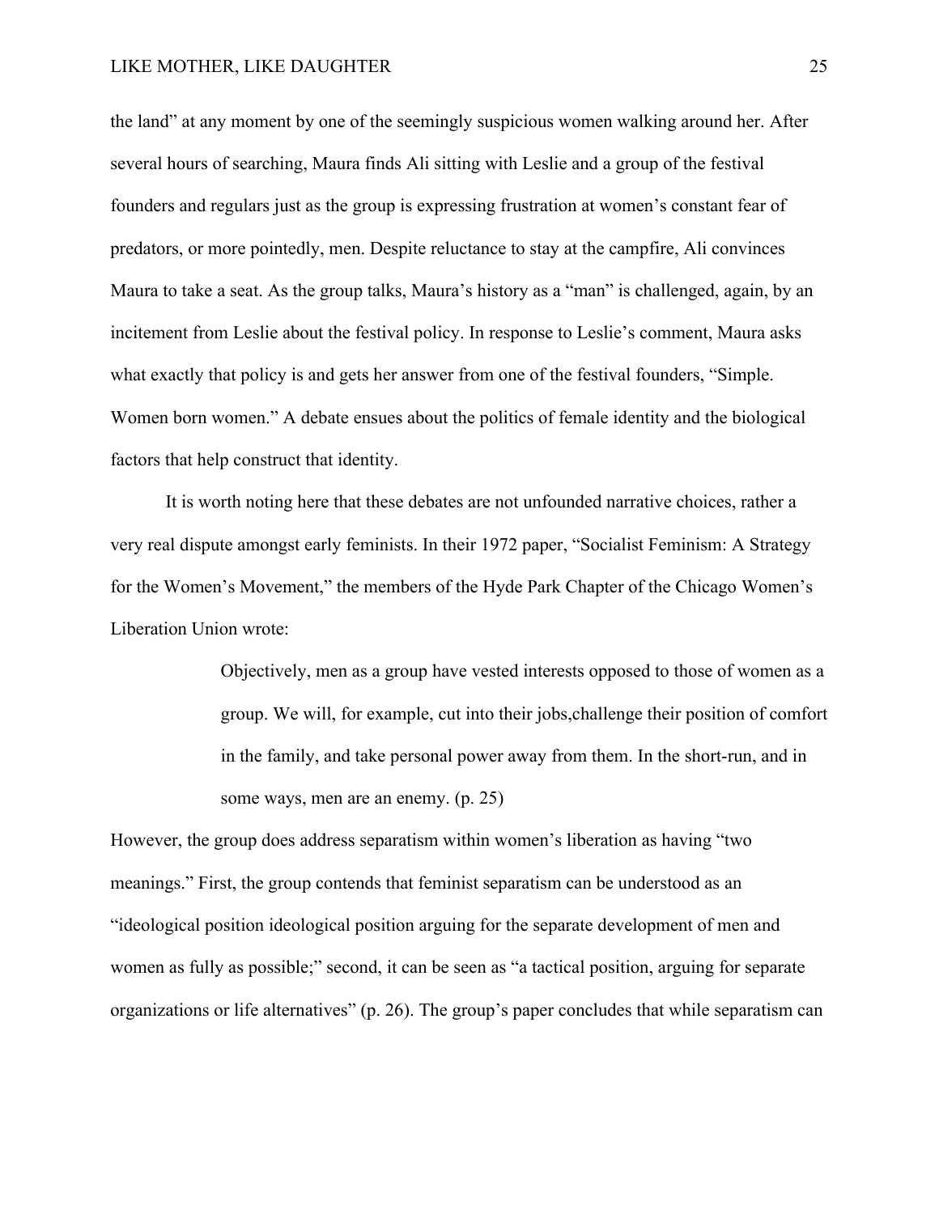the land" at any moment by one of the seemingly suspicious women walking around her. After several hours of searching, Maura finds Ali sitting with Leslie and a group of the festival founders and regulars just as the group is expressing frustration at women's constant fear of predators, or more pointedly, men. Despite reluctance to stay at the campfire, Ali convinces Maura to take a seat. As the group talks, Maura's history as a "man" is challenged, again, by an incitement from Leslie about the festival policy. In response to Leslie's comment, Maura asks what exactly that policy is and gets her answer from one of the festival founders, "Simple. Women born women." A debate ensues about the politics of female identity and the biological factors that help construct that identity.

It is worth noting here that these debates are not unfounded narrative choices, rather a very real dispute amongst early feminists. In their 1972 paper, "Socialist Feminism: A Strategy for the Women's Movement," the members of the Hyde Park Chapter of the Chicago Women's Liberation Union wrote:

> Objectively, men as a group have vested interests opposed to those of women as a group. We will, for example, cut into their jobs,challenge their position of comfort in the family, and take personal power away from them. In the short-run, and in some ways, men are an enemy. (p. 25)

However, the group does address separatism within women's liberation as having "two meanings." First, the group contends that feminist separatism can be understood as an "ideological position ideological position arguing for the separate development of men and women as fully as possible;" second, it can be seen as "a tactical position, arguing for separate organizations or life alternatives" (p. 26). The group's paper concludes that while separatism can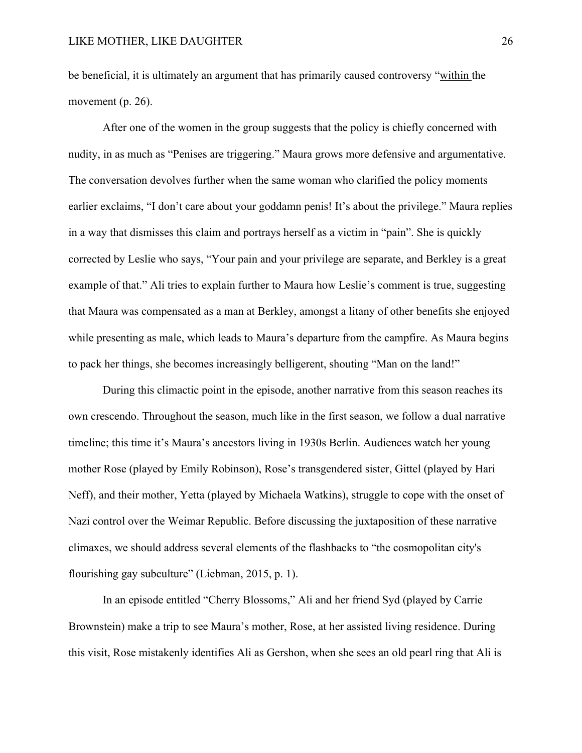be beneficial, it is ultimately an argument that has primarily caused controversy "within the movement (p. 26).

After one of the women in the group suggests that the policy is chiefly concerned with nudity, in as much as "Penises are triggering." Maura grows more defensive and argumentative. The conversation devolves further when the same woman who clarified the policy moments earlier exclaims, "I don't care about your goddamn penis! It's about the privilege." Maura replies in a way that dismisses this claim and portrays herself as a victim in "pain". She is quickly corrected by Leslie who says, "Your pain and your privilege are separate, and Berkley is a great example of that." Ali tries to explain further to Maura how Leslie's comment is true, suggesting that Maura was compensated as a man at Berkley, amongst a litany of other benefits she enjoyed while presenting as male, which leads to Maura's departure from the campfire. As Maura begins to pack her things, she becomes increasingly belligerent, shouting "Man on the land!"

During this climactic point in the episode, another narrative from this season reaches its own crescendo. Throughout the season, much like in the first season, we follow a dual narrative timeline; this time it's Maura's ancestors living in 1930s Berlin. Audiences watch her young mother Rose (played by Emily Robinson), Rose's transgendered sister, Gittel (played by Hari Neff), and their mother, Yetta (played by Michaela Watkins), struggle to cope with the onset of Nazi control over the Weimar Republic. Before discussing the juxtaposition of these narrative climaxes, we should address several elements of the flashbacks to "the cosmopolitan city's flourishing gay subculture" (Liebman, 2015, p. 1).

In an episode entitled "Cherry Blossoms," Ali and her friend Syd (played by Carrie Brownstein) make a trip to see Maura's mother, Rose, at her assisted living residence. During this visit, Rose mistakenly identifies Ali as Gershon, when she sees an old pearl ring that Ali is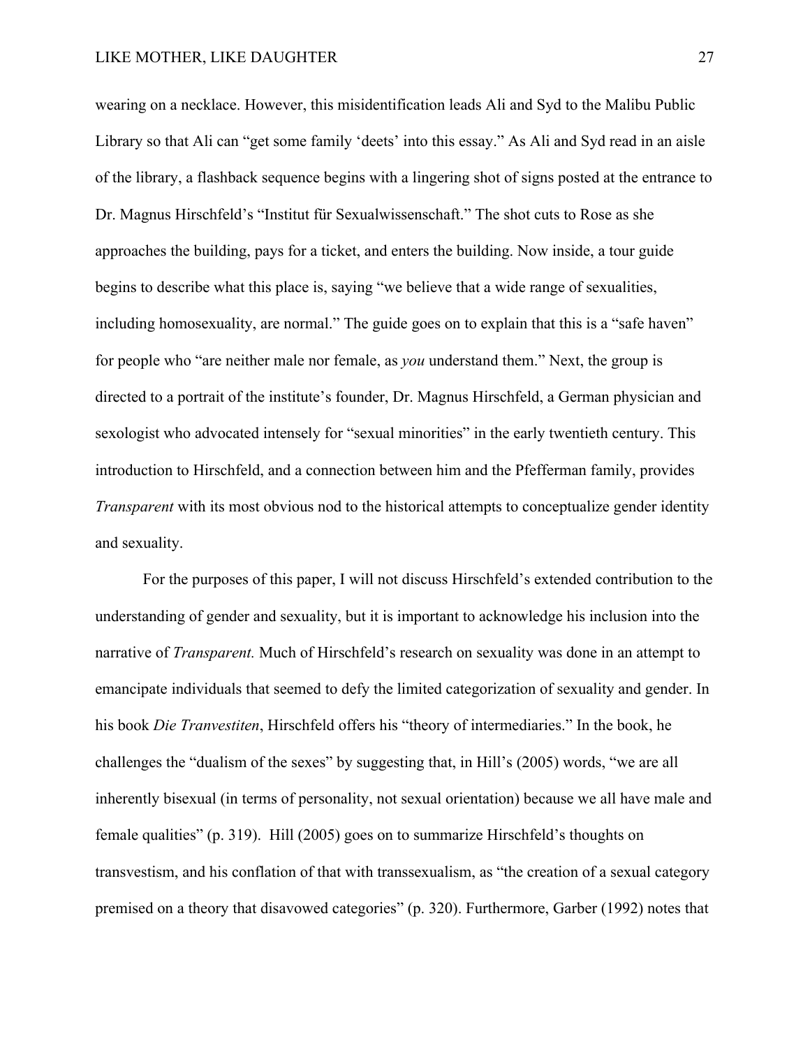wearing on a necklace. However, this misidentification leads Ali and Syd to the Malibu Public Library so that Ali can "get some family 'deets' into this essay." As Ali and Syd read in an aisle of the library, a flashback sequence begins with a lingering shot of signs posted at the entrance to Dr. Magnus Hirschfeld's "Institut für Sexualwissenschaft." The shot cuts to Rose as she approaches the building, pays for a ticket, and enters the building. Now inside, a tour guide begins to describe what this place is, saying "we believe that a wide range of sexualities, including homosexuality, are normal." The guide goes on to explain that this is a "safe haven" for people who "are neither male nor female, as *you* understand them." Next, the group is directed to a portrait of the institute's founder, Dr. Magnus Hirschfeld, a German physician and sexologist who advocated intensely for "sexual minorities" in the early twentieth century. This introduction to Hirschfeld, and a connection between him and the Pfefferman family, provides *Transparent* with its most obvious nod to the historical attempts to conceptualize gender identity and sexuality.

For the purposes of this paper, I will not discuss Hirschfeld's extended contribution to the understanding of gender and sexuality, but it is important to acknowledge his inclusion into the narrative of *Transparent.* Much of Hirschfeld's research on sexuality was done in an attempt to emancipate individuals that seemed to defy the limited categorization of sexuality and gender. In his book *Die Tranvestiten*, Hirschfeld offers his "theory of intermediaries." In the book, he challenges the "dualism of the sexes" by suggesting that, in Hill's (2005) words, "we are all inherently bisexual (in terms of personality, not sexual orientation) because we all have male and female qualities" (p. 319). Hill (2005) goes on to summarize Hirschfeld's thoughts on transvestism, and his conflation of that with transsexualism, as "the creation of a sexual category premised on a theory that disavowed categories" (p. 320). Furthermore, Garber (1992) notes that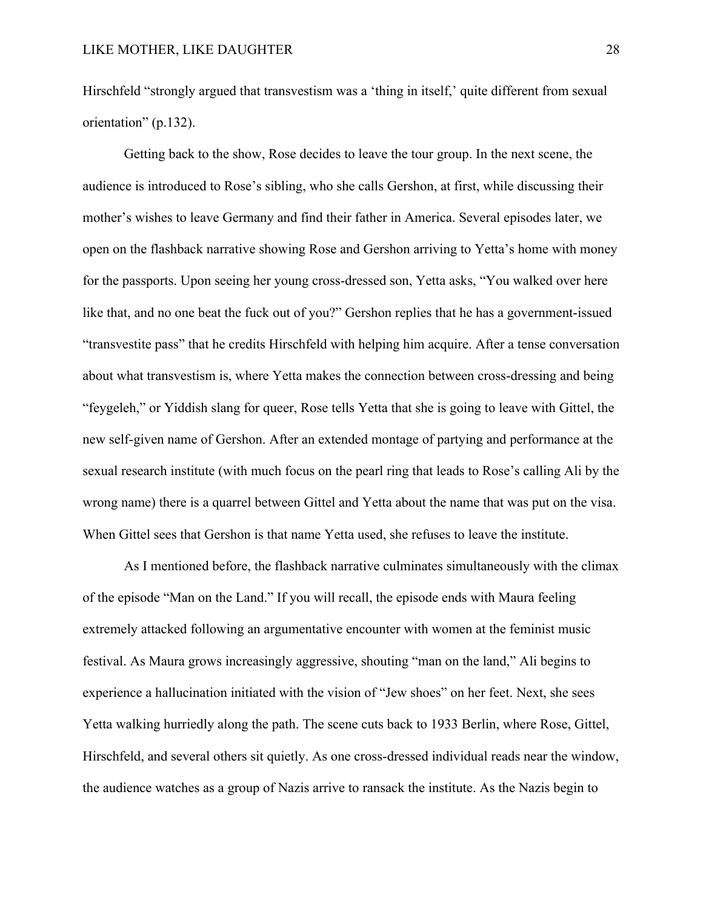Hirschfeld "strongly argued that transvestism was a 'thing in itself,' quite different from sexual orientation" (p.132).

Getting back to the show, Rose decides to leave the tour group. In the next scene, the audience is introduced to Rose's sibling, who she calls Gershon, at first, while discussing their mother's wishes to leave Germany and find their father in America. Several episodes later, we open on the flashback narrative showing Rose and Gershon arriving to Yetta's home with money for the passports. Upon seeing her young cross-dressed son, Yetta asks, "You walked over here like that, and no one beat the fuck out of you?" Gershon replies that he has a government-issued "transvestite pass" that he credits Hirschfeld with helping him acquire. After a tense conversation about what transvestism is, where Yetta makes the connection between cross-dressing and being "feygeleh," or Yiddish slang for queer, Rose tells Yetta that she is going to leave with Gittel, the new self-given name of Gershon. After an extended montage of partying and performance at the sexual research institute (with much focus on the pearl ring that leads to Rose's calling Ali by the wrong name) there is a quarrel between Gittel and Yetta about the name that was put on the visa. When Gittel sees that Gershon is that name Yetta used, she refuses to leave the institute.

As I mentioned before, the flashback narrative culminates simultaneously with the climax of the episode "Man on the Land." If you will recall, the episode ends with Maura feeling extremely attacked following an argumentative encounter with women at the feminist music festival. As Maura grows increasingly aggressive, shouting "man on the land," Ali begins to experience a hallucination initiated with the vision of "Jew shoes" on her feet. Next, she sees Yetta walking hurriedly along the path. The scene cuts back to 1933 Berlin, where Rose, Gittel, Hirschfeld, and several others sit quietly. As one cross-dressed individual reads near the window, the audience watches as a group of Nazis arrive to ransack the institute. As the Nazis begin to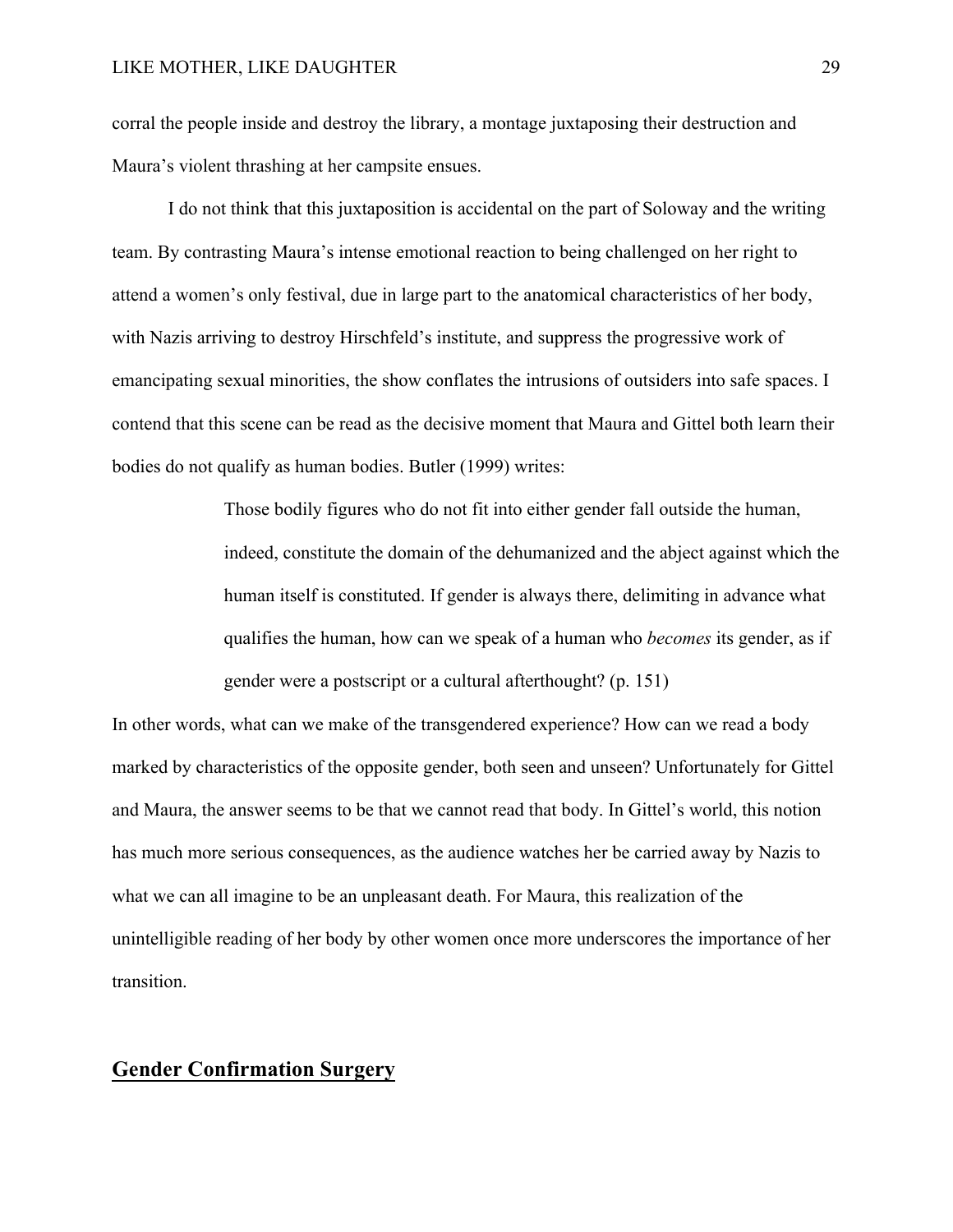corral the people inside and destroy the library, a montage juxtaposing their destruction and Maura's violent thrashing at her campsite ensues.

I do not think that this juxtaposition is accidental on the part of Soloway and the writing team. By contrasting Maura's intense emotional reaction to being challenged on her right to attend a women's only festival, due in large part to the anatomical characteristics of her body, with Nazis arriving to destroy Hirschfeld's institute, and suppress the progressive work of emancipating sexual minorities, the show conflates the intrusions of outsiders into safe spaces. I contend that this scene can be read as the decisive moment that Maura and Gittel both learn their bodies do not qualify as human bodies. Butler (1999) writes:

> Those bodily figures who do not fit into either gender fall outside the human, indeed, constitute the domain of the dehumanized and the abject against which the human itself is constituted. If gender is always there, delimiting in advance what qualifies the human, how can we speak of a human who *becomes* its gender, as if gender were a postscript or a cultural afterthought? (p. 151)

In other words, what can we make of the transgendered experience? How can we read a body marked by characteristics of the opposite gender, both seen and unseen? Unfortunately for Gittel and Maura, the answer seems to be that we cannot read that body. In Gittel's world, this notion has much more serious consequences, as the audience watches her be carried away by Nazis to what we can all imagine to be an unpleasant death. For Maura, this realization of the unintelligible reading of her body by other women once more underscores the importance of her transition.

## Gender Confirmation Surgery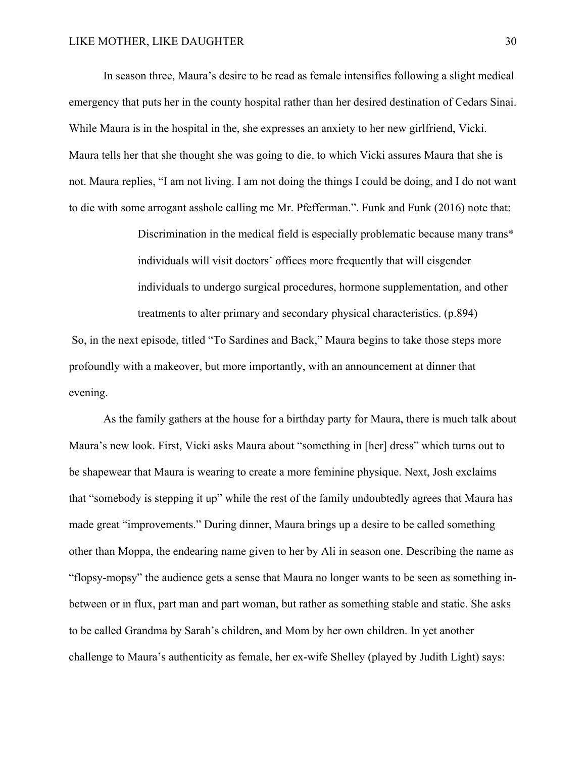In season three, Maura's desire to be read as female intensifies following a slight medical emergency that puts her in the county hospital rather than her desired destination of Cedars Sinai. While Maura is in the hospital in the, she expresses an anxiety to her new girlfriend, Vicki. Maura tells her that she thought she was going to die, to which Vicki assures Maura that she is not. Maura replies, "I am not living. I am not doing the things I could be doing, and I do not want to die with some arrogant asshole calling me Mr. Pfefferman.". Funk and Funk (2016) note that:

> Discrimination in the medical field is especially problematic because many trans* individuals will visit doctors' offices more frequently that will cisgender individuals to undergo surgical procedures, hormone supplementation, and other treatments to alter primary and secondary physical characteristics. (p.894)

So, in the next episode, titled "To Sardines and Back," Maura begins to take those steps more profoundly with a makeover, but more importantly, with an announcement at dinner that evening.

As the family gathers at the house for a birthday party for Maura, there is much talk about Maura's new look. First, Vicki asks Maura about "something in [her] dress" which turns out to be shapewear that Maura is wearing to create a more feminine physique. Next, Josh exclaims that "somebody is stepping it up" while the rest of the family undoubtedly agrees that Maura has made great "improvements." During dinner, Maura brings up a desire to be called something other than Moppa, the endearing name given to her by Ali in season one. Describing the name as "flopsy-mopsy" the audience gets a sense that Maura no longer wants to be seen as something in-between or in flux, part man and part woman, but rather as something stable and static. She asks to be called Grandma by Sarah's children, and Mom by her own children. In yet another challenge to Maura's authenticity as female, her ex-wife Shelley (played by Judith Light) says: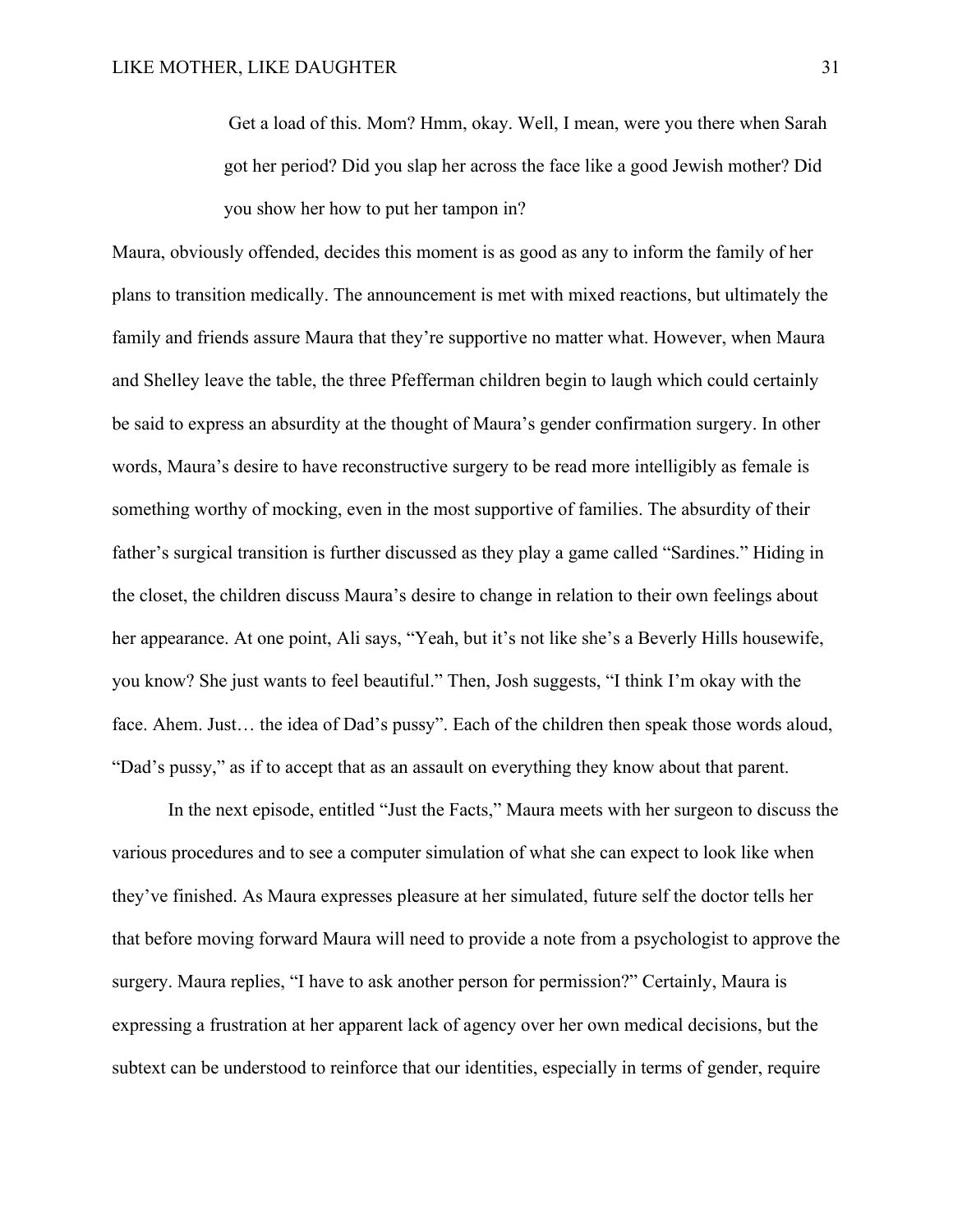> Get a load of this. Mom? Hmm, okay. Well, I mean, were you there when Sarah got her period? Did you slap her across the face like a good Jewish mother? Did you show her how to put her tampon in?

Maura, obviously offended, decides this moment is as good as any to inform the family of her plans to transition medically. The announcement is met with mixed reactions, but ultimately the family and friends assure Maura that they're supportive no matter what. However, when Maura and Shelley leave the table, the three Pfefferman children begin to laugh which could certainly be said to express an absurdity at the thought of Maura's gender confirmation surgery. In other words, Maura's desire to have reconstructive surgery to be read more intelligibly as female is something worthy of mocking, even in the most supportive of families. The absurdity of their father's surgical transition is further discussed as they play a game called "Sardines." Hiding in the closet, the children discuss Maura's desire to change in relation to their own feelings about her appearance. At one point, Ali says, "Yeah, but it's not like she's a Beverly Hills housewife, you know? She just wants to feel beautiful." Then, Josh suggests, "I think I'm okay with the face. Ahem. Just… the idea of Dad's pussy". Each of the children then speak those words aloud, "Dad's pussy," as if to accept that as an assault on everything they know about that parent.

In the next episode, entitled "Just the Facts," Maura meets with her surgeon to discuss the various procedures and to see a computer simulation of what she can expect to look like when they've finished. As Maura expresses pleasure at her simulated, future self the doctor tells her that before moving forward Maura will need to provide a note from a psychologist to approve the surgery. Maura replies, "I have to ask another person for permission?" Certainly, Maura is expressing a frustration at her apparent lack of agency over her own medical decisions, but the subtext can be understood to reinforce that our identities, especially in terms of gender, require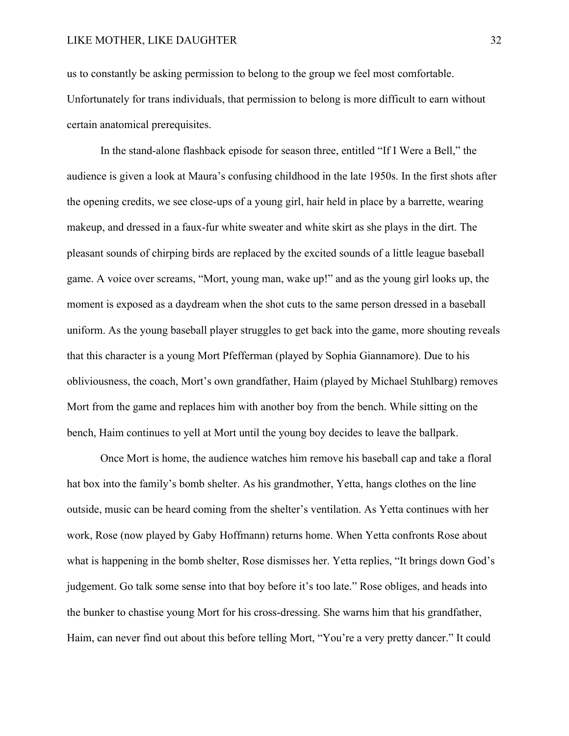us to constantly be asking permission to belong to the group we feel most comfortable. Unfortunately for trans individuals, that permission to belong is more difficult to earn without certain anatomical prerequisites.

In the stand-alone flashback episode for season three, entitled "If I Were a Bell," the audience is given a look at Maura's confusing childhood in the late 1950s. In the first shots after the opening credits, we see close-ups of a young girl, hair held in place by a barrette, wearing makeup, and dressed in a faux-fur white sweater and white skirt as she plays in the dirt. The pleasant sounds of chirping birds are replaced by the excited sounds of a little league baseball game. A voice over screams, "Mort, young man, wake up!" and as the young girl looks up, the moment is exposed as a daydream when the shot cuts to the same person dressed in a baseball uniform. As the young baseball player struggles to get back into the game, more shouting reveals that this character is a young Mort Pfefferman (played by Sophia Giannamore). Due to his obliviousness, the coach, Mort's own grandfather, Haim (played by Michael Stuhlbarg) removes Mort from the game and replaces him with another boy from the bench. While sitting on the bench, Haim continues to yell at Mort until the young boy decides to leave the ballpark.

Once Mort is home, the audience watches him remove his baseball cap and take a floral hat box into the family's bomb shelter. As his grandmother, Yetta, hangs clothes on the line outside, music can be heard coming from the shelter's ventilation. As Yetta continues with her work, Rose (now played by Gaby Hoffmann) returns home. When Yetta confronts Rose about what is happening in the bomb shelter, Rose dismisses her. Yetta replies, "It brings down God's judgement. Go talk some sense into that boy before it's too late." Rose obliges, and heads into the bunker to chastise young Mort for his cross-dressing. She warns him that his grandfather, Haim, can never find out about this before telling Mort, "You're a very pretty dancer." It could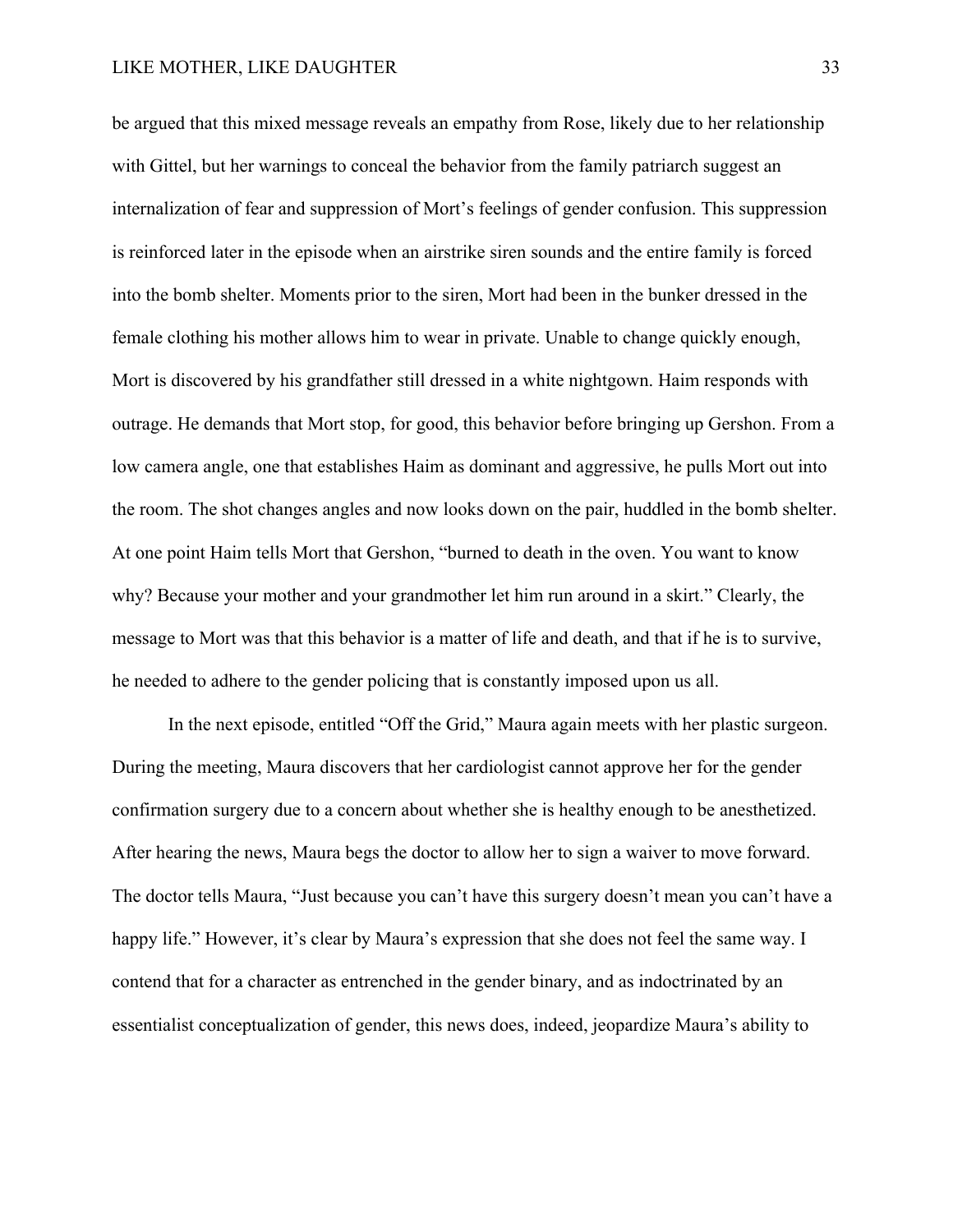be argued that this mixed message reveals an empathy from Rose, likely due to her relationship with Gittel, but her warnings to conceal the behavior from the family patriarch suggest an internalization of fear and suppression of Mort's feelings of gender confusion. This suppression is reinforced later in the episode when an airstrike siren sounds and the entire family is forced into the bomb shelter. Moments prior to the siren, Mort had been in the bunker dressed in the female clothing his mother allows him to wear in private. Unable to change quickly enough, Mort is discovered by his grandfather still dressed in a white nightgown. Haim responds with outrage. He demands that Mort stop, for good, this behavior before bringing up Gershon. From a low camera angle, one that establishes Haim as dominant and aggressive, he pulls Mort out into the room. The shot changes angles and now looks down on the pair, huddled in the bomb shelter. At one point Haim tells Mort that Gershon, "burned to death in the oven. You want to know why? Because your mother and your grandmother let him run around in a skirt." Clearly, the message to Mort was that this behavior is a matter of life and death, and that if he is to survive, he needed to adhere to the gender policing that is constantly imposed upon us all.

In the next episode, entitled "Off the Grid," Maura again meets with her plastic surgeon. During the meeting, Maura discovers that her cardiologist cannot approve her for the gender confirmation surgery due to a concern about whether she is healthy enough to be anesthetized. After hearing the news, Maura begs the doctor to allow her to sign a waiver to move forward. The doctor tells Maura, "Just because you can't have this surgery doesn't mean you can't have a happy life." However, it's clear by Maura's expression that she does not feel the same way. I contend that for a character as entrenched in the gender binary, and as indoctrinated by an essentialist conceptualization of gender, this news does, indeed, jeopardize Maura's ability to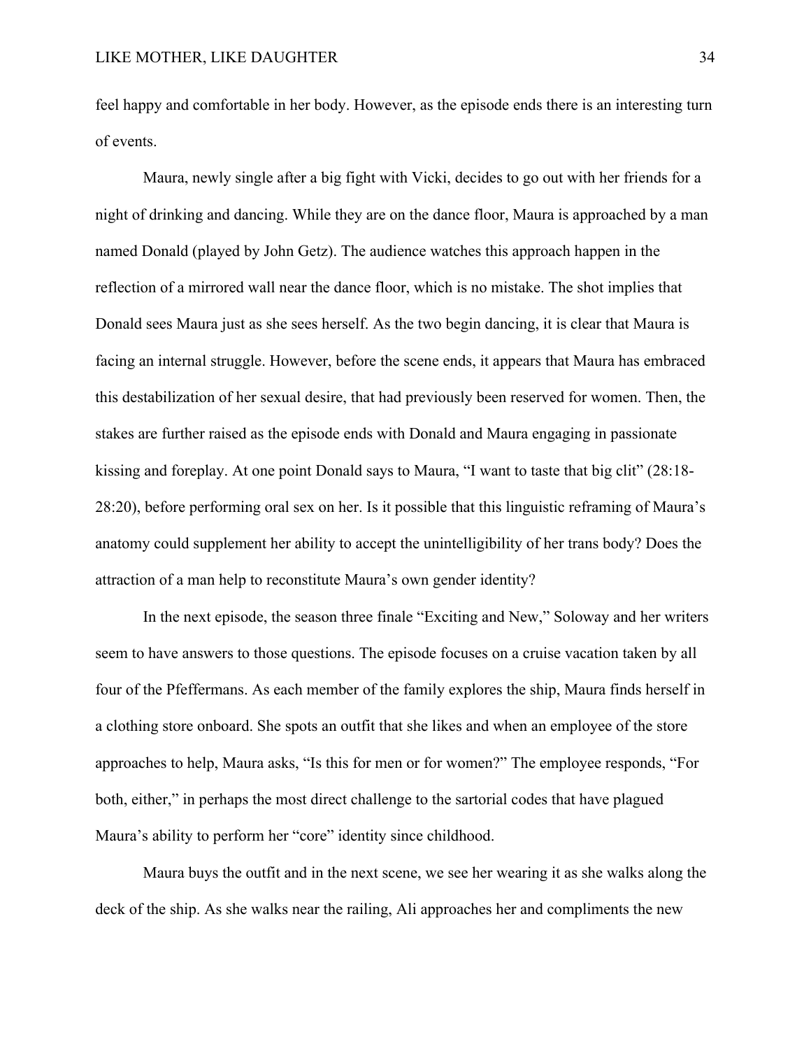feel happy and comfortable in her body. However, as the episode ends there is an interesting turn of events.

Maura, newly single after a big fight with Vicki, decides to go out with her friends for a night of drinking and dancing. While they are on the dance floor, Maura is approached by a man named Donald (played by John Getz). The audience watches this approach happen in the reflection of a mirrored wall near the dance floor, which is no mistake. The shot implies that Donald sees Maura just as she sees herself. As the two begin dancing, it is clear that Maura is facing an internal struggle. However, before the scene ends, it appears that Maura has embraced this destabilization of her sexual desire, that had previously been reserved for women. Then, the stakes are further raised as the episode ends with Donald and Maura engaging in passionate kissing and foreplay. At one point Donald says to Maura, "I want to taste that big clit" (28:18-28:20), before performing oral sex on her. Is it possible that this linguistic reframing of Maura's anatomy could supplement her ability to accept the unintelligibility of her trans body? Does the attraction of a man help to reconstitute Maura's own gender identity?

In the next episode, the season three finale "Exciting and New," Soloway and her writers seem to have answers to those questions. The episode focuses on a cruise vacation taken by all four of the Pfeffermans. As each member of the family explores the ship, Maura finds herself in a clothing store onboard. She spots an outfit that she likes and when an employee of the store approaches to help, Maura asks, "Is this for men or for women?" The employee responds, "For both, either," in perhaps the most direct challenge to the sartorial codes that have plagued Maura's ability to perform her "core" identity since childhood.

Maura buys the outfit and in the next scene, we see her wearing it as she walks along the deck of the ship. As she walks near the railing, Ali approaches her and compliments the new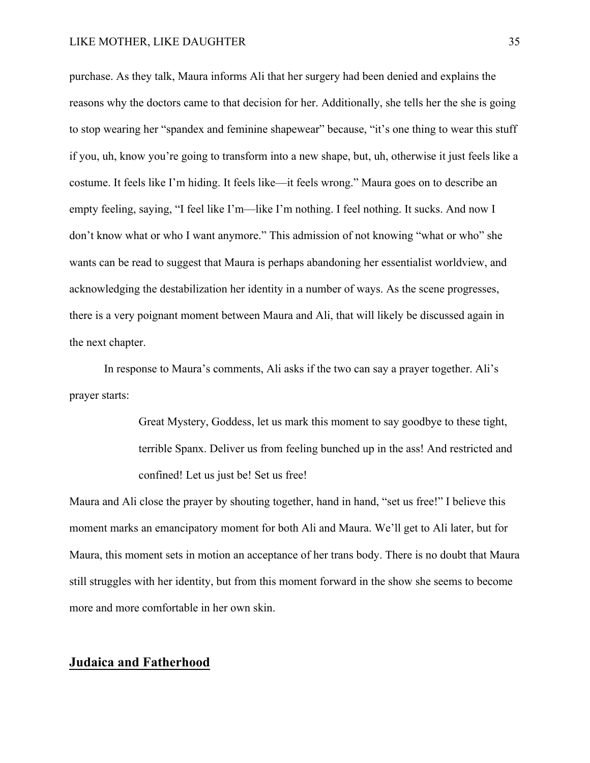purchase. As they talk, Maura informs Ali that her surgery had been denied and explains the reasons why the doctors came to that decision for her. Additionally, she tells her the she is going to stop wearing her "spandex and feminine shapewear" because, "it's one thing to wear this stuff if you, uh, know you're going to transform into a new shape, but, uh, otherwise it just feels like a costume. It feels like I'm hiding. It feels like—it feels wrong." Maura goes on to describe an empty feeling, saying, "I feel like I'm—like I'm nothing. I feel nothing. It sucks. And now I don't know what or who I want anymore." This admission of not knowing "what or who" she wants can be read to suggest that Maura is perhaps abandoning her essentialist worldview, and acknowledging the destabilization her identity in a number of ways. As the scene progresses, there is a very poignant moment between Maura and Ali, that will likely be discussed again in the next chapter.

In response to Maura's comments, Ali asks if the two can say a prayer together. Ali's prayer starts:

> Great Mystery, Goddess, let us mark this moment to say goodbye to these tight, terrible Spanx. Deliver us from feeling bunched up in the ass! And restricted and confined! Let us just be! Set us free!

Maura and Ali close the prayer by shouting together, hand in hand, "set us free!" I believe this moment marks an emancipatory moment for both Ali and Maura. We'll get to Ali later, but for Maura, this moment sets in motion an acceptance of her trans body. There is no doubt that Maura still struggles with her identity, but from this moment forward in the show she seems to become more and more comfortable in her own skin.

## Judaica and Fatherhood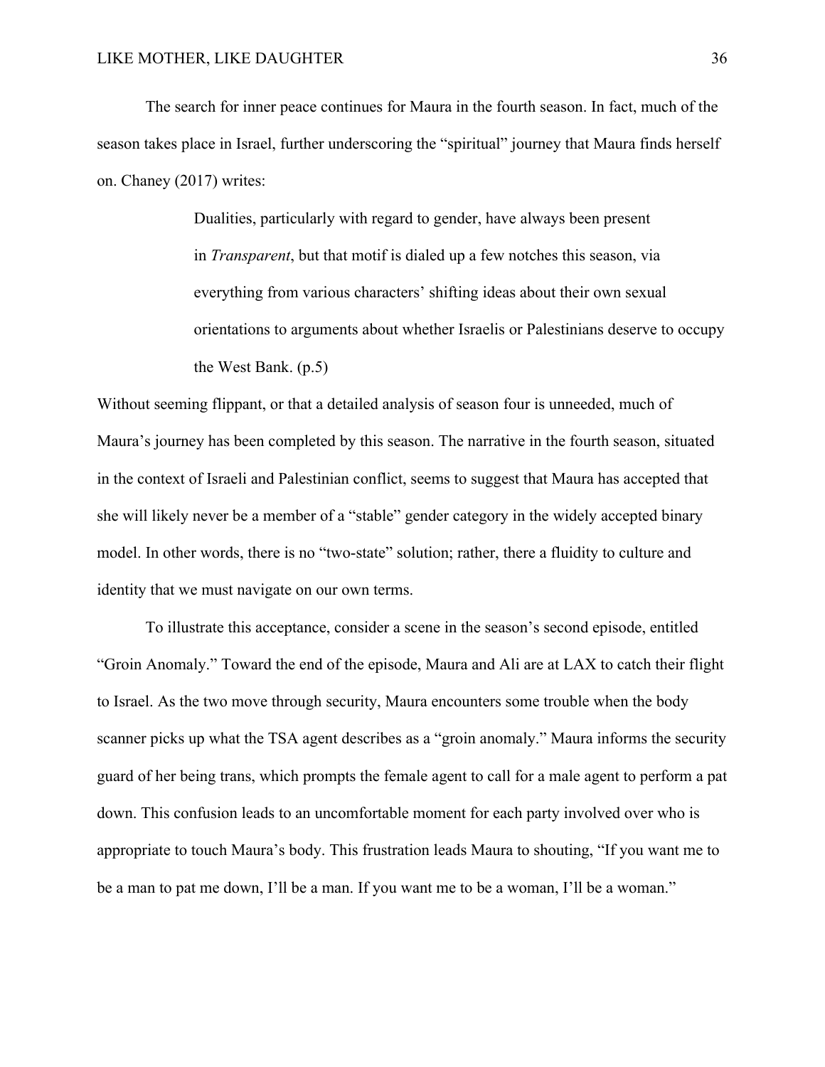The search for inner peace continues for Maura in the fourth season. In fact, much of the season takes place in Israel, further underscoring the "spiritual" journey that Maura finds herself on. Chaney (2017) writes:

> Dualities, particularly with regard to gender, have always been present in *Transparent*, but that motif is dialed up a few notches this season, via everything from various characters' shifting ideas about their own sexual orientations to arguments about whether Israelis or Palestinians deserve to occupy the West Bank. (p.5)

Without seeming flippant, or that a detailed analysis of season four is unneeded, much of Maura's journey has been completed by this season. The narrative in the fourth season, situated in the context of Israeli and Palestinian conflict, seems to suggest that Maura has accepted that she will likely never be a member of a "stable" gender category in the widely accepted binary model. In other words, there is no "two-state" solution; rather, there a fluidity to culture and identity that we must navigate on our own terms.

To illustrate this acceptance, consider a scene in the season's second episode, entitled "Groin Anomaly." Toward the end of the episode, Maura and Ali are at LAX to catch their flight to Israel. As the two move through security, Maura encounters some trouble when the body scanner picks up what the TSA agent describes as a "groin anomaly." Maura informs the security guard of her being trans, which prompts the female agent to call for a male agent to perform a pat down. This confusion leads to an uncomfortable moment for each party involved over who is appropriate to touch Maura's body. This frustration leads Maura to shouting, "If you want me to be a man to pat me down, I'll be a man. If you want me to be a woman, I'll be a woman."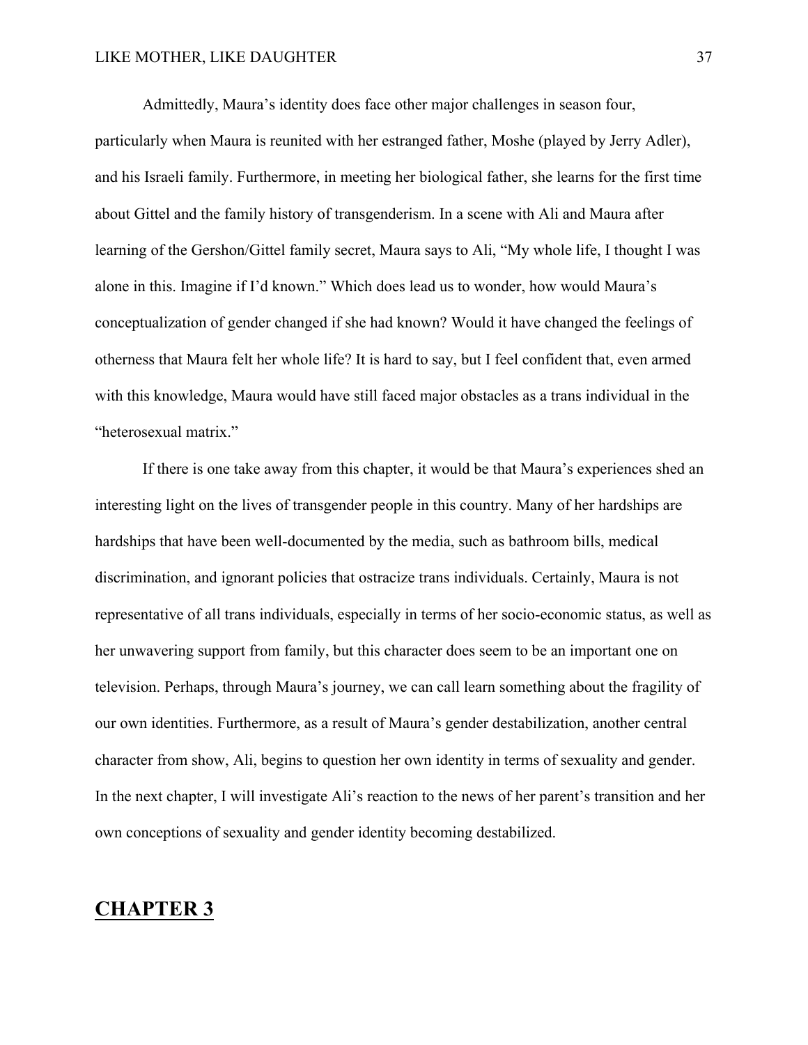Admittedly, Maura's identity does face other major challenges in season four, particularly when Maura is reunited with her estranged father, Moshe (played by Jerry Adler), and his Israeli family. Furthermore, in meeting her biological father, she learns for the first time about Gittel and the family history of transgenderism. In a scene with Ali and Maura after learning of the Gershon/Gittel family secret, Maura says to Ali, "My whole life, I thought I was alone in this. Imagine if I'd known." Which does lead us to wonder, how would Maura's conceptualization of gender changed if she had known? Would it have changed the feelings of otherness that Maura felt her whole life? It is hard to say, but I feel confident that, even armed with this knowledge, Maura would have still faced major obstacles as a trans individual in the "heterosexual matrix."

If there is one take away from this chapter, it would be that Maura's experiences shed an interesting light on the lives of transgender people in this country. Many of her hardships are hardships that have been well-documented by the media, such as bathroom bills, medical discrimination, and ignorant policies that ostracize trans individuals. Certainly, Maura is not representative of all trans individuals, especially in terms of her socio-economic status, as well as her unwavering support from family, but this character does seem to be an important one on television. Perhaps, through Maura's journey, we can call learn something about the fragility of our own identities. Furthermore, as a result of Maura's gender destabilization, another central character from show, Ali, begins to question her own identity in terms of sexuality and gender. In the next chapter, I will investigate Ali's reaction to the news of her parent's transition and her own conceptions of sexuality and gender identity becoming destabilized.

# CHAPTER 3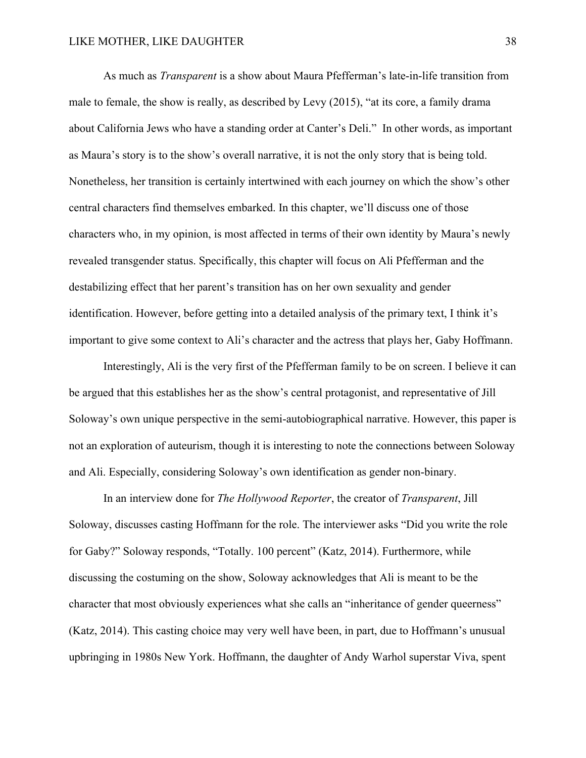As much as *Transparent* is a show about Maura Pfefferman's late-in-life transition from male to female, the show is really, as described by Levy (2015), "at its core, a family drama about California Jews who have a standing order at Canter's Deli." In other words, as important as Maura's story is to the show's overall narrative, it is not the only story that is being told. Nonetheless, her transition is certainly intertwined with each journey on which the show's other central characters find themselves embarked. In this chapter, we'll discuss one of those characters who, in my opinion, is most affected in terms of their own identity by Maura's newly revealed transgender status. Specifically, this chapter will focus on Ali Pfefferman and the destabilizing effect that her parent's transition has on her own sexuality and gender identification. However, before getting into a detailed analysis of the primary text, I think it's important to give some context to Ali's character and the actress that plays her, Gaby Hoffmann.

Interestingly, Ali is the very first of the Pfefferman family to be on screen. I believe it can be argued that this establishes her as the show's central protagonist, and representative of Jill Soloway's own unique perspective in the semi-autobiographical narrative. However, this paper is not an exploration of auteurism, though it is interesting to note the connections between Soloway and Ali. Especially, considering Soloway's own identification as gender non-binary.

In an interview done for *The Hollywood Reporter*, the creator of *Transparent*, Jill Soloway, discusses casting Hoffmann for the role. The interviewer asks "Did you write the role for Gaby?" Soloway responds, "Totally. 100 percent" (Katz, 2014). Furthermore, while discussing the costuming on the show, Soloway acknowledges that Ali is meant to be the character that most obviously experiences what she calls an "inheritance of gender queerness" (Katz, 2014). This casting choice may very well have been, in part, due to Hoffmann's unusual upbringing in 1980s New York. Hoffmann, the daughter of Andy Warhol superstar Viva, spent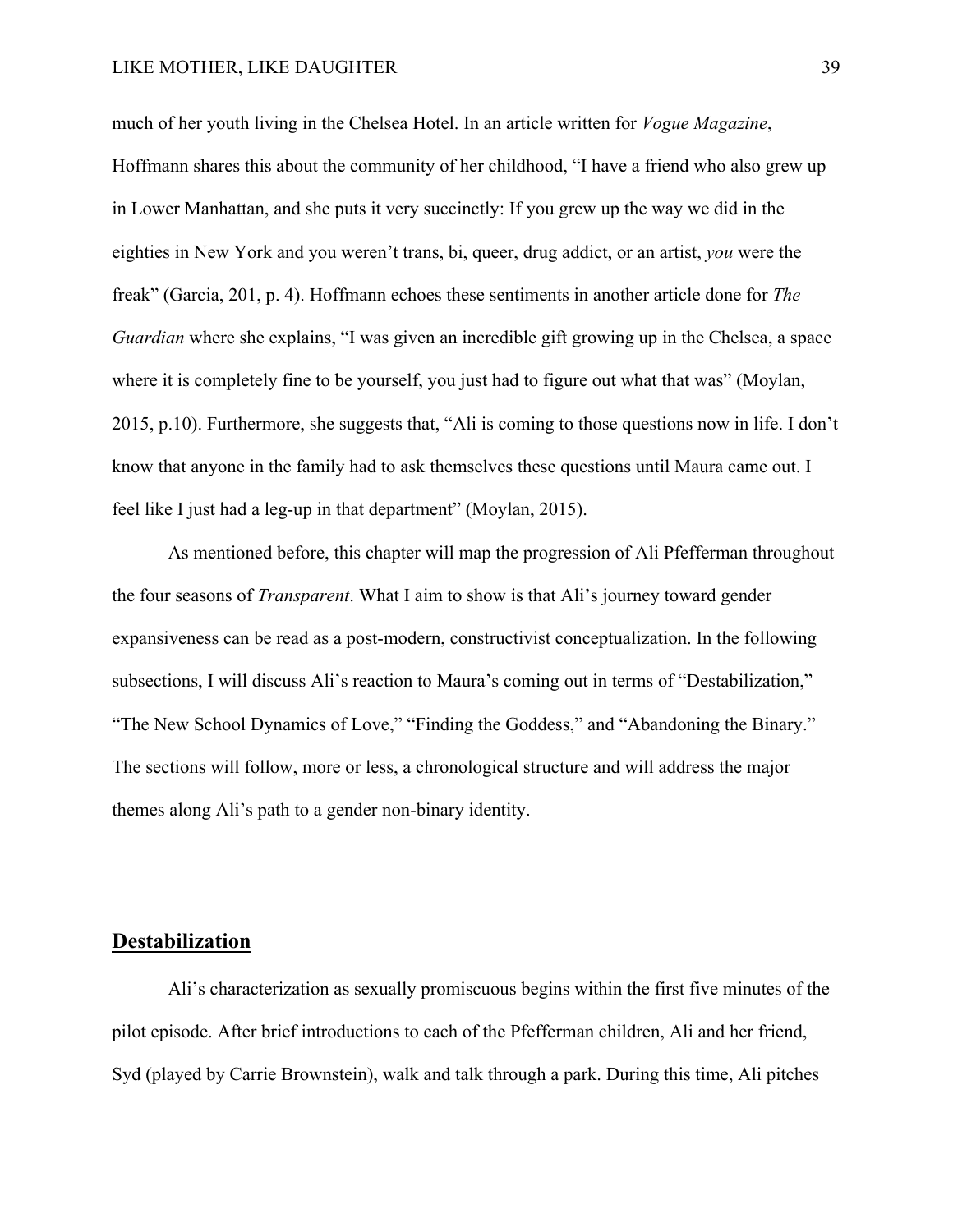much of her youth living in the Chelsea Hotel. In an article written for *Vogue Magazine*, Hoffmann shares this about the community of her childhood, "I have a friend who also grew up in Lower Manhattan, and she puts it very succinctly: If you grew up the way we did in the eighties in New York and you weren't trans, bi, queer, drug addict, or an artist, *you* were the freak" (Garcia, 201, p. 4). Hoffmann echoes these sentiments in another article done for *The Guardian* where she explains, "I was given an incredible gift growing up in the Chelsea, a space where it is completely fine to be yourself, you just had to figure out what that was" (Moylan, 2015, p.10). Furthermore, she suggests that, "Ali is coming to those questions now in life. I don't know that anyone in the family had to ask themselves these questions until Maura came out. I feel like I just had a leg-up in that department" (Moylan, 2015).

As mentioned before, this chapter will map the progression of Ali Pfefferman throughout the four seasons of *Transparent*. What I aim to show is that Ali's journey toward gender expansiveness can be read as a post-modern, constructivist conceptualization. In the following subsections, I will discuss Ali's reaction to Maura's coming out in terms of "Destabilization," "The New School Dynamics of Love," "Finding the Goddess," and "Abandoning the Binary." The sections will follow, more or less, a chronological structure and will address the major themes along Ali's path to a gender non-binary identity.

## Destabilization

Ali's characterization as sexually promiscuous begins within the first five minutes of the pilot episode. After brief introductions to each of the Pfefferman children, Ali and her friend, Syd (played by Carrie Brownstein), walk and talk through a park. During this time, Ali pitches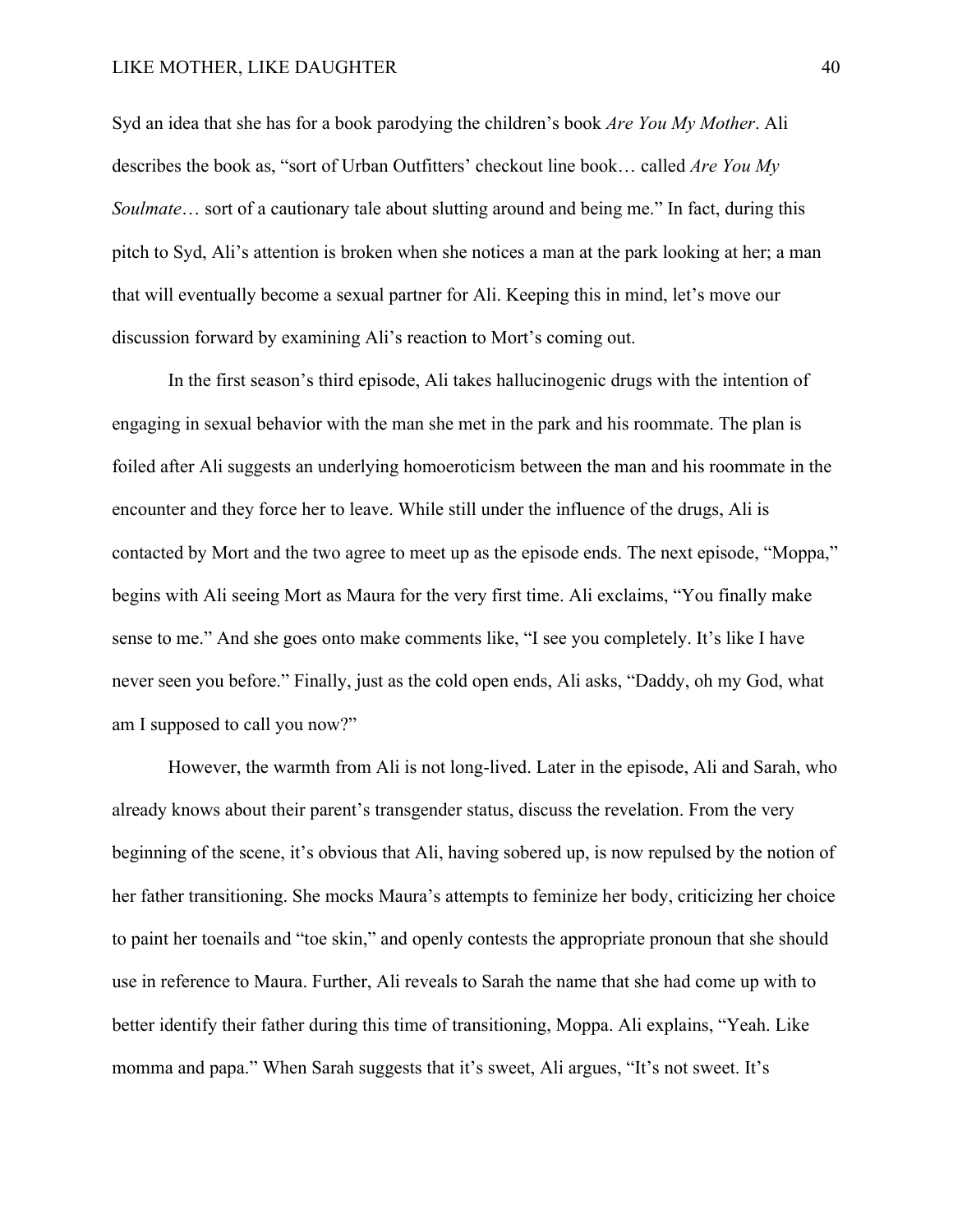Syd an idea that she has for a book parodying the children's book *Are You My Mother*. Ali describes the book as, "sort of Urban Outfitters' checkout line book… called *Are You My Soulmate*… sort of a cautionary tale about slutting around and being me." In fact, during this pitch to Syd, Ali's attention is broken when she notices a man at the park looking at her; a man that will eventually become a sexual partner for Ali. Keeping this in mind, let's move our discussion forward by examining Ali's reaction to Mort's coming out.

In the first season's third episode, Ali takes hallucinogenic drugs with the intention of engaging in sexual behavior with the man she met in the park and his roommate. The plan is foiled after Ali suggests an underlying homoeroticism between the man and his roommate in the encounter and they force her to leave. While still under the influence of the drugs, Ali is contacted by Mort and the two agree to meet up as the episode ends. The next episode, "Moppa," begins with Ali seeing Mort as Maura for the very first time. Ali exclaims, "You finally make sense to me." And she goes onto make comments like, "I see you completely. It's like I have never seen you before." Finally, just as the cold open ends, Ali asks, "Daddy, oh my God, what am I supposed to call you now?"

However, the warmth from Ali is not long-lived. Later in the episode, Ali and Sarah, who already knows about their parent's transgender status, discuss the revelation. From the very beginning of the scene, it's obvious that Ali, having sobered up, is now repulsed by the notion of her father transitioning. She mocks Maura's attempts to feminize her body, criticizing her choice to paint her toenails and "toe skin," and openly contests the appropriate pronoun that she should use in reference to Maura. Further, Ali reveals to Sarah the name that she had come up with to better identify their father during this time of transitioning, Moppa. Ali explains, "Yeah. Like momma and papa." When Sarah suggests that it's sweet, Ali argues, "It's not sweet. It's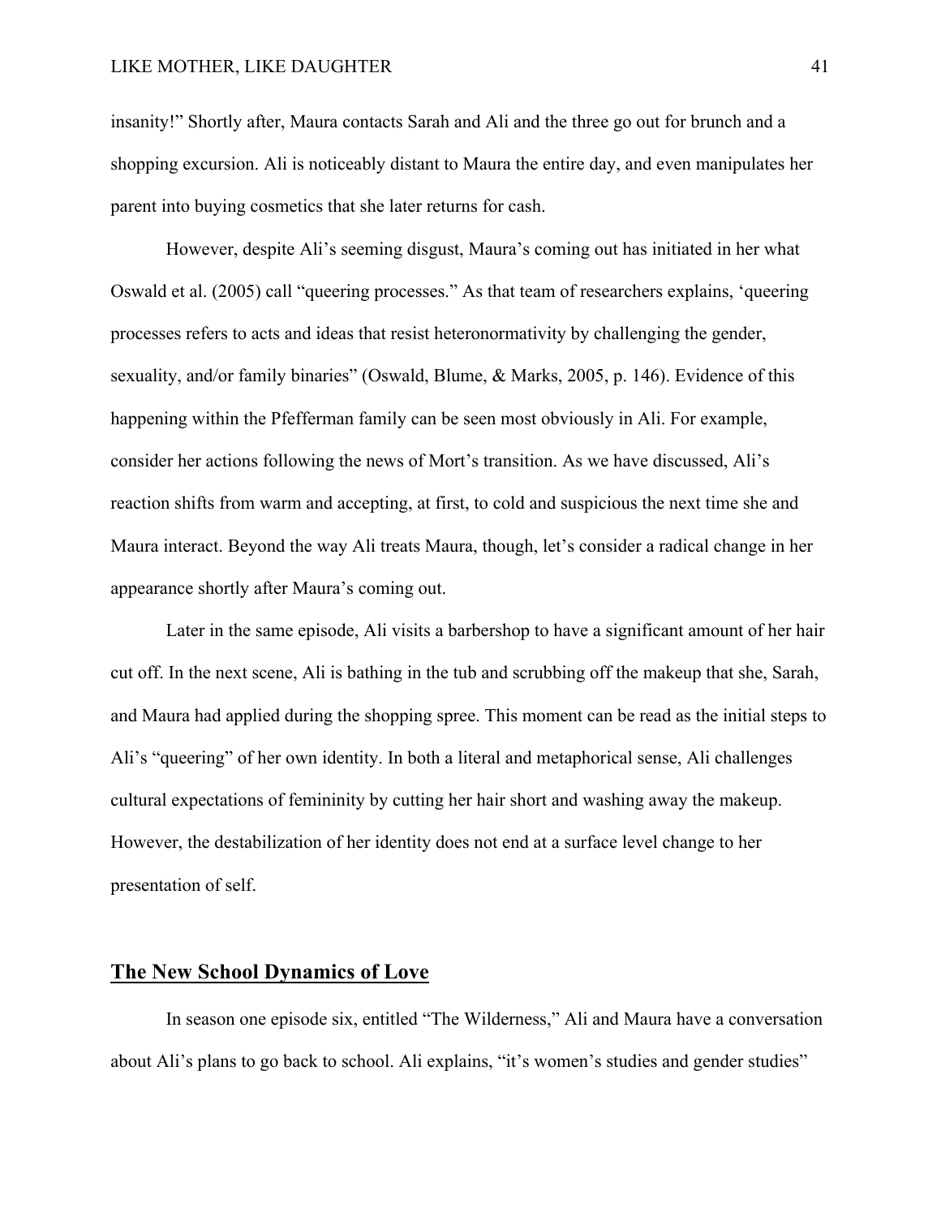insanity!" Shortly after, Maura contacts Sarah and Ali and the three go out for brunch and a shopping excursion. Ali is noticeably distant to Maura the entire day, and even manipulates her parent into buying cosmetics that she later returns for cash.

However, despite Ali's seeming disgust, Maura's coming out has initiated in her what Oswald et al. (2005) call "queering processes." As that team of researchers explains, 'queering processes refers to acts and ideas that resist heteronormativity by challenging the gender, sexuality, and/or family binaries" (Oswald, Blume, & Marks, 2005, p. 146). Evidence of this happening within the Pfefferman family can be seen most obviously in Ali. For example, consider her actions following the news of Mort's transition. As we have discussed, Ali's reaction shifts from warm and accepting, at first, to cold and suspicious the next time she and Maura interact. Beyond the way Ali treats Maura, though, let's consider a radical change in her appearance shortly after Maura's coming out.

Later in the same episode, Ali visits a barbershop to have a significant amount of her hair cut off. In the next scene, Ali is bathing in the tub and scrubbing off the makeup that she, Sarah, and Maura had applied during the shopping spree. This moment can be read as the initial steps to Ali's "queering" of her own identity. In both a literal and metaphorical sense, Ali challenges cultural expectations of femininity by cutting her hair short and washing away the makeup. However, the destabilization of her identity does not end at a surface level change to her presentation of self.

## The New School Dynamics of Love

In season one episode six, entitled "The Wilderness," Ali and Maura have a conversation about Ali's plans to go back to school. Ali explains, "it's women's studies and gender studies"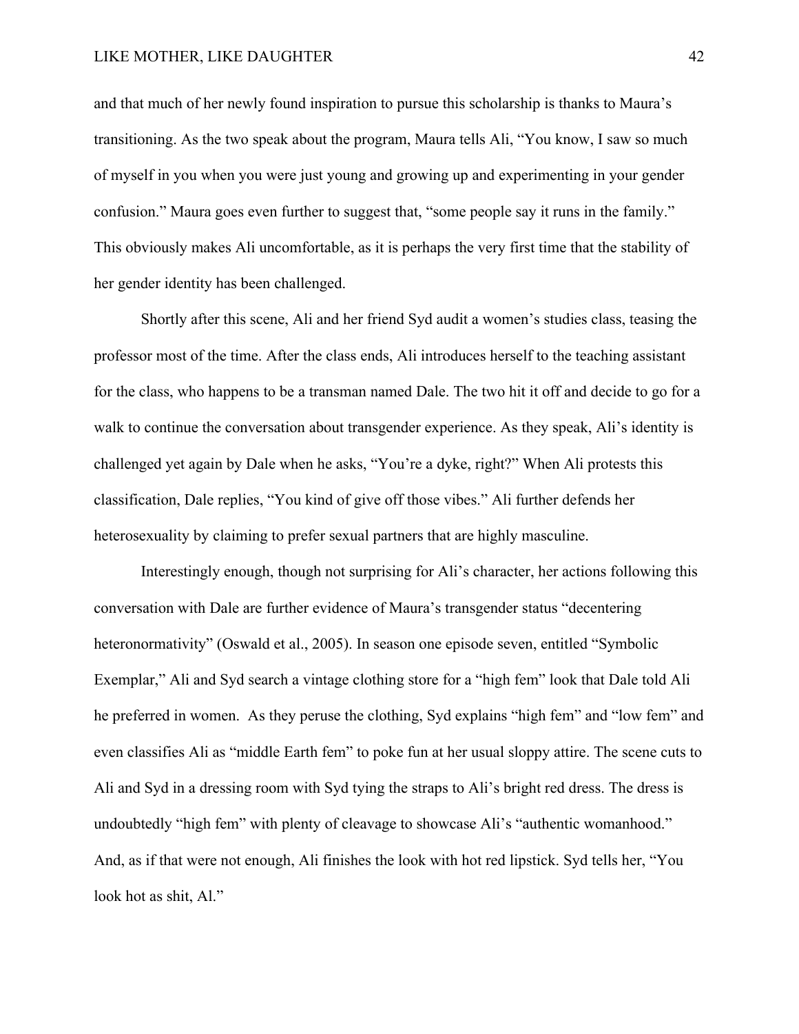and that much of her newly found inspiration to pursue this scholarship is thanks to Maura's transitioning. As the two speak about the program, Maura tells Ali, "You know, I saw so much of myself in you when you were just young and growing up and experimenting in your gender confusion." Maura goes even further to suggest that, "some people say it runs in the family." This obviously makes Ali uncomfortable, as it is perhaps the very first time that the stability of her gender identity has been challenged.

Shortly after this scene, Ali and her friend Syd audit a women's studies class, teasing the professor most of the time. After the class ends, Ali introduces herself to the teaching assistant for the class, who happens to be a transman named Dale. The two hit it off and decide to go for a walk to continue the conversation about transgender experience. As they speak, Ali's identity is challenged yet again by Dale when he asks, "You're a dyke, right?" When Ali protests this classification, Dale replies, "You kind of give off those vibes." Ali further defends her heterosexuality by claiming to prefer sexual partners that are highly masculine.

Interestingly enough, though not surprising for Ali's character, her actions following this conversation with Dale are further evidence of Maura's transgender status "decentering heteronormativity" (Oswald et al., 2005). In season one episode seven, entitled "Symbolic Exemplar," Ali and Syd search a vintage clothing store for a "high fem" look that Dale told Ali he preferred in women. As they peruse the clothing, Syd explains "high fem" and "low fem" and even classifies Ali as "middle Earth fem" to poke fun at her usual sloppy attire. The scene cuts to Ali and Syd in a dressing room with Syd tying the straps to Ali's bright red dress. The dress is undoubtedly "high fem" with plenty of cleavage to showcase Ali's "authentic womanhood." And, as if that were not enough, Ali finishes the look with hot red lipstick. Syd tells her, "You look hot as shit, Al."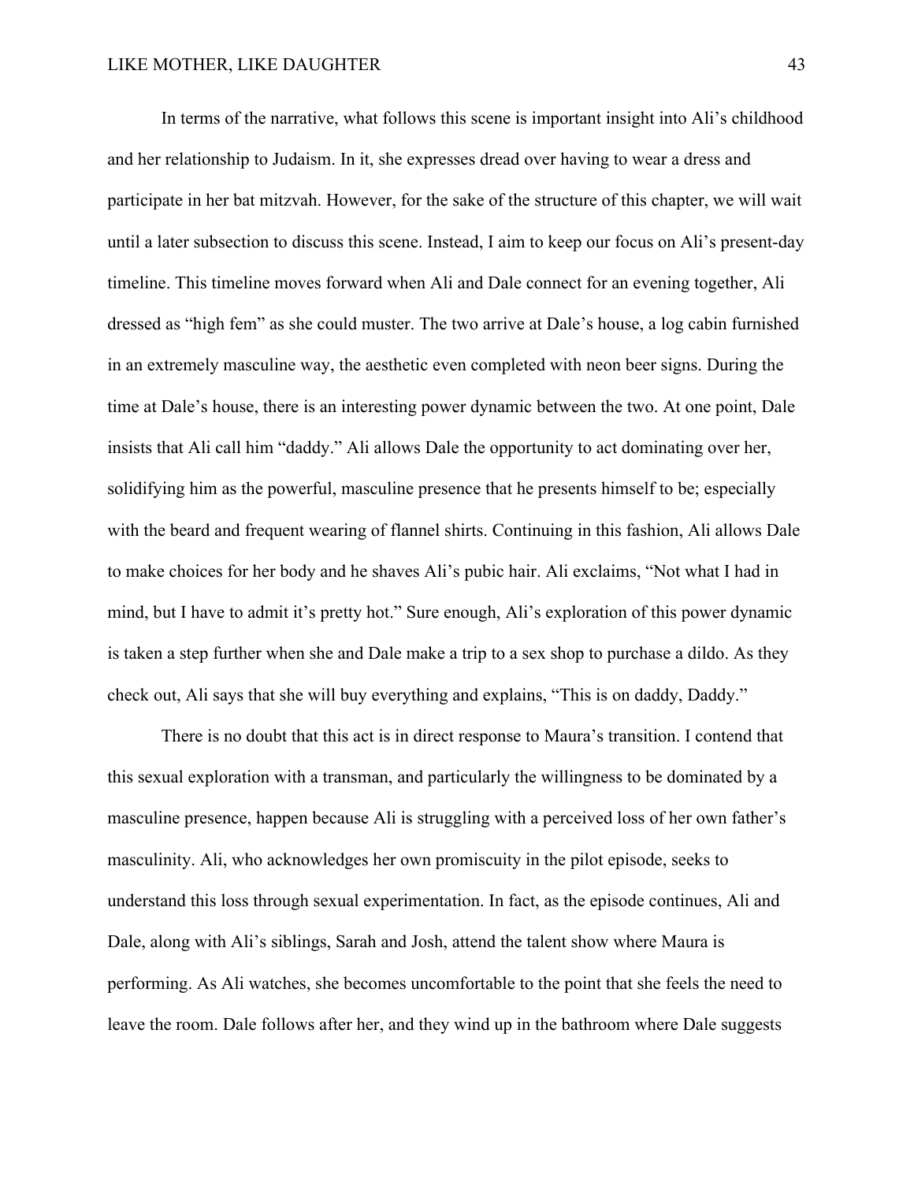In terms of the narrative, what follows this scene is important insight into Ali's childhood and her relationship to Judaism. In it, she expresses dread over having to wear a dress and participate in her bat mitzvah. However, for the sake of the structure of this chapter, we will wait until a later subsection to discuss this scene. Instead, I aim to keep our focus on Ali's present-day timeline. This timeline moves forward when Ali and Dale connect for an evening together, Ali dressed as "high fem" as she could muster. The two arrive at Dale's house, a log cabin furnished in an extremely masculine way, the aesthetic even completed with neon beer signs. During the time at Dale's house, there is an interesting power dynamic between the two. At one point, Dale insists that Ali call him "daddy." Ali allows Dale the opportunity to act dominating over her, solidifying him as the powerful, masculine presence that he presents himself to be; especially with the beard and frequent wearing of flannel shirts. Continuing in this fashion, Ali allows Dale to make choices for her body and he shaves Ali's pubic hair. Ali exclaims, "Not what I had in mind, but I have to admit it's pretty hot." Sure enough, Ali's exploration of this power dynamic is taken a step further when she and Dale make a trip to a sex shop to purchase a dildo. As they check out, Ali says that she will buy everything and explains, "This is on daddy, Daddy."

There is no doubt that this act is in direct response to Maura's transition. I contend that this sexual exploration with a transman, and particularly the willingness to be dominated by a masculine presence, happen because Ali is struggling with a perceived loss of her own father's masculinity. Ali, who acknowledges her own promiscuity in the pilot episode, seeks to understand this loss through sexual experimentation. In fact, as the episode continues, Ali and Dale, along with Ali's siblings, Sarah and Josh, attend the talent show where Maura is performing. As Ali watches, she becomes uncomfortable to the point that she feels the need to leave the room. Dale follows after her, and they wind up in the bathroom where Dale suggests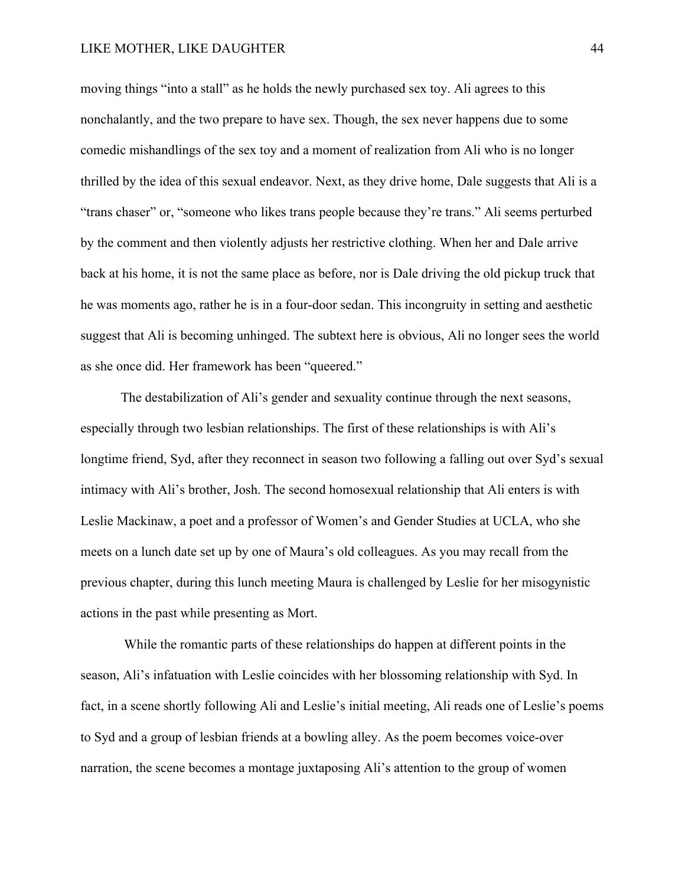moving things "into a stall" as he holds the newly purchased sex toy. Ali agrees to this nonchalantly, and the two prepare to have sex. Though, the sex never happens due to some comedic mishandlings of the sex toy and a moment of realization from Ali who is no longer thrilled by the idea of this sexual endeavor. Next, as they drive home, Dale suggests that Ali is a "trans chaser" or, "someone who likes trans people because they're trans." Ali seems perturbed by the comment and then violently adjusts her restrictive clothing. When her and Dale arrive back at his home, it is not the same place as before, nor is Dale driving the old pickup truck that he was moments ago, rather he is in a four-door sedan. This incongruity in setting and aesthetic suggest that Ali is becoming unhinged. The subtext here is obvious, Ali no longer sees the world as she once did. Her framework has been "queered."

The destabilization of Ali's gender and sexuality continue through the next seasons, especially through two lesbian relationships. The first of these relationships is with Ali's longtime friend, Syd, after they reconnect in season two following a falling out over Syd's sexual intimacy with Ali's brother, Josh. The second homosexual relationship that Ali enters is with Leslie Mackinaw, a poet and a professor of Women's and Gender Studies at UCLA, who she meets on a lunch date set up by one of Maura's old colleagues. As you may recall from the previous chapter, during this lunch meeting Maura is challenged by Leslie for her misogynistic actions in the past while presenting as Mort.

While the romantic parts of these relationships do happen at different points in the season, Ali's infatuation with Leslie coincides with her blossoming relationship with Syd. In fact, in a scene shortly following Ali and Leslie's initial meeting, Ali reads one of Leslie's poems to Syd and a group of lesbian friends at a bowling alley. As the poem becomes voice-over narration, the scene becomes a montage juxtaposing Ali's attention to the group of women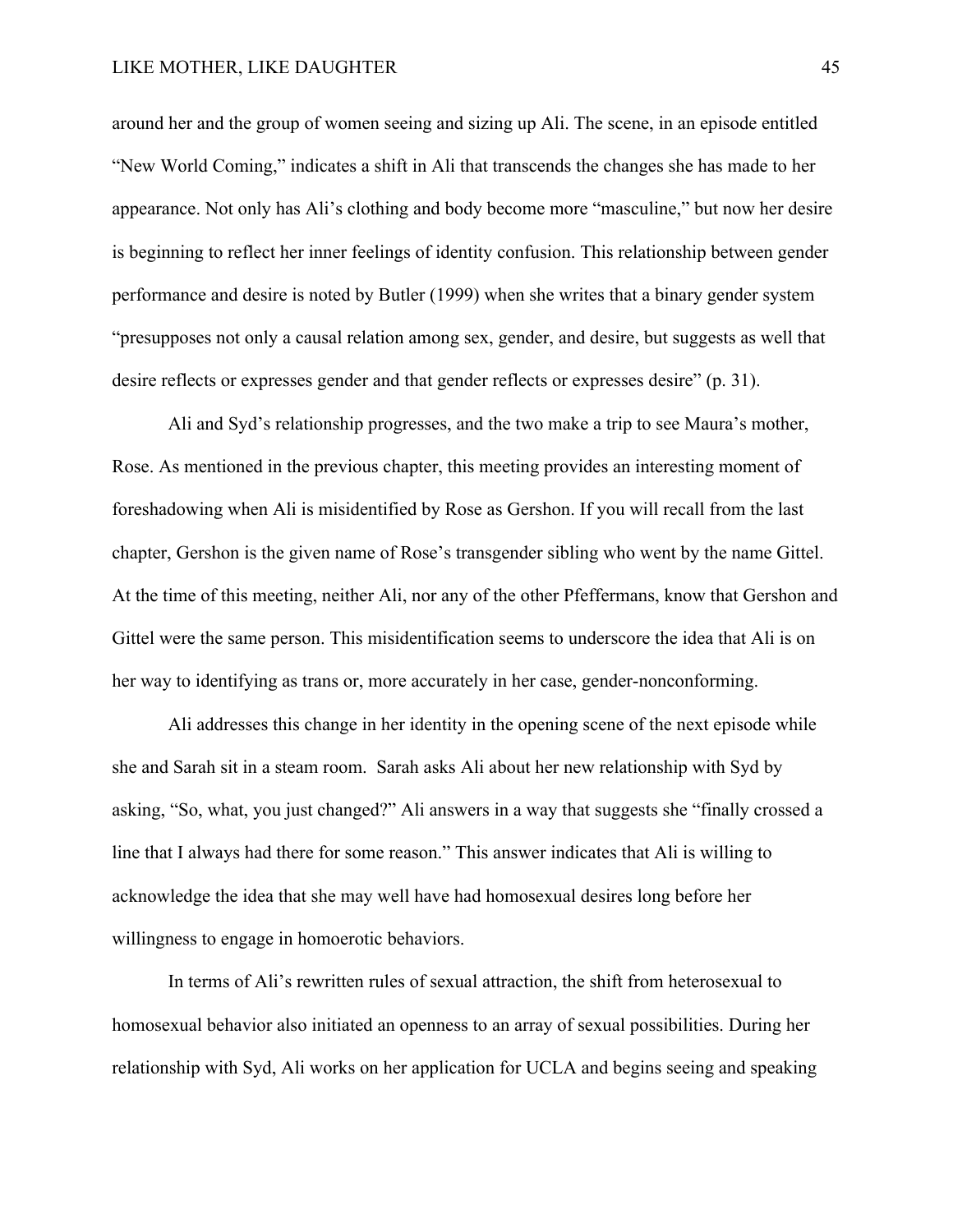around her and the group of women seeing and sizing up Ali. The scene, in an episode entitled "New World Coming," indicates a shift in Ali that transcends the changes she has made to her appearance. Not only has Ali's clothing and body become more "masculine," but now her desire is beginning to reflect her inner feelings of identity confusion. This relationship between gender performance and desire is noted by Butler (1999) when she writes that a binary gender system "presupposes not only a causal relation among sex, gender, and desire, but suggests as well that desire reflects or expresses gender and that gender reflects or expresses desire" (p. 31).

Ali and Syd's relationship progresses, and the two make a trip to see Maura's mother, Rose. As mentioned in the previous chapter, this meeting provides an interesting moment of foreshadowing when Ali is misidentified by Rose as Gershon. If you will recall from the last chapter, Gershon is the given name of Rose's transgender sibling who went by the name Gittel. At the time of this meeting, neither Ali, nor any of the other Pfeffermans, know that Gershon and Gittel were the same person. This misidentification seems to underscore the idea that Ali is on her way to identifying as trans or, more accurately in her case, gender-nonconforming.

Ali addresses this change in her identity in the opening scene of the next episode while she and Sarah sit in a steam room. Sarah asks Ali about her new relationship with Syd by asking, "So, what, you just changed?" Ali answers in a way that suggests she "finally crossed a line that I always had there for some reason." This answer indicates that Ali is willing to acknowledge the idea that she may well have had homosexual desires long before her willingness to engage in homoerotic behaviors.

In terms of Ali's rewritten rules of sexual attraction, the shift from heterosexual to homosexual behavior also initiated an openness to an array of sexual possibilities. During her relationship with Syd, Ali works on her application for UCLA and begins seeing and speaking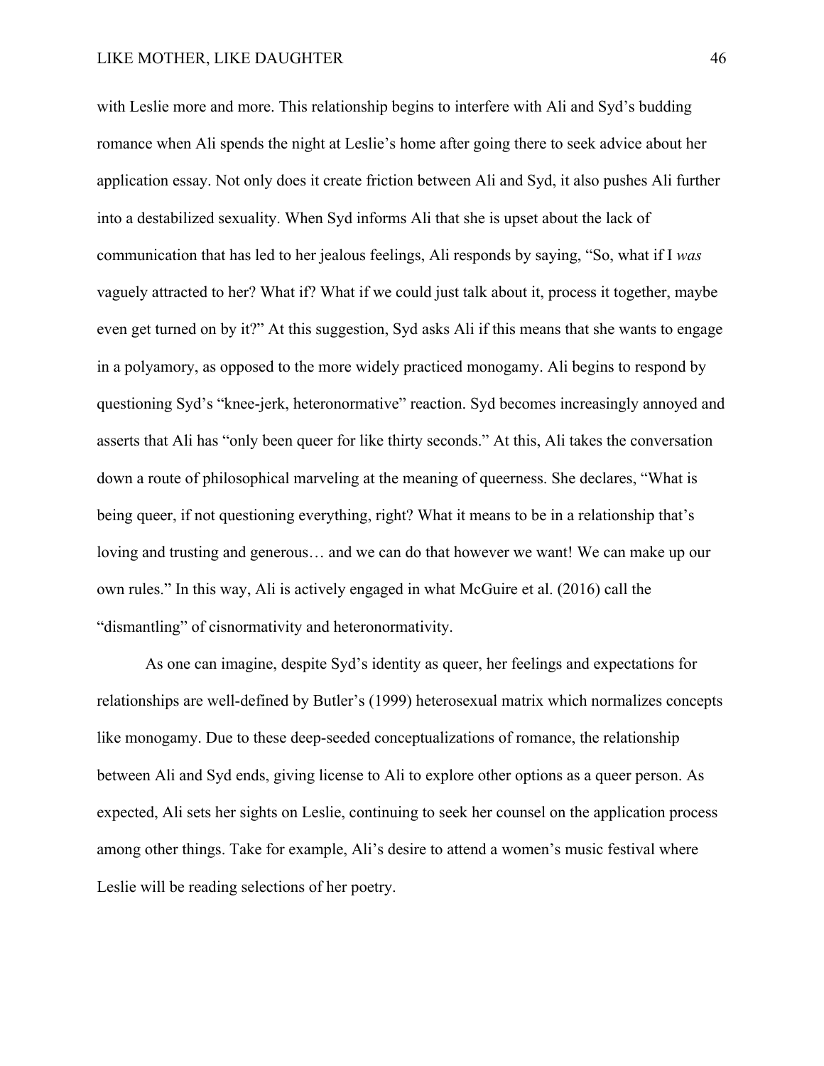with Leslie more and more. This relationship begins to interfere with Ali and Syd's budding romance when Ali spends the night at Leslie's home after going there to seek advice about her application essay. Not only does it create friction between Ali and Syd, it also pushes Ali further into a destabilized sexuality. When Syd informs Ali that she is upset about the lack of communication that has led to her jealous feelings, Ali responds by saying, "So, what if I *was* vaguely attracted to her? What if? What if we could just talk about it, process it together, maybe even get turned on by it?" At this suggestion, Syd asks Ali if this means that she wants to engage in a polyamory, as opposed to the more widely practiced monogamy. Ali begins to respond by questioning Syd's "knee-jerk, heteronormative" reaction. Syd becomes increasingly annoyed and asserts that Ali has "only been queer for like thirty seconds." At this, Ali takes the conversation down a route of philosophical marveling at the meaning of queerness. She declares, "What is being queer, if not questioning everything, right? What it means to be in a relationship that's loving and trusting and generous… and we can do that however we want! We can make up our own rules." In this way, Ali is actively engaged in what McGuire et al. (2016) call the "dismantling" of cisnormativity and heteronormativity.

As one can imagine, despite Syd's identity as queer, her feelings and expectations for relationships are well-defined by Butler's (1999) heterosexual matrix which normalizes concepts like monogamy. Due to these deep-seeded conceptualizations of romance, the relationship between Ali and Syd ends, giving license to Ali to explore other options as a queer person. As expected, Ali sets her sights on Leslie, continuing to seek her counsel on the application process among other things. Take for example, Ali's desire to attend a women's music festival where Leslie will be reading selections of her poetry.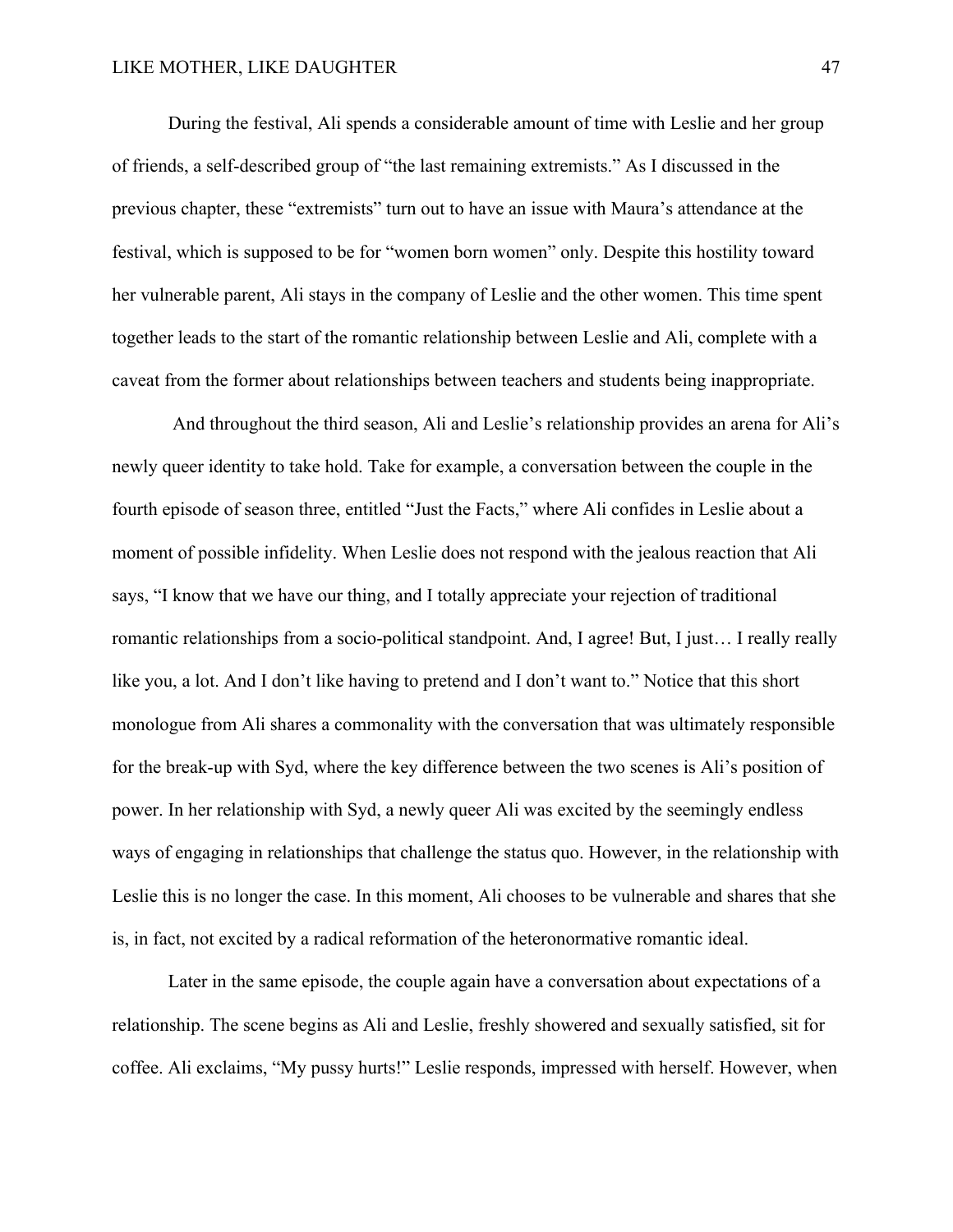During the festival, Ali spends a considerable amount of time with Leslie and her group of friends, a self-described group of "the last remaining extremists." As I discussed in the previous chapter, these "extremists" turn out to have an issue with Maura's attendance at the festival, which is supposed to be for "women born women" only. Despite this hostility toward her vulnerable parent, Ali stays in the company of Leslie and the other women. This time spent together leads to the start of the romantic relationship between Leslie and Ali, complete with a caveat from the former about relationships between teachers and students being inappropriate.

And throughout the third season, Ali and Leslie's relationship provides an arena for Ali's newly queer identity to take hold. Take for example, a conversation between the couple in the fourth episode of season three, entitled "Just the Facts," where Ali confides in Leslie about a moment of possible infidelity. When Leslie does not respond with the jealous reaction that Ali says, "I know that we have our thing, and I totally appreciate your rejection of traditional romantic relationships from a socio-political standpoint. And, I agree! But, I just… I really really like you, a lot. And I don't like having to pretend and I don't want to." Notice that this short monologue from Ali shares a commonality with the conversation that was ultimately responsible for the break-up with Syd, where the key difference between the two scenes is Ali's position of power. In her relationship with Syd, a newly queer Ali was excited by the seemingly endless ways of engaging in relationships that challenge the status quo. However, in the relationship with Leslie this is no longer the case. In this moment, Ali chooses to be vulnerable and shares that she is, in fact, not excited by a radical reformation of the heteronormative romantic ideal.

Later in the same episode, the couple again have a conversation about expectations of a relationship. The scene begins as Ali and Leslie, freshly showered and sexually satisfied, sit for coffee. Ali exclaims, "My pussy hurts!" Leslie responds, impressed with herself. However, when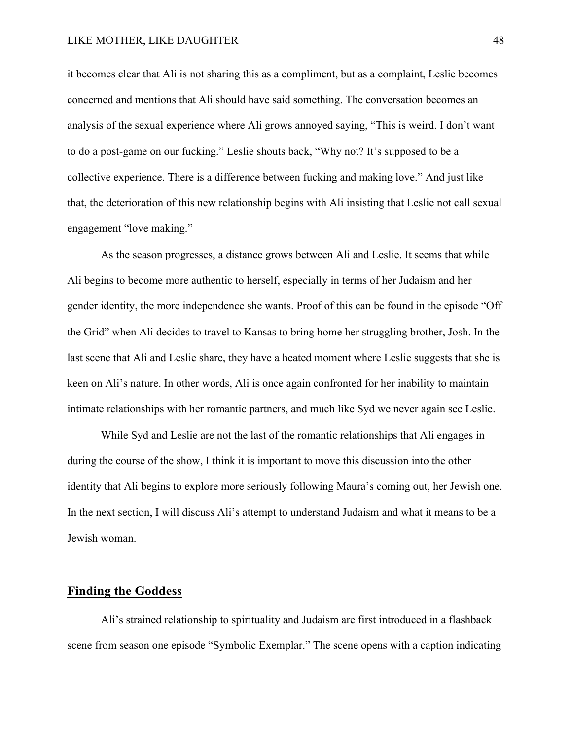it becomes clear that Ali is not sharing this as a compliment, but as a complaint, Leslie becomes concerned and mentions that Ali should have said something. The conversation becomes an analysis of the sexual experience where Ali grows annoyed saying, "This is weird. I don't want to do a post-game on our fucking." Leslie shouts back, "Why not? It's supposed to be a collective experience. There is a difference between fucking and making love." And just like that, the deterioration of this new relationship begins with Ali insisting that Leslie not call sexual engagement "love making."

As the season progresses, a distance grows between Ali and Leslie. It seems that while Ali begins to become more authentic to herself, especially in terms of her Judaism and her gender identity, the more independence she wants. Proof of this can be found in the episode "Off the Grid" when Ali decides to travel to Kansas to bring home her struggling brother, Josh. In the last scene that Ali and Leslie share, they have a heated moment where Leslie suggests that she is keen on Ali's nature. In other words, Ali is once again confronted for her inability to maintain intimate relationships with her romantic partners, and much like Syd we never again see Leslie.

While Syd and Leslie are not the last of the romantic relationships that Ali engages in during the course of the show, I think it is important to move this discussion into the other identity that Ali begins to explore more seriously following Maura's coming out, her Jewish one. In the next section, I will discuss Ali's attempt to understand Judaism and what it means to be a Jewish woman.

## Finding the Goddess

Ali's strained relationship to spirituality and Judaism are first introduced in a flashback scene from season one episode "Symbolic Exemplar." The scene opens with a caption indicating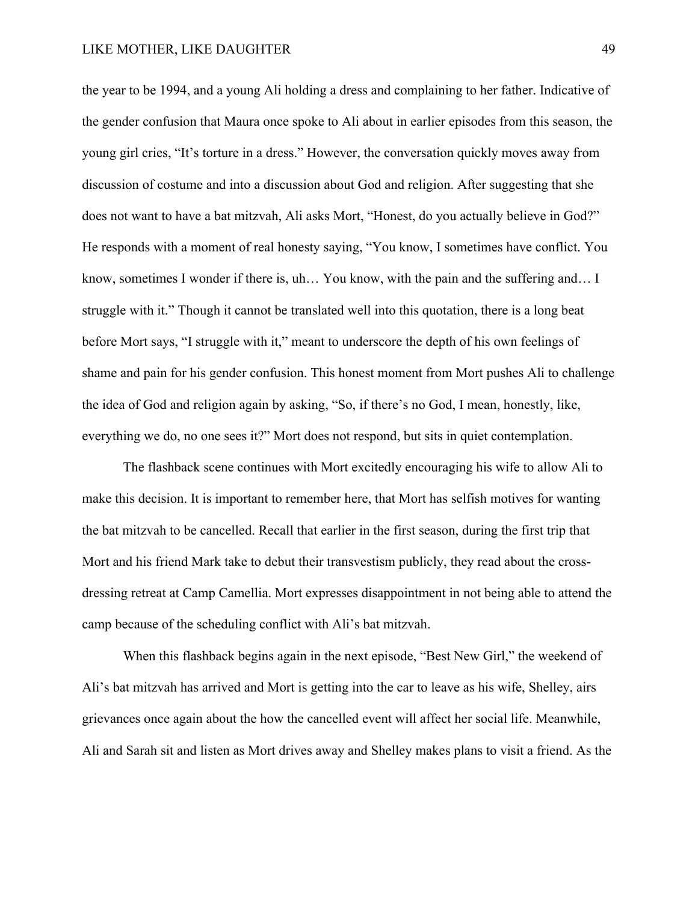the year to be 1994, and a young Ali holding a dress and complaining to her father. Indicative of the gender confusion that Maura once spoke to Ali about in earlier episodes from this season, the young girl cries, "It's torture in a dress." However, the conversation quickly moves away from discussion of costume and into a discussion about God and religion. After suggesting that she does not want to have a bat mitzvah, Ali asks Mort, "Honest, do you actually believe in God?" He responds with a moment of real honesty saying, "You know, I sometimes have conflict. You know, sometimes I wonder if there is, uh… You know, with the pain and the suffering and… I struggle with it." Though it cannot be translated well into this quotation, there is a long beat before Mort says, "I struggle with it," meant to underscore the depth of his own feelings of shame and pain for his gender confusion. This honest moment from Mort pushes Ali to challenge the idea of God and religion again by asking, "So, if there's no God, I mean, honestly, like, everything we do, no one sees it?" Mort does not respond, but sits in quiet contemplation.

The flashback scene continues with Mort excitedly encouraging his wife to allow Ali to make this decision. It is important to remember here, that Mort has selfish motives for wanting the bat mitzvah to be cancelled. Recall that earlier in the first season, during the first trip that Mort and his friend Mark take to debut their transvestism publicly, they read about the cross-dressing retreat at Camp Camellia. Mort expresses disappointment in not being able to attend the camp because of the scheduling conflict with Ali's bat mitzvah.

When this flashback begins again in the next episode, "Best New Girl," the weekend of Ali's bat mitzvah has arrived and Mort is getting into the car to leave as his wife, Shelley, airs grievances once again about the how the cancelled event will affect her social life. Meanwhile, Ali and Sarah sit and listen as Mort drives away and Shelley makes plans to visit a friend. As the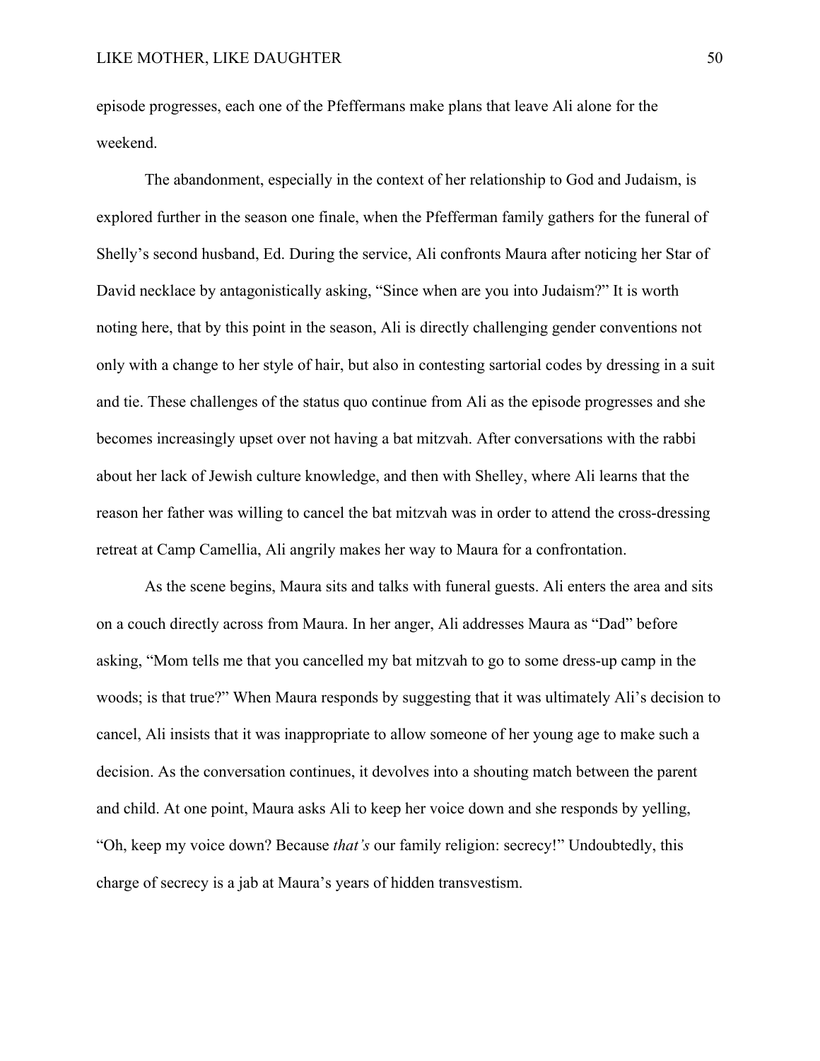episode progresses, each one of the Pfeffermans make plans that leave Ali alone for the weekend.

The abandonment, especially in the context of her relationship to God and Judaism, is explored further in the season one finale, when the Pfefferman family gathers for the funeral of Shelly's second husband, Ed. During the service, Ali confronts Maura after noticing her Star of David necklace by antagonistically asking, "Since when are you into Judaism?" It is worth noting here, that by this point in the season, Ali is directly challenging gender conventions not only with a change to her style of hair, but also in contesting sartorial codes by dressing in a suit and tie. These challenges of the status quo continue from Ali as the episode progresses and she becomes increasingly upset over not having a bat mitzvah. After conversations with the rabbi about her lack of Jewish culture knowledge, and then with Shelley, where Ali learns that the reason her father was willing to cancel the bat mitzvah was in order to attend the cross-dressing retreat at Camp Camellia, Ali angrily makes her way to Maura for a confrontation.

As the scene begins, Maura sits and talks with funeral guests. Ali enters the area and sits on a couch directly across from Maura. In her anger, Ali addresses Maura as "Dad" before asking, "Mom tells me that you cancelled my bat mitzvah to go to some dress-up camp in the woods; is that true?" When Maura responds by suggesting that it was ultimately Ali's decision to cancel, Ali insists that it was inappropriate to allow someone of her young age to make such a decision. As the conversation continues, it devolves into a shouting match between the parent and child. At one point, Maura asks Ali to keep her voice down and she responds by yelling, "Oh, keep my voice down? Because *that's* our family religion: secrecy!" Undoubtedly, this charge of secrecy is a jab at Maura's years of hidden transvestism.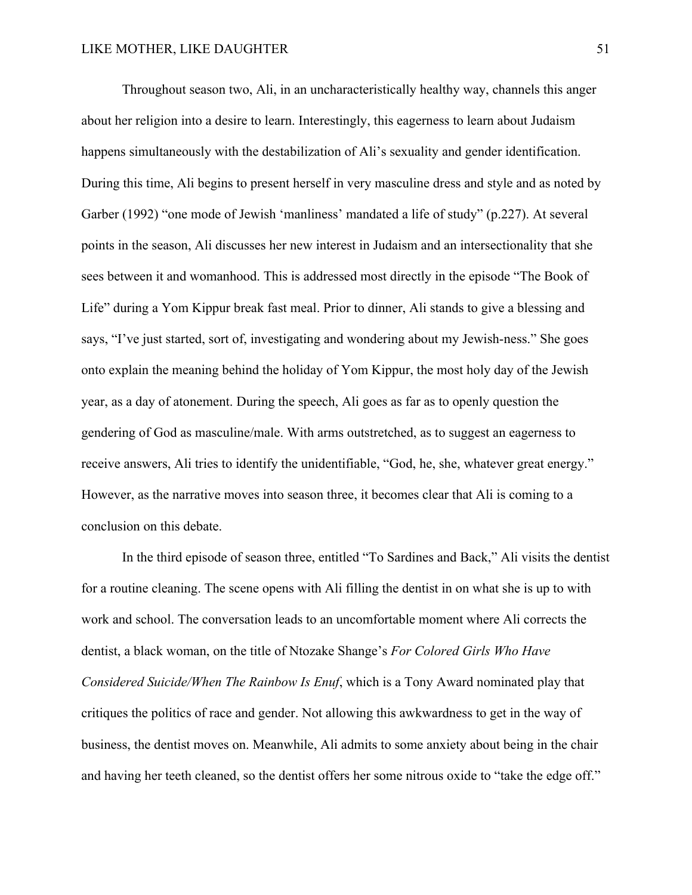Throughout season two, Ali, in an uncharacteristically healthy way, channels this anger about her religion into a desire to learn. Interestingly, this eagerness to learn about Judaism happens simultaneously with the destabilization of Ali's sexuality and gender identification. During this time, Ali begins to present herself in very masculine dress and style and as noted by Garber (1992) "one mode of Jewish 'manliness' mandated a life of study" (p.227). At several points in the season, Ali discusses her new interest in Judaism and an intersectionality that she sees between it and womanhood. This is addressed most directly in the episode "The Book of Life" during a Yom Kippur break fast meal. Prior to dinner, Ali stands to give a blessing and says, "I've just started, sort of, investigating and wondering about my Jewish-ness." She goes onto explain the meaning behind the holiday of Yom Kippur, the most holy day of the Jewish year, as a day of atonement. During the speech, Ali goes as far as to openly question the gendering of God as masculine/male. With arms outstretched, as to suggest an eagerness to receive answers, Ali tries to identify the unidentifiable, "God, he, she, whatever great energy." However, as the narrative moves into season three, it becomes clear that Ali is coming to a conclusion on this debate.

In the third episode of season three, entitled "To Sardines and Back," Ali visits the dentist for a routine cleaning. The scene opens with Ali filling the dentist in on what she is up to with work and school. The conversation leads to an uncomfortable moment where Ali corrects the dentist, a black woman, on the title of Ntozake Shange's *For Colored Girls Who Have Considered Suicide/When The Rainbow Is Enuf*, which is a Tony Award nominated play that critiques the politics of race and gender. Not allowing this awkwardness to get in the way of business, the dentist moves on. Meanwhile, Ali admits to some anxiety about being in the chair and having her teeth cleaned, so the dentist offers her some nitrous oxide to "take the edge off."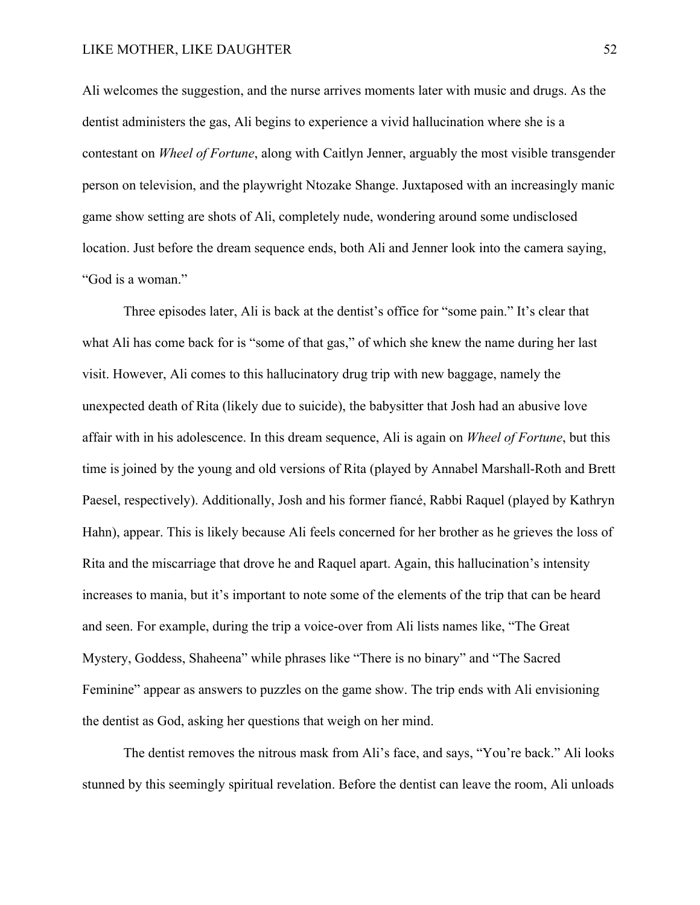Ali welcomes the suggestion, and the nurse arrives moments later with music and drugs. As the dentist administers the gas, Ali begins to experience a vivid hallucination where she is a contestant on *Wheel of Fortune*, along with Caitlyn Jenner, arguably the most visible transgender person on television, and the playwright Ntozake Shange. Juxtaposed with an increasingly manic game show setting are shots of Ali, completely nude, wondering around some undisclosed location. Just before the dream sequence ends, both Ali and Jenner look into the camera saying, "God is a woman."

Three episodes later, Ali is back at the dentist's office for "some pain." It's clear that what Ali has come back for is "some of that gas," of which she knew the name during her last visit. However, Ali comes to this hallucinatory drug trip with new baggage, namely the unexpected death of Rita (likely due to suicide), the babysitter that Josh had an abusive love affair with in his adolescence. In this dream sequence, Ali is again on *Wheel of Fortune*, but this time is joined by the young and old versions of Rita (played by Annabel Marshall-Roth and Brett Paesel, respectively). Additionally, Josh and his former fiancé, Rabbi Raquel (played by Kathryn Hahn), appear. This is likely because Ali feels concerned for her brother as he grieves the loss of Rita and the miscarriage that drove he and Raquel apart. Again, this hallucination's intensity increases to mania, but it's important to note some of the elements of the trip that can be heard and seen. For example, during the trip a voice-over from Ali lists names like, "The Great Mystery, Goddess, Shaheena" while phrases like "There is no binary" and "The Sacred Feminine" appear as answers to puzzles on the game show. The trip ends with Ali envisioning the dentist as God, asking her questions that weigh on her mind.

The dentist removes the nitrous mask from Ali's face, and says, "You're back." Ali looks stunned by this seemingly spiritual revelation. Before the dentist can leave the room, Ali unloads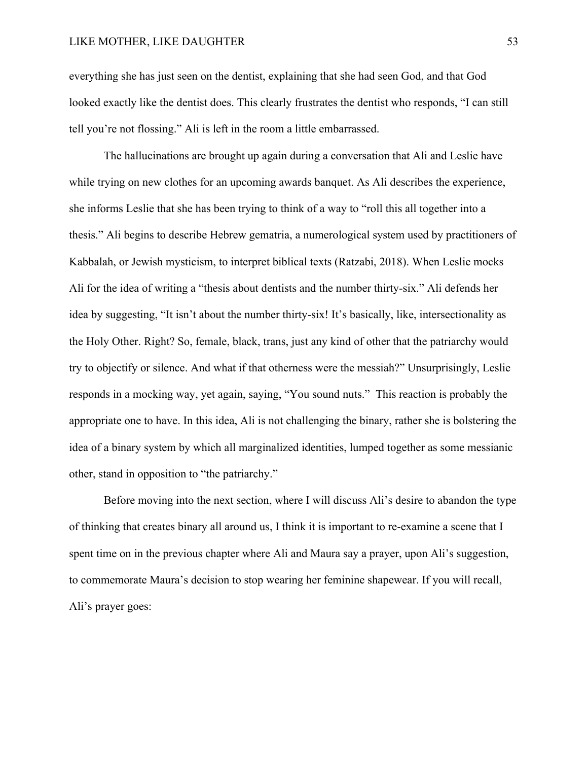everything she has just seen on the dentist, explaining that she had seen God, and that God looked exactly like the dentist does. This clearly frustrates the dentist who responds, "I can still tell you're not flossing." Ali is left in the room a little embarrassed.

The hallucinations are brought up again during a conversation that Ali and Leslie have while trying on new clothes for an upcoming awards banquet. As Ali describes the experience, she informs Leslie that she has been trying to think of a way to "roll this all together into a thesis." Ali begins to describe Hebrew gematria, a numerological system used by practitioners of Kabbalah, or Jewish mysticism, to interpret biblical texts (Ratzabi, 2018). When Leslie mocks Ali for the idea of writing a "thesis about dentists and the number thirty-six." Ali defends her idea by suggesting, "It isn't about the number thirty-six! It's basically, like, intersectionality as the Holy Other. Right? So, female, black, trans, just any kind of other that the patriarchy would try to objectify or silence. And what if that otherness were the messiah?" Unsurprisingly, Leslie responds in a mocking way, yet again, saying, "You sound nuts." This reaction is probably the appropriate one to have. In this idea, Ali is not challenging the binary, rather she is bolstering the idea of a binary system by which all marginalized identities, lumped together as some messianic other, stand in opposition to "the patriarchy."

Before moving into the next section, where I will discuss Ali's desire to abandon the type of thinking that creates binary all around us, I think it is important to re-examine a scene that I spent time on in the previous chapter where Ali and Maura say a prayer, upon Ali's suggestion, to commemorate Maura's decision to stop wearing her feminine shapewear. If you will recall, Ali's prayer goes: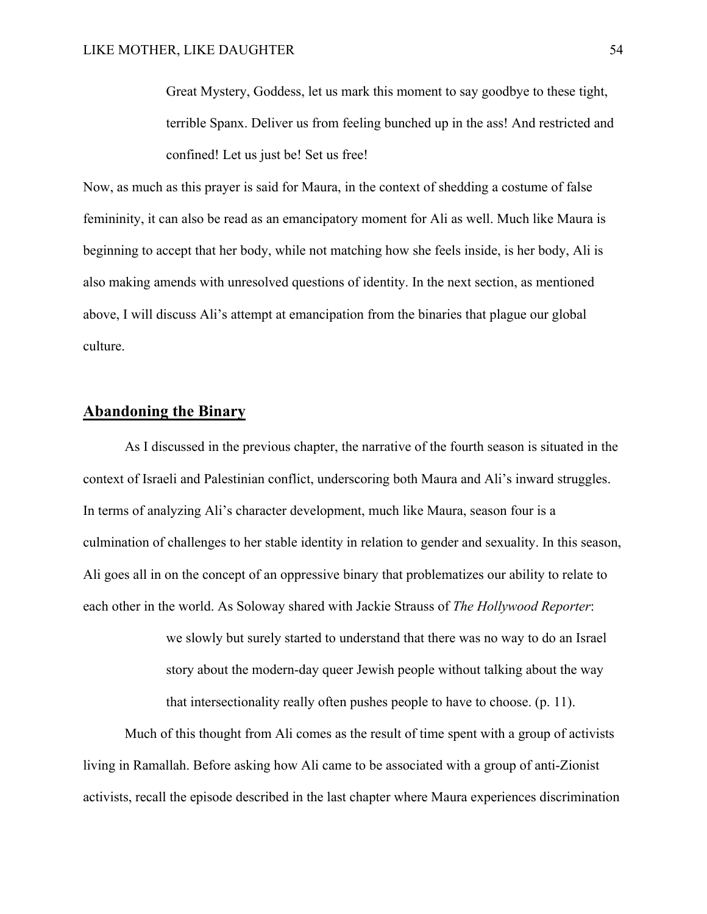> Great Mystery, Goddess, let us mark this moment to say goodbye to these tight, terrible Spanx. Deliver us from feeling bunched up in the ass! And restricted and confined! Let us just be! Set us free!

Now, as much as this prayer is said for Maura, in the context of shedding a costume of false femininity, it can also be read as an emancipatory moment for Ali as well. Much like Maura is beginning to accept that her body, while not matching how she feels inside, is her body, Ali is also making amends with unresolved questions of identity. In the next section, as mentioned above, I will discuss Ali's attempt at emancipation from the binaries that plague our global culture.

## **Abandoning the Binary**

As I discussed in the previous chapter, the narrative of the fourth season is situated in the context of Israeli and Palestinian conflict, underscoring both Maura and Ali's inward struggles. In terms of analyzing Ali's character development, much like Maura, season four is a culmination of challenges to her stable identity in relation to gender and sexuality. In this season, Ali goes all in on the concept of an oppressive binary that problematizes our ability to relate to each other in the world. As Soloway shared with Jackie Strauss of *The Hollywood Reporter*:

> we slowly but surely started to understand that there was no way to do an Israel story about the modern-day queer Jewish people without talking about the way that intersectionality really often pushes people to have to choose. (p. 11).

Much of this thought from Ali comes as the result of time spent with a group of activists living in Ramallah. Before asking how Ali came to be associated with a group of anti-Zionist activists, recall the episode described in the last chapter where Maura experiences discrimination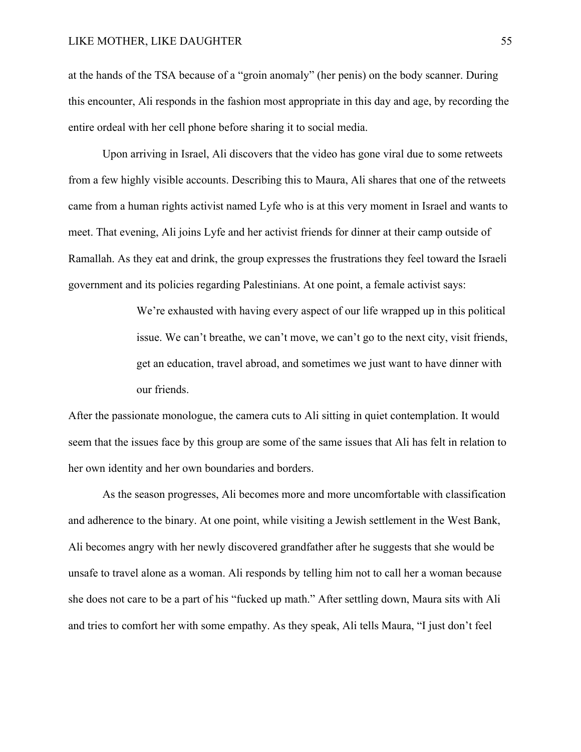at the hands of the TSA because of a "groin anomaly" (her penis) on the body scanner. During this encounter, Ali responds in the fashion most appropriate in this day and age, by recording the entire ordeal with her cell phone before sharing it to social media.

Upon arriving in Israel, Ali discovers that the video has gone viral due to some retweets from a few highly visible accounts. Describing this to Maura, Ali shares that one of the retweets came from a human rights activist named Lyfe who is at this very moment in Israel and wants to meet. That evening, Ali joins Lyfe and her activist friends for dinner at their camp outside of Ramallah. As they eat and drink, the group expresses the frustrations they feel toward the Israeli government and its policies regarding Palestinians. At one point, a female activist says:

> We're exhausted with having every aspect of our life wrapped up in this political issue. We can't breathe, we can't move, we can't go to the next city, visit friends, get an education, travel abroad, and sometimes we just want to have dinner with our friends.

After the passionate monologue, the camera cuts to Ali sitting in quiet contemplation. It would seem that the issues face by this group are some of the same issues that Ali has felt in relation to her own identity and her own boundaries and borders.

As the season progresses, Ali becomes more and more uncomfortable with classification and adherence to the binary. At one point, while visiting a Jewish settlement in the West Bank, Ali becomes angry with her newly discovered grandfather after he suggests that she would be unsafe to travel alone as a woman. Ali responds by telling him not to call her a woman because she does not care to be a part of his "fucked up math." After settling down, Maura sits with Ali and tries to comfort her with some empathy. As they speak, Ali tells Maura, "I just don't feel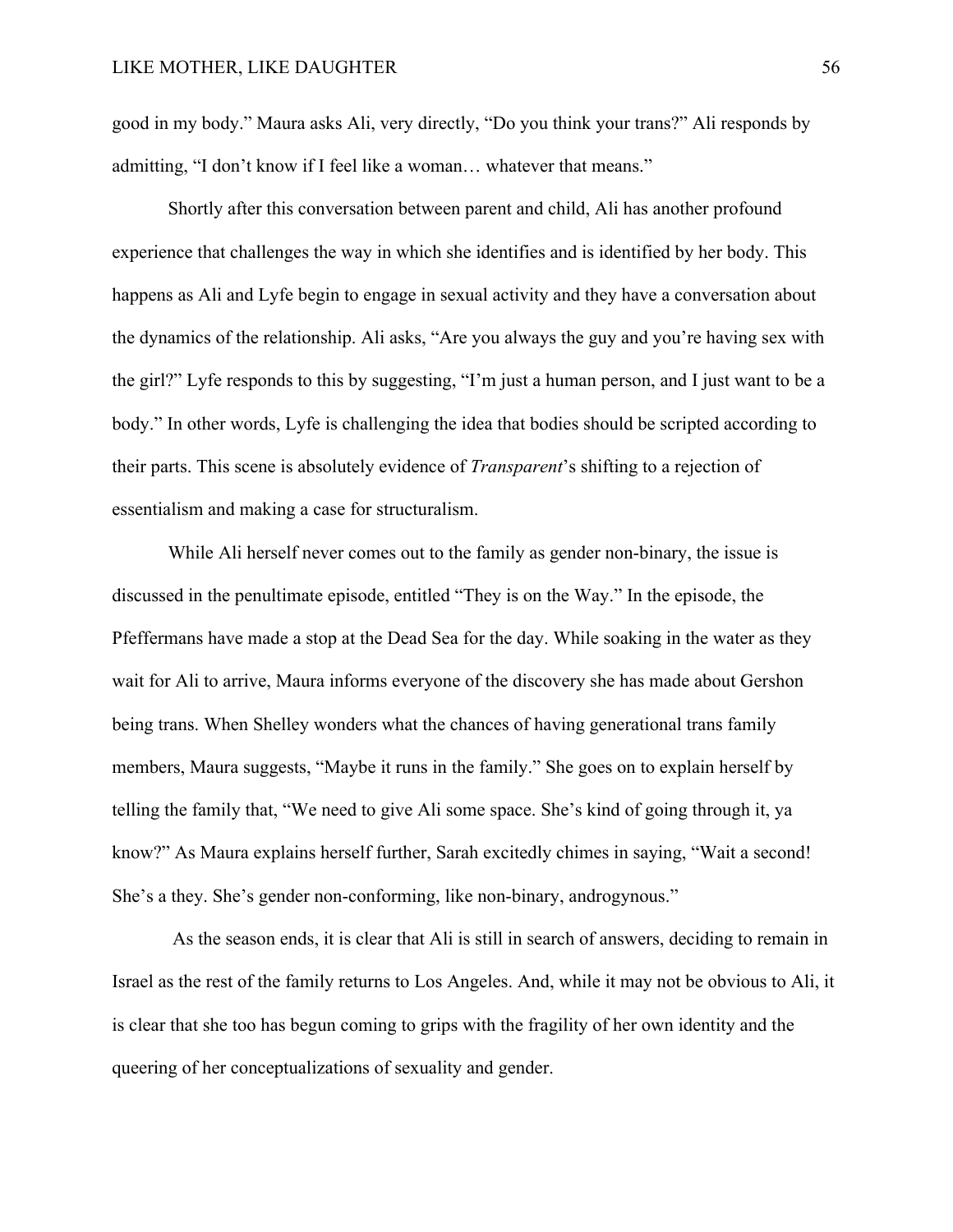good in my body." Maura asks Ali, very directly, "Do you think your trans?" Ali responds by admitting, "I don't know if I feel like a woman… whatever that means."

Shortly after this conversation between parent and child, Ali has another profound experience that challenges the way in which she identifies and is identified by her body. This happens as Ali and Lyfe begin to engage in sexual activity and they have a conversation about the dynamics of the relationship. Ali asks, "Are you always the guy and you're having sex with the girl?" Lyfe responds to this by suggesting, "I'm just a human person, and I just want to be a body." In other words, Lyfe is challenging the idea that bodies should be scripted according to their parts. This scene is absolutely evidence of *Transparent*'s shifting to a rejection of essentialism and making a case for structuralism.

While Ali herself never comes out to the family as gender non-binary, the issue is discussed in the penultimate episode, entitled "They is on the Way." In the episode, the Pfeffermans have made a stop at the Dead Sea for the day. While soaking in the water as they wait for Ali to arrive, Maura informs everyone of the discovery she has made about Gershon being trans. When Shelley wonders what the chances of having generational trans family members, Maura suggests, "Maybe it runs in the family." She goes on to explain herself by telling the family that, "We need to give Ali some space. She's kind of going through it, ya know?" As Maura explains herself further, Sarah excitedly chimes in saying, "Wait a second! She's a they. She's gender non-conforming, like non-binary, androgynous."

As the season ends, it is clear that Ali is still in search of answers, deciding to remain in Israel as the rest of the family returns to Los Angeles. And, while it may not be obvious to Ali, it is clear that she too has begun coming to grips with the fragility of her own identity and the queering of her conceptualizations of sexuality and gender.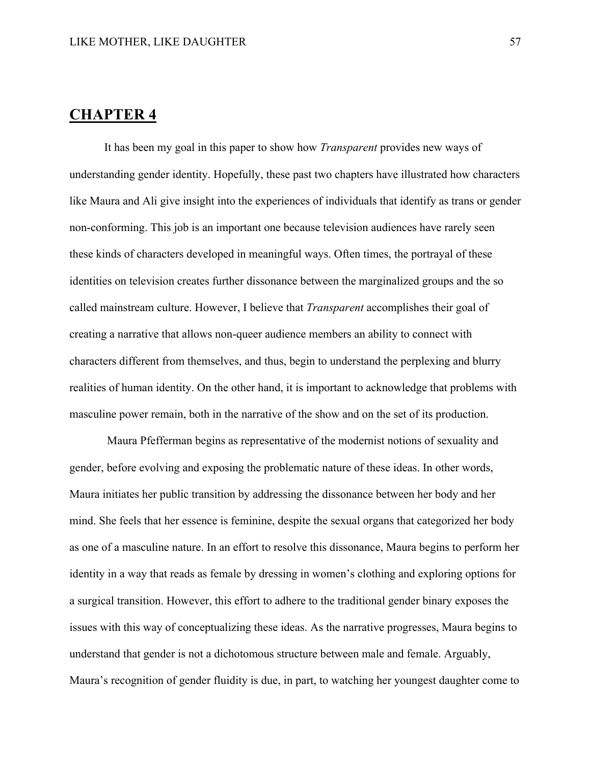# CHAPTER 4

It has been my goal in this paper to show how *Transparent* provides new ways of understanding gender identity. Hopefully, these past two chapters have illustrated how characters like Maura and Ali give insight into the experiences of individuals that identify as trans or gender non-conforming. This job is an important one because television audiences have rarely seen these kinds of characters developed in meaningful ways. Often times, the portrayal of these identities on television creates further dissonance between the marginalized groups and the so called mainstream culture. However, I believe that *Transparent* accomplishes their goal of creating a narrative that allows non-queer audience members an ability to connect with characters different from themselves, and thus, begin to understand the perplexing and blurry realities of human identity. On the other hand, it is important to acknowledge that problems with masculine power remain, both in the narrative of the show and on the set of its production.

Maura Pfefferman begins as representative of the modernist notions of sexuality and gender, before evolving and exposing the problematic nature of these ideas. In other words, Maura initiates her public transition by addressing the dissonance between her body and her mind. She feels that her essence is feminine, despite the sexual organs that categorized her body as one of a masculine nature. In an effort to resolve this dissonance, Maura begins to perform her identity in a way that reads as female by dressing in women's clothing and exploring options for a surgical transition. However, this effort to adhere to the traditional gender binary exposes the issues with this way of conceptualizing these ideas. As the narrative progresses, Maura begins to understand that gender is not a dichotomous structure between male and female. Arguably, Maura's recognition of gender fluidity is due, in part, to watching her youngest daughter come to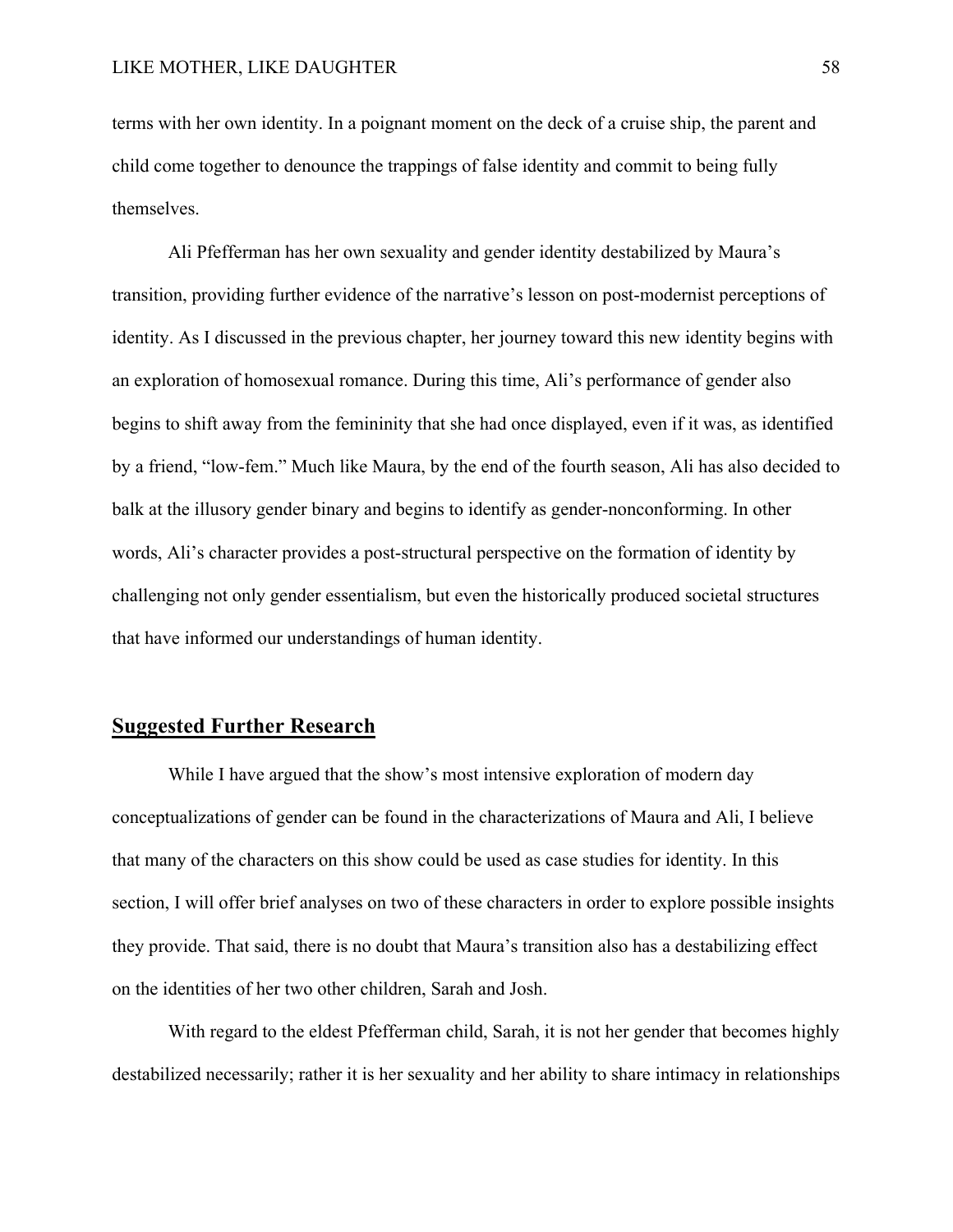terms with her own identity. In a poignant moment on the deck of a cruise ship, the parent and child come together to denounce the trappings of false identity and commit to being fully themselves.

Ali Pfefferman has her own sexuality and gender identity destabilized by Maura's transition, providing further evidence of the narrative's lesson on post-modernist perceptions of identity. As I discussed in the previous chapter, her journey toward this new identity begins with an exploration of homosexual romance. During this time, Ali's performance of gender also begins to shift away from the femininity that she had once displayed, even if it was, as identified by a friend, "low-fem." Much like Maura, by the end of the fourth season, Ali has also decided to balk at the illusory gender binary and begins to identify as gender-nonconforming. In other words, Ali's character provides a post-structural perspective on the formation of identity by challenging not only gender essentialism, but even the historically produced societal structures that have informed our understandings of human identity.

## Suggested Further Research

While I have argued that the show's most intensive exploration of modern day conceptualizations of gender can be found in the characterizations of Maura and Ali, I believe that many of the characters on this show could be used as case studies for identity. In this section, I will offer brief analyses on two of these characters in order to explore possible insights they provide. That said, there is no doubt that Maura's transition also has a destabilizing effect on the identities of her two other children, Sarah and Josh.

With regard to the eldest Pfefferman child, Sarah, it is not her gender that becomes highly destabilized necessarily; rather it is her sexuality and her ability to share intimacy in relationships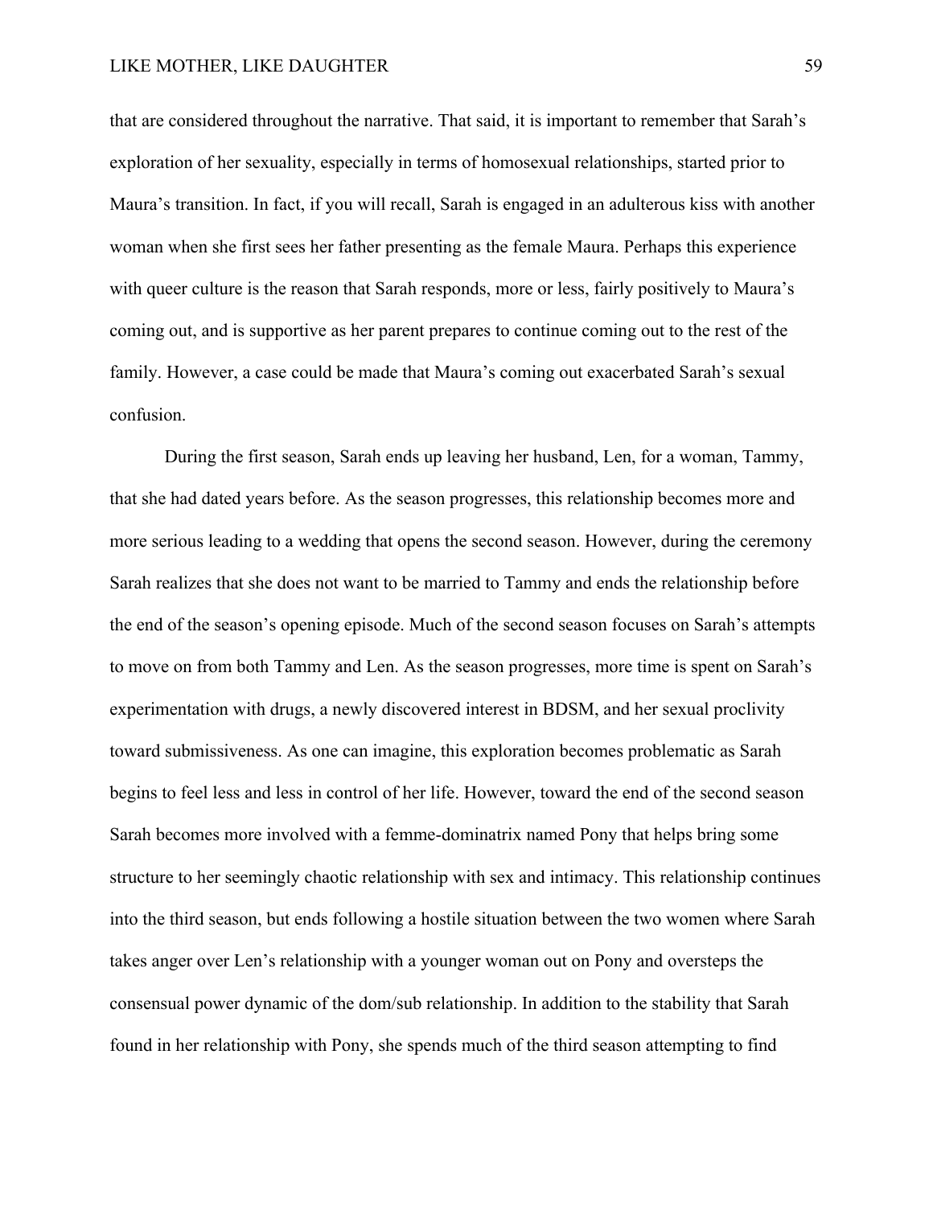that are considered throughout the narrative. That said, it is important to remember that Sarah's exploration of her sexuality, especially in terms of homosexual relationships, started prior to Maura's transition. In fact, if you will recall, Sarah is engaged in an adulterous kiss with another woman when she first sees her father presenting as the female Maura. Perhaps this experience with queer culture is the reason that Sarah responds, more or less, fairly positively to Maura's coming out, and is supportive as her parent prepares to continue coming out to the rest of the family. However, a case could be made that Maura's coming out exacerbated Sarah's sexual confusion.

During the first season, Sarah ends up leaving her husband, Len, for a woman, Tammy, that she had dated years before. As the season progresses, this relationship becomes more and more serious leading to a wedding that opens the second season. However, during the ceremony Sarah realizes that she does not want to be married to Tammy and ends the relationship before the end of the season's opening episode. Much of the second season focuses on Sarah's attempts to move on from both Tammy and Len. As the season progresses, more time is spent on Sarah's experimentation with drugs, a newly discovered interest in BDSM, and her sexual proclivity toward submissiveness. As one can imagine, this exploration becomes problematic as Sarah begins to feel less and less in control of her life. However, toward the end of the second season Sarah becomes more involved with a femme-dominatrix named Pony that helps bring some structure to her seemingly chaotic relationship with sex and intimacy. This relationship continues into the third season, but ends following a hostile situation between the two women where Sarah takes anger over Len's relationship with a younger woman out on Pony and oversteps the consensual power dynamic of the dom/sub relationship. In addition to the stability that Sarah found in her relationship with Pony, she spends much of the third season attempting to find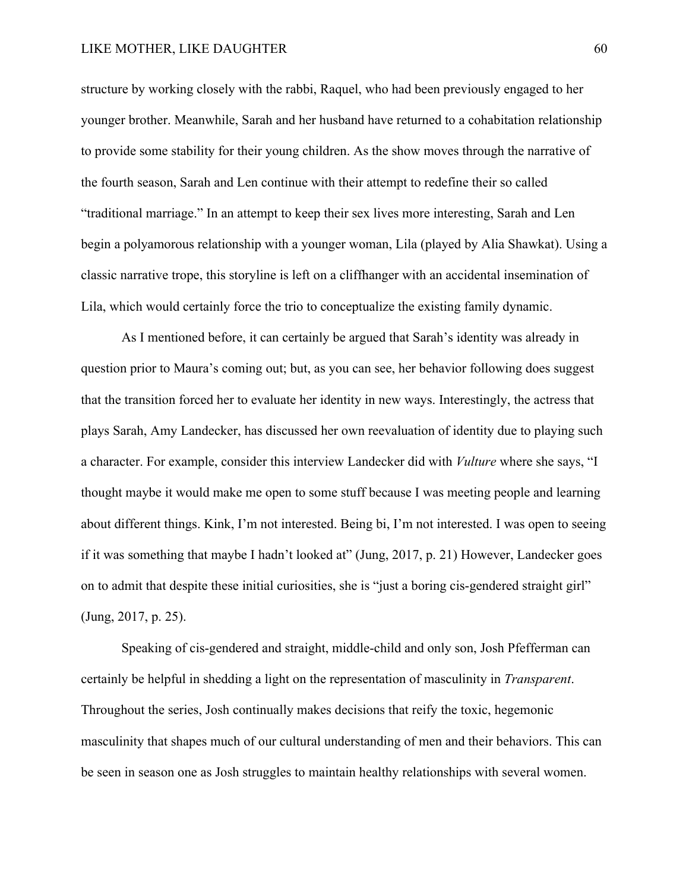structure by working closely with the rabbi, Raquel, who had been previously engaged to her younger brother. Meanwhile, Sarah and her husband have returned to a cohabitation relationship to provide some stability for their young children. As the show moves through the narrative of the fourth season, Sarah and Len continue with their attempt to redefine their so called "traditional marriage." In an attempt to keep their sex lives more interesting, Sarah and Len begin a polyamorous relationship with a younger woman, Lila (played by Alia Shawkat). Using a classic narrative trope, this storyline is left on a cliffhanger with an accidental insemination of Lila, which would certainly force the trio to conceptualize the existing family dynamic.

As I mentioned before, it can certainly be argued that Sarah's identity was already in question prior to Maura's coming out; but, as you can see, her behavior following does suggest that the transition forced her to evaluate her identity in new ways. Interestingly, the actress that plays Sarah, Amy Landecker, has discussed her own reevaluation of identity due to playing such a character. For example, consider this interview Landecker did with *Vulture* where she says, "I thought maybe it would make me open to some stuff because I was meeting people and learning about different things. Kink, I'm not interested. Being bi, I'm not interested. I was open to seeing if it was something that maybe I hadn't looked at" (Jung, 2017, p. 21) However, Landecker goes on to admit that despite these initial curiosities, she is "just a boring cis-gendered straight girl" (Jung, 2017, p. 25).

Speaking of cis-gendered and straight, middle-child and only son, Josh Pfefferman can certainly be helpful in shedding a light on the representation of masculinity in *Transparent*. Throughout the series, Josh continually makes decisions that reify the toxic, hegemonic masculinity that shapes much of our cultural understanding of men and their behaviors. This can be seen in season one as Josh struggles to maintain healthy relationships with several women.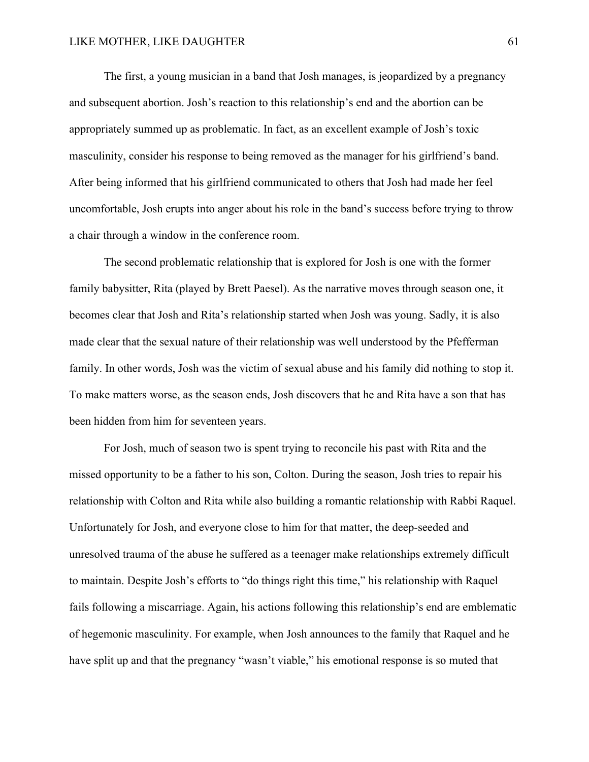The first, a young musician in a band that Josh manages, is jeopardized by a pregnancy and subsequent abortion. Josh's reaction to this relationship's end and the abortion can be appropriately summed up as problematic. In fact, as an excellent example of Josh's toxic masculinity, consider his response to being removed as the manager for his girlfriend's band. After being informed that his girlfriend communicated to others that Josh had made her feel uncomfortable, Josh erupts into anger about his role in the band's success before trying to throw a chair through a window in the conference room.

The second problematic relationship that is explored for Josh is one with the former family babysitter, Rita (played by Brett Paesel). As the narrative moves through season one, it becomes clear that Josh and Rita's relationship started when Josh was young. Sadly, it is also made clear that the sexual nature of their relationship was well understood by the Pfefferman family. In other words, Josh was the victim of sexual abuse and his family did nothing to stop it. To make matters worse, as the season ends, Josh discovers that he and Rita have a son that has been hidden from him for seventeen years.

For Josh, much of season two is spent trying to reconcile his past with Rita and the missed opportunity to be a father to his son, Colton. During the season, Josh tries to repair his relationship with Colton and Rita while also building a romantic relationship with Rabbi Raquel. Unfortunately for Josh, and everyone close to him for that matter, the deep-seeded and unresolved trauma of the abuse he suffered as a teenager make relationships extremely difficult to maintain. Despite Josh's efforts to "do things right this time," his relationship with Raquel fails following a miscarriage. Again, his actions following this relationship's end are emblematic of hegemonic masculinity. For example, when Josh announces to the family that Raquel and he have split up and that the pregnancy "wasn't viable," his emotional response is so muted that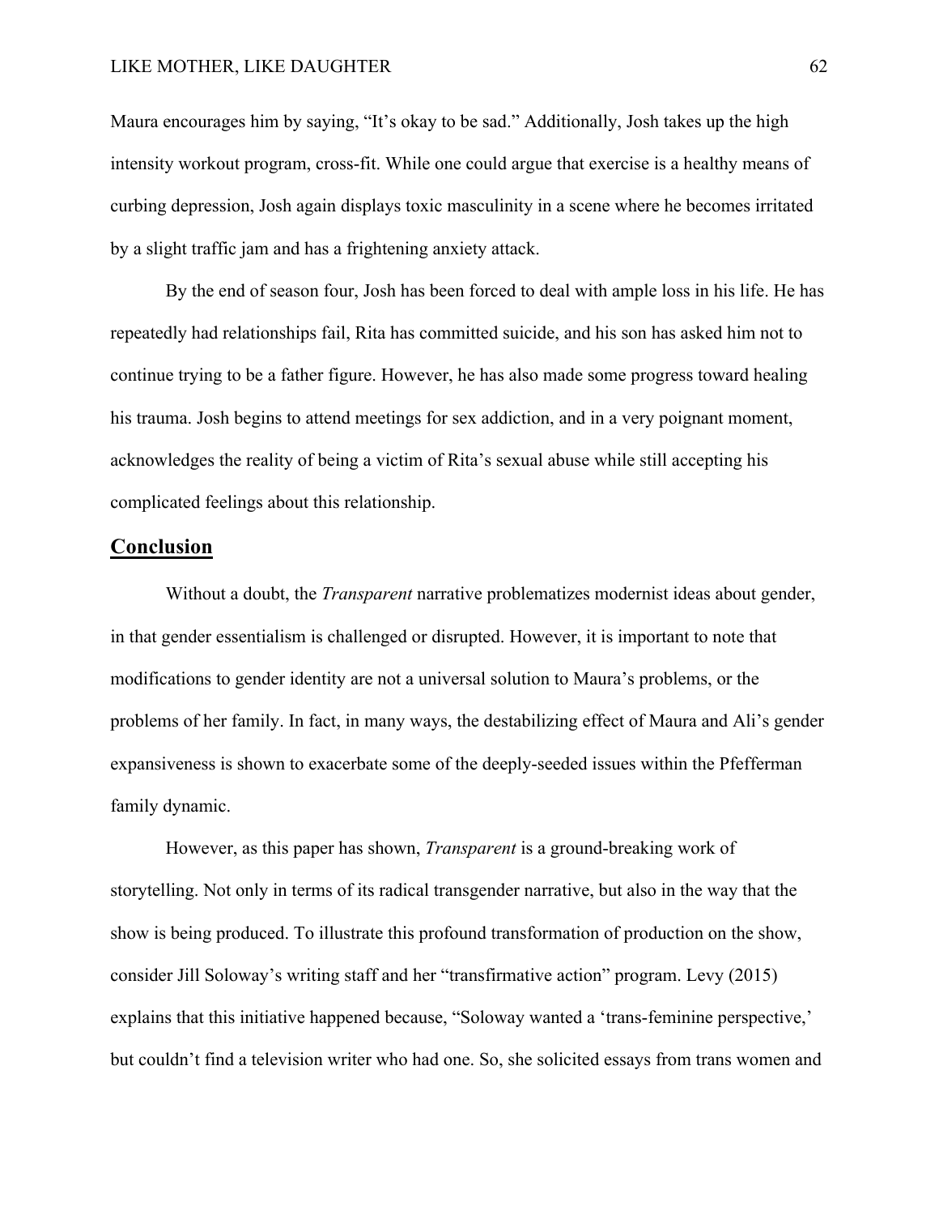Maura encourages him by saying, “It’s okay to be sad.” Additionally, Josh takes up the high intensity workout program, cross-fit. While one could argue that exercise is a healthy means of curbing depression, Josh again displays toxic masculinity in a scene where he becomes irritated by a slight traffic jam and has a frightening anxiety attack.

By the end of season four, Josh has been forced to deal with ample loss in his life. He has repeatedly had relationships fail, Rita has committed suicide, and his son has asked him not to continue trying to be a father figure. However, he has also made some progress toward healing his trauma. Josh begins to attend meetings for sex addiction, and in a very poignant moment, acknowledges the reality of being a victim of Rita’s sexual abuse while still accepting his complicated feelings about this relationship.

## Conclusion

Without a doubt, the *Transparent* narrative problematizes modernist ideas about gender, in that gender essentialism is challenged or disrupted. However, it is important to note that modifications to gender identity are not a universal solution to Maura’s problems, or the problems of her family. In fact, in many ways, the destabilizing effect of Maura and Ali’s gender expansiveness is shown to exacerbate some of the deeply-seeded issues within the Pfefferman family dynamic.

However, as this paper has shown, *Transparent* is a ground-breaking work of storytelling. Not only in terms of its radical transgender narrative, but also in the way that the show is being produced. To illustrate this profound transformation of production on the show, consider Jill Soloway’s writing staff and her “transfirmative action” program. Levy (2015) explains that this initiative happened because, “Soloway wanted a ‘trans-feminine perspective,’ but couldn’t find a television writer who had one. So, she solicited essays from trans women and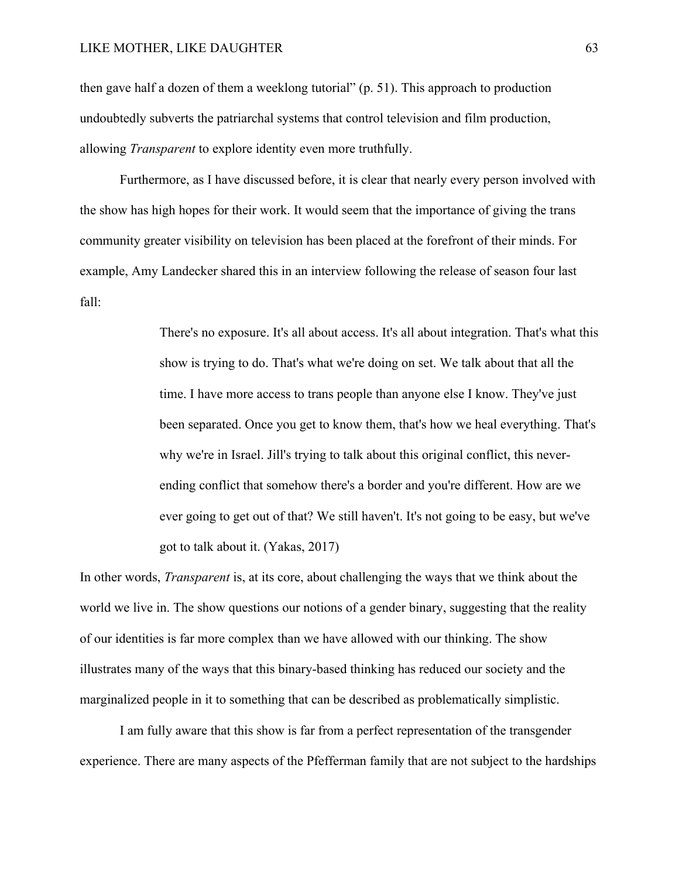then gave half a dozen of them a weeklong tutorial" (p. 51). This approach to production undoubtedly subverts the patriarchal systems that control television and film production, allowing *Transparent* to explore identity even more truthfully.

Furthermore, as I have discussed before, it is clear that nearly every person involved with the show has high hopes for their work. It would seem that the importance of giving the trans community greater visibility on television has been placed at the forefront of their minds. For example, Amy Landecker shared this in an interview following the release of season four last fall:

> There's no exposure. It's all about access. It's all about integration. That's what this show is trying to do. That's what we're doing on set. We talk about that all the time. I have more access to trans people than anyone else I know. They've just been separated. Once you get to know them, that's how we heal everything. That's why we're in Israel. Jill's trying to talk about this original conflict, this never-ending conflict that somehow there's a border and you're different. How are we ever going to get out of that? We still haven't. It's not going to be easy, but we've got to talk about it. (Yakas, 2017)

In other words, *Transparent* is, at its core, about challenging the ways that we think about the world we live in. The show questions our notions of a gender binary, suggesting that the reality of our identities is far more complex than we have allowed with our thinking. The show illustrates many of the ways that this binary-based thinking has reduced our society and the marginalized people in it to something that can be described as problematically simplistic.

I am fully aware that this show is far from a perfect representation of the transgender experience. There are many aspects of the Pfefferman family that are not subject to the hardships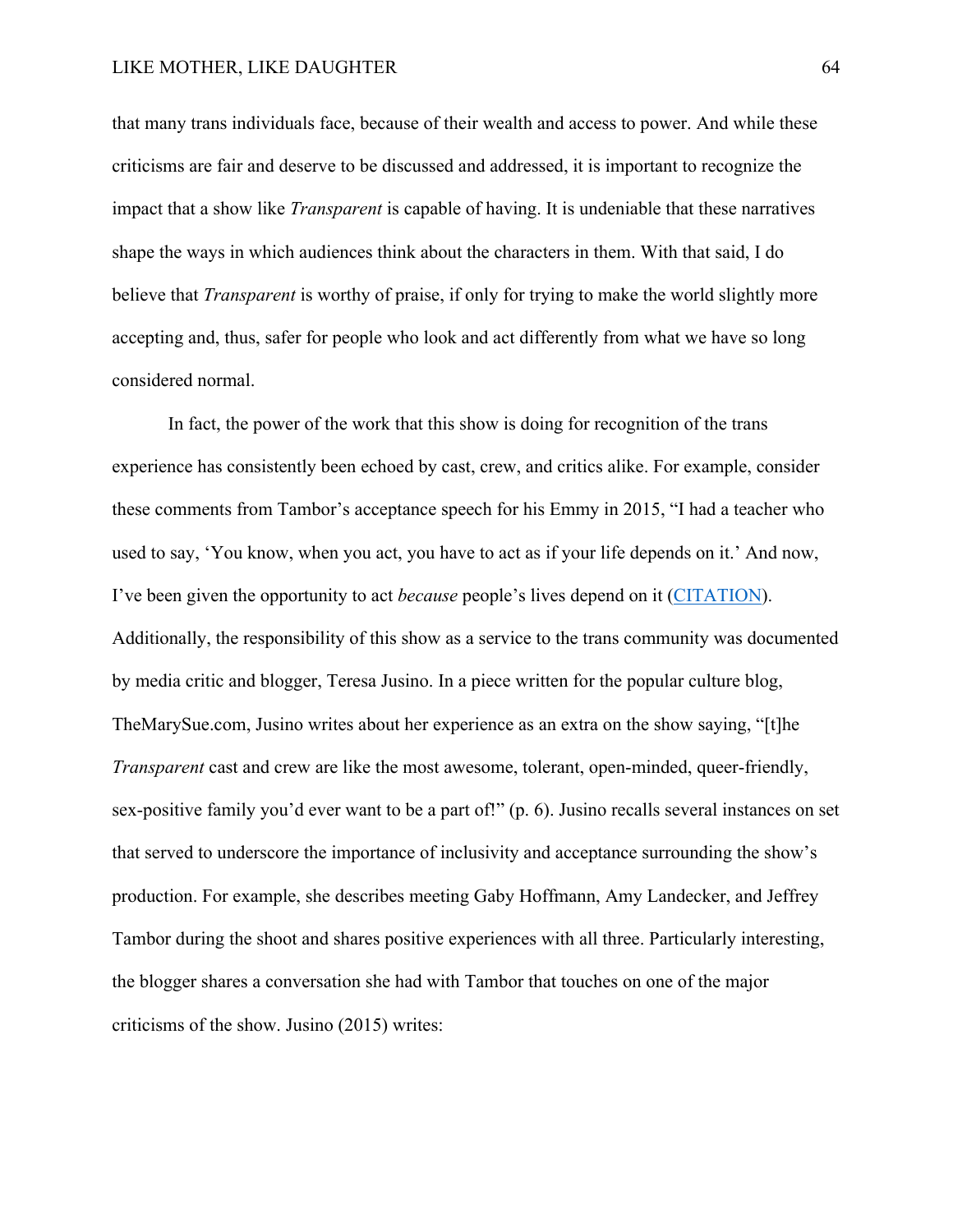that many trans individuals face, because of their wealth and access to power. And while these criticisms are fair and deserve to be discussed and addressed, it is important to recognize the impact that a show like *Transparent* is capable of having. It is undeniable that these narratives shape the ways in which audiences think about the characters in them. With that said, I do believe that *Transparent* is worthy of praise, if only for trying to make the world slightly more accepting and, thus, safer for people who look and act differently from what we have so long considered normal.

In fact, the power of the work that this show is doing for recognition of the trans experience has consistently been echoed by cast, crew, and critics alike. For example, consider these comments from Tambor's acceptance speech for his Emmy in 2015, "I had a teacher who used to say, 'You know, when you act, you have to act as if your life depends on it.' And now, I've been given the opportunity to act *because* people's lives depend on it (CITATION). Additionally, the responsibility of this show as a service to the trans community was documented by media critic and blogger, Teresa Jusino. In a piece written for the popular culture blog, TheMarySue.com, Jusino writes about her experience as an extra on the show saying, "[t]he *Transparent* cast and crew are like the most awesome, tolerant, open-minded, queer-friendly, sex-positive family you'd ever want to be a part of!" (p. 6). Jusino recalls several instances on set that served to underscore the importance of inclusivity and acceptance surrounding the show's production. For example, she describes meeting Gaby Hoffmann, Amy Landecker, and Jeffrey Tambor during the shoot and shares positive experiences with all three. Particularly interesting, the blogger shares a conversation she had with Tambor that touches on one of the major criticisms of the show. Jusino (2015) writes: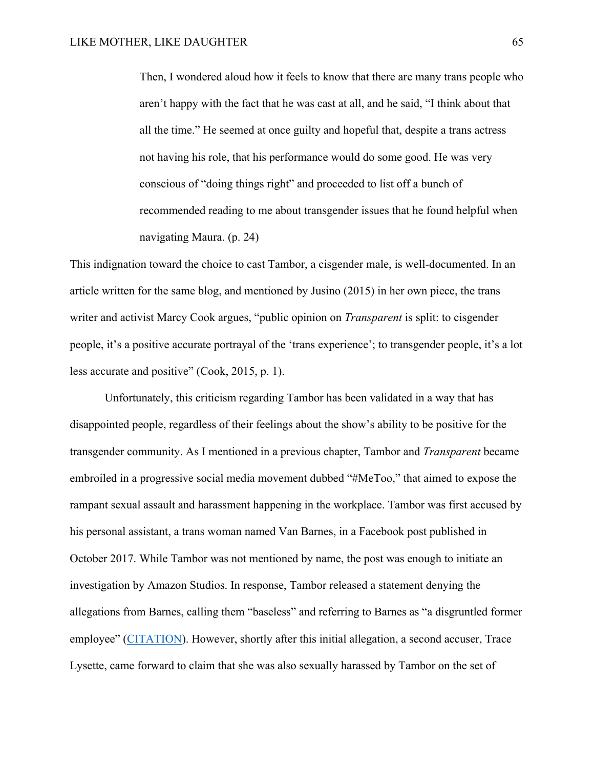> Then, I wondered aloud how it feels to know that there are many trans people who aren't happy with the fact that he was cast at all, and he said, "I think about that all the time." He seemed at once guilty and hopeful that, despite a trans actress not having his role, that his performance would do some good. He was very conscious of "doing things right" and proceeded to list off a bunch of recommended reading to me about transgender issues that he found helpful when navigating Maura. (p. 24)

This indignation toward the choice to cast Tambor, a cisgender male, is well-documented. In an article written for the same blog, and mentioned by Jusino (2015) in her own piece, the trans writer and activist Marcy Cook argues, "public opinion on *Transparent* is split: to cisgender people, it's a positive accurate portrayal of the 'trans experience'; to transgender people, it's a lot less accurate and positive" (Cook, 2015, p. 1).

Unfortunately, this criticism regarding Tambor has been validated in a way that has disappointed people, regardless of their feelings about the show's ability to be positive for the transgender community. As I mentioned in a previous chapter, Tambor and *Transparent* became embroiled in a progressive social media movement dubbed "#MeToo," that aimed to expose the rampant sexual assault and harassment happening in the workplace. Tambor was first accused by his personal assistant, a trans woman named Van Barnes, in a Facebook post published in October 2017. While Tambor was not mentioned by name, the post was enough to initiate an investigation by Amazon Studios. In response, Tambor released a statement denying the allegations from Barnes, calling them "baseless" and referring to Barnes as "a disgruntled former employee" (CITATION). However, shortly after this initial allegation, a second accuser, Trace Lysette, came forward to claim that she was also sexually harassed by Tambor on the set of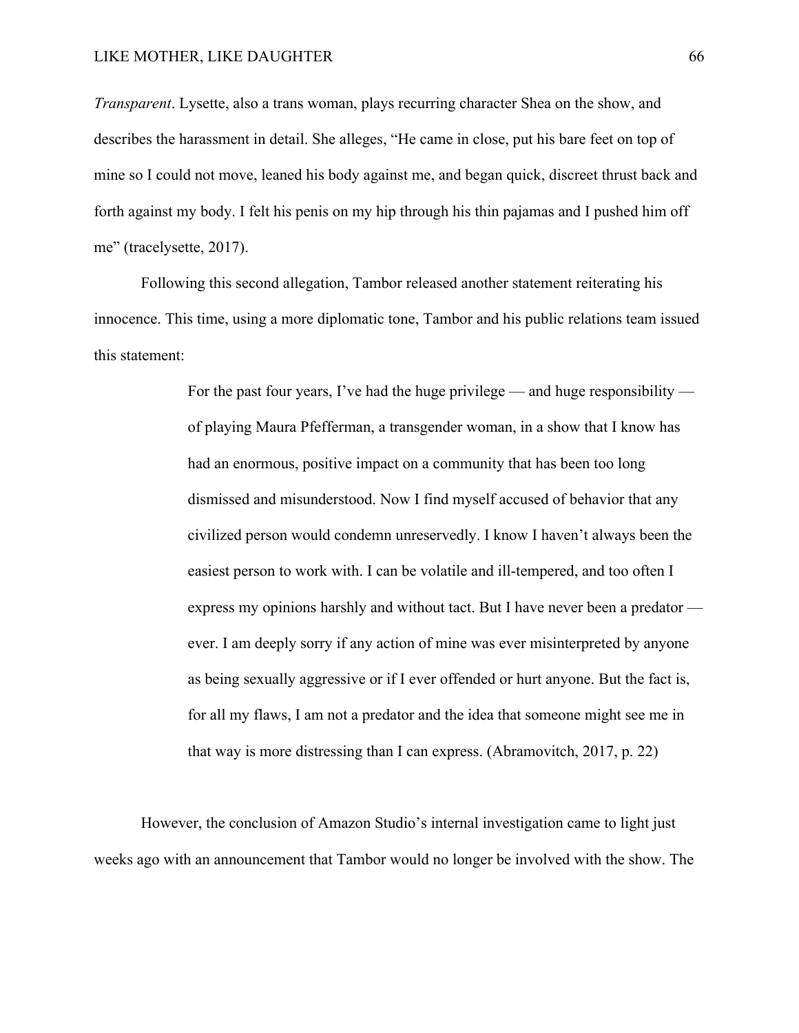*Transparent*. Lysette, also a trans woman, plays recurring character Shea on the show, and describes the harassment in detail. She alleges, "He came in close, put his bare feet on top of mine so I could not move, leaned his body against me, and began quick, discreet thrust back and forth against my body. I felt his penis on my hip through his thin pajamas and I pushed him off me" (tracelysette, 2017).

Following this second allegation, Tambor released another statement reiterating his innocence. This time, using a more diplomatic tone, Tambor and his public relations team issued this statement:

> For the past four years, I've had the huge privilege — and huge responsibility — of playing Maura Pfefferman, a transgender woman, in a show that I know has had an enormous, positive impact on a community that has been too long dismissed and misunderstood. Now I find myself accused of behavior that any civilized person would condemn unreservedly. I know I haven't always been the easiest person to work with. I can be volatile and ill-tempered, and too often I express my opinions harshly and without tact. But I have never been a predator — ever. I am deeply sorry if any action of mine was ever misinterpreted by anyone as being sexually aggressive or if I ever offended or hurt anyone. But the fact is, for all my flaws, I am not a predator and the idea that someone might see me in that way is more distressing than I can express. (Abramovitch, 2017, p. 22)

However, the conclusion of Amazon Studio's internal investigation came to light just weeks ago with an announcement that Tambor would no longer be involved with the show. The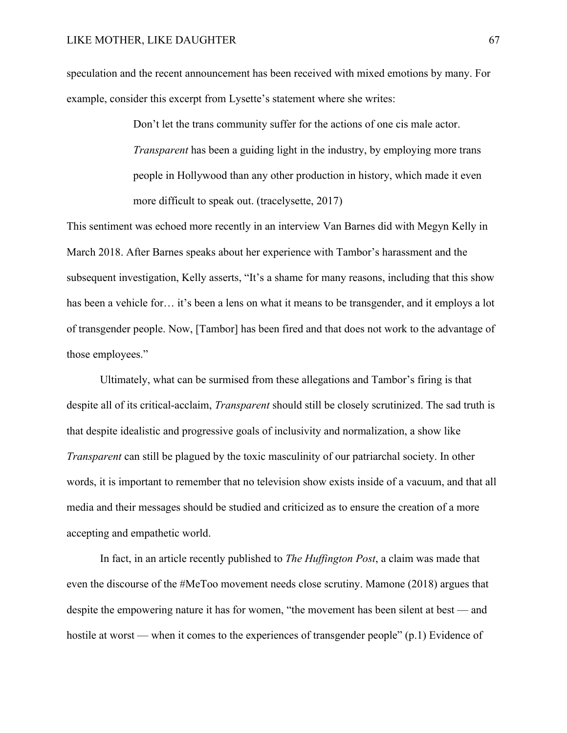speculation and the recent announcement has been received with mixed emotions by many. For example, consider this excerpt from Lysette's statement where she writes:

> Don't let the trans community suffer for the actions of one cis male actor. *Transparent* has been a guiding light in the industry, by employing more trans people in Hollywood than any other production in history, which made it even more difficult to speak out. (tracelysette, 2017)

This sentiment was echoed more recently in an interview Van Barnes did with Megyn Kelly in March 2018. After Barnes speaks about her experience with Tambor's harassment and the subsequent investigation, Kelly asserts, "It's a shame for many reasons, including that this show has been a vehicle for… it's been a lens on what it means to be transgender, and it employs a lot of transgender people. Now, [Tambor] has been fired and that does not work to the advantage of those employees."

Ultimately, what can be surmised from these allegations and Tambor's firing is that despite all of its critical-acclaim, *Transparent* should still be closely scrutinized. The sad truth is that despite idealistic and progressive goals of inclusivity and normalization, a show like *Transparent* can still be plagued by the toxic masculinity of our patriarchal society. In other words, it is important to remember that no television show exists inside of a vacuum, and that all media and their messages should be studied and criticized as to ensure the creation of a more accepting and empathetic world.

In fact, in an article recently published to *The Huffington Post*, a claim was made that even the discourse of the #MeToo movement needs close scrutiny. Mamone (2018) argues that despite the empowering nature it has for women, "the movement has been silent at best — and hostile at worst — when it comes to the experiences of transgender people" (p.1) Evidence of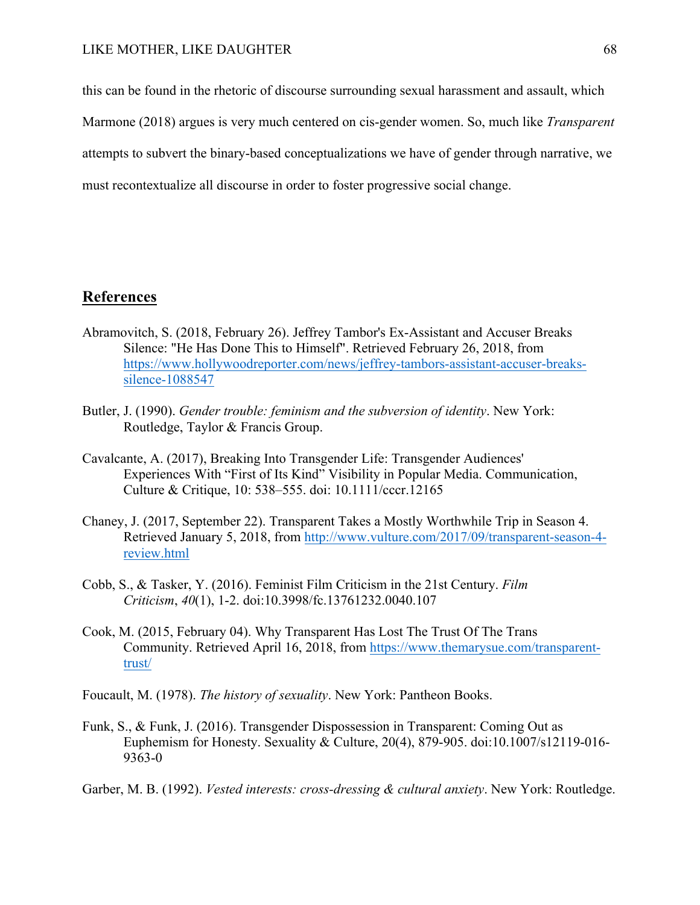this can be found in the rhetoric of discourse surrounding sexual harassment and assault, which Marmone (2018) argues is very much centered on cis-gender women. So, much like *Transparent* attempts to subvert the binary-based conceptualizations we have of gender through narrative, we must recontextualize all discourse in order to foster progressive social change.

## References

Abramovitch, S. (2018, February 26). Jeffrey Tambor's Ex-Assistant and Accuser Breaks Silence: "He Has Done This to Himself". Retrieved February 26, 2018, from https://www.hollywoodreporter.com/news/jeffrey-tambors-assistant-accuser-breaks-silence-1088547

Butler, J. (1990). *Gender trouble: feminism and the subversion of identity*. New York: Routledge, Taylor & Francis Group.

Cavalcante, A. (2017), Breaking Into Transgender Life: Transgender Audiences' Experiences With "First of Its Kind" Visibility in Popular Media. Communication, Culture & Critique, 10: 538–555. doi: 10.1111/cccr.12165

Chaney, J. (2017, September 22). Transparent Takes a Mostly Worthwhile Trip in Season 4. Retrieved January 5, 2018, from http://www.vulture.com/2017/09/transparent-season-4-review.html

Cobb, S., & Tasker, Y. (2016). Feminist Film Criticism in the 21st Century. *Film Criticism*, *40*(1), 1-2. doi:10.3998/fc.13761232.0040.107

Cook, M. (2015, February 04). Why Transparent Has Lost The Trust Of The Trans Community. Retrieved April 16, 2018, from https://www.themarysue.com/transparent-trust/

Foucault, M. (1978). *The history of sexuality*. New York: Pantheon Books.

Funk, S., & Funk, J. (2016). Transgender Dispossession in Transparent: Coming Out as Euphemism for Honesty. Sexuality & Culture, 20(4), 879-905. doi:10.1007/s12119-016-9363-0

Garber, M. B. (1992). *Vested interests: cross-dressing & cultural anxiety*. New York: Routledge.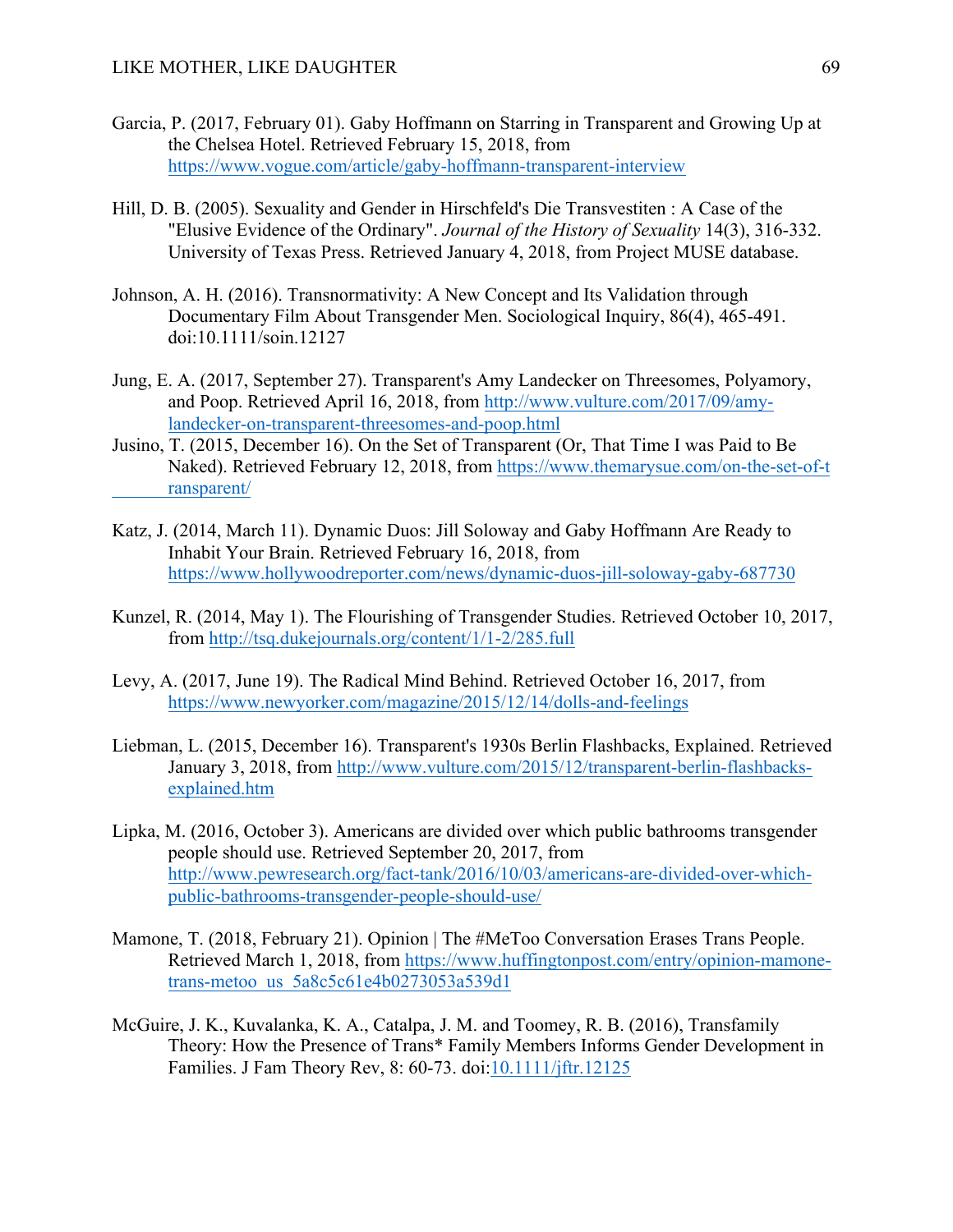Garcia, P. (2017, February 01). Gaby Hoffmann on Starring in Transparent and Growing Up at the Chelsea Hotel. Retrieved February 15, 2018, from https://www.vogue.com/article/gaby-hoffmann-transparent-interview

Hill, D. B. (2005). Sexuality and Gender in Hirschfeld's Die Transvestiten : A Case of the "Elusive Evidence of the Ordinary". *Journal of the History of Sexuality* 14(3), 316-332. University of Texas Press. Retrieved January 4, 2018, from Project MUSE database.

Johnson, A. H. (2016). Transnormativity: A New Concept and Its Validation through Documentary Film About Transgender Men. Sociological Inquiry, 86(4), 465-491. doi:10.1111/soin.12127

Jung, E. A. (2017, September 27). Transparent's Amy Landecker on Threesomes, Polyamory, and Poop. Retrieved April 16, 2018, from http://www.vulture.com/2017/09/amy-landecker-on-transparent-threesomes-and-poop.html

Jusino, T. (2015, December 16). On the Set of Transparent (Or, That Time I was Paid to Be Naked). Retrieved February 12, 2018, from https://www.themarysue.com/on-the-set-of-transparent/

Katz, J. (2014, March 11). Dynamic Duos: Jill Soloway and Gaby Hoffmann Are Ready to Inhabit Your Brain. Retrieved February 16, 2018, from https://www.hollywoodreporter.com/news/dynamic-duos-jill-soloway-gaby-687730

Kunzel, R. (2014, May 1). The Flourishing of Transgender Studies. Retrieved October 10, 2017, from http://tsq.dukejournals.org/content/1/1-2/285.full

Levy, A. (2017, June 19). The Radical Mind Behind. Retrieved October 16, 2017, from https://www.newyorker.com/magazine/2015/12/14/dolls-and-feelings

Liebman, L. (2015, December 16). Transparent's 1930s Berlin Flashbacks, Explained. Retrieved January 3, 2018, from http://www.vulture.com/2015/12/transparent-berlin-flashbacks-explained.htm

Lipka, M. (2016, October 3). Americans are divided over which public bathrooms transgender people should use. Retrieved September 20, 2017, from http://www.pewresearch.org/fact-tank/2016/10/03/americans-are-divided-over-which-public-bathrooms-transgender-people-should-use/

Mamone, T. (2018, February 21). Opinion | The #MeToo Conversation Erases Trans People. Retrieved March 1, 2018, from https://www.huffingtonpost.com/entry/opinion-mamone-trans-metoo_us_5a8c5c61e4b0273053a539d1

McGuire, J. K., Kuvalanka, K. A., Catalpa, J. M. and Toomey, R. B. (2016), Transfamily Theory: How the Presence of Trans* Family Members Informs Gender Development in Families. J Fam Theory Rev, 8: 60-73. doi:10.1111/jftr.12125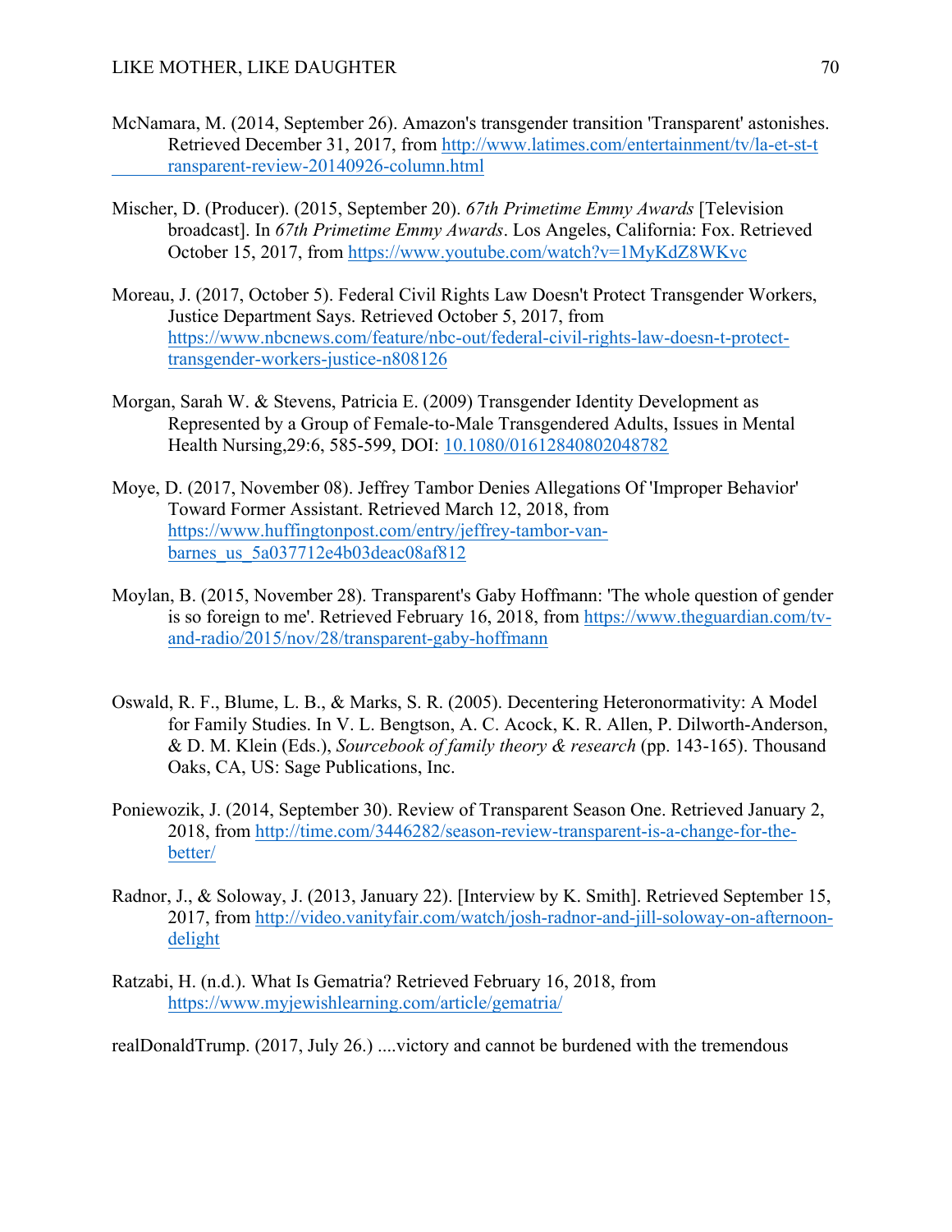McNamara, M. (2014, September 26). Amazon's transgender transition 'Transparent' astonishes. Retrieved December 31, 2017, from http://www.latimes.com/entertainment/tv/la-et-st-transparent-review-20140926-column.html

Mischer, D. (Producer). (2015, September 20). *67th Primetime Emmy Awards* [Television broadcast]. In *67th Primetime Emmy Awards*. Los Angeles, California: Fox. Retrieved October 15, 2017, from https://www.youtube.com/watch?v=1MyKdZ8WKvc

Moreau, J. (2017, October 5). Federal Civil Rights Law Doesn't Protect Transgender Workers, Justice Department Says. Retrieved October 5, 2017, from https://www.nbcnews.com/feature/nbc-out/federal-civil-rights-law-doesn-t-protect-transgender-workers-justice-n808126

Morgan, Sarah W. & Stevens, Patricia E. (2009) Transgender Identity Development as Represented by a Group of Female-to-Male Transgendered Adults, Issues in Mental Health Nursing,29:6, 585-599, DOI: 10.1080/01612840802048782

Moye, D. (2017, November 08). Jeffrey Tambor Denies Allegations Of 'Improper Behavior' Toward Former Assistant. Retrieved March 12, 2018, from https://www.huffingtonpost.com/entry/jeffrey-tambor-van-barnes_us_5a037712e4b03deac08af812

Moylan, B. (2015, November 28). Transparent's Gaby Hoffmann: 'The whole question of gender is so foreign to me'. Retrieved February 16, 2018, from https://www.theguardian.com/tv-and-radio/2015/nov/28/transparent-gaby-hoffmann

Oswald, R. F., Blume, L. B., & Marks, S. R. (2005). Decentering Heteronormativity: A Model for Family Studies. In V. L. Bengtson, A. C. Acock, K. R. Allen, P. Dilworth-Anderson, & D. M. Klein (Eds.), *Sourcebook of family theory & research* (pp. 143-165). Thousand Oaks, CA, US: Sage Publications, Inc.

Poniewozik, J. (2014, September 30). Review of Transparent Season One. Retrieved January 2, 2018, from http://time.com/3446282/season-review-transparent-is-a-change-for-the-better/

Radnor, J., & Soloway, J. (2013, January 22). [Interview by K. Smith]. Retrieved September 15, 2017, from http://video.vanityfair.com/watch/josh-radnor-and-jill-soloway-on-afternoon-delight

Ratzabi, H. (n.d.). What Is Gematria? Retrieved February 16, 2018, from https://www.myjewishlearning.com/article/gematria/

realDonaldTrump. (2017, July 26.) ....victory and cannot be burdened with the tremendous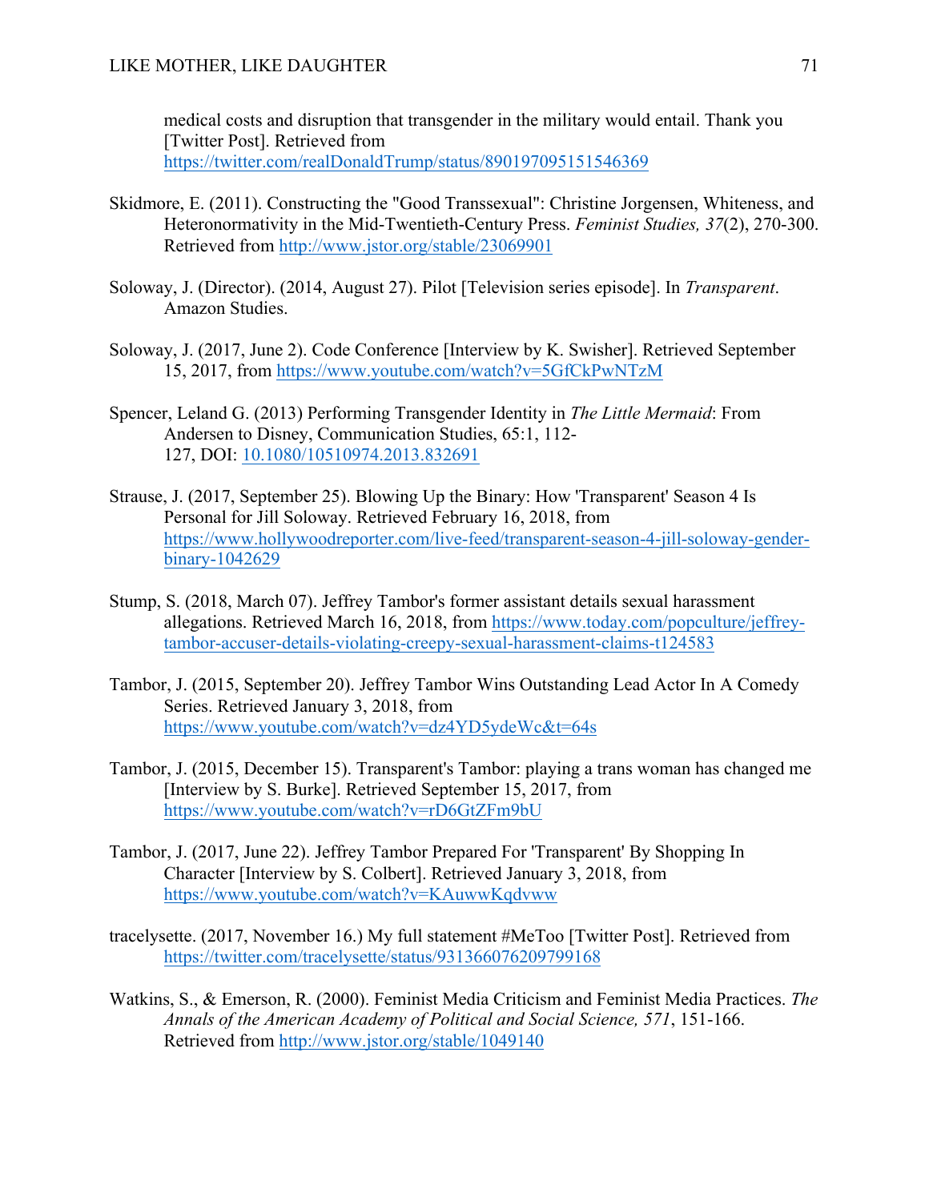medical costs and disruption that transgender in the military would entail. Thank you [Twitter Post]. Retrieved from https://twitter.com/realDonaldTrump/status/890197095151546369

Skidmore, E. (2011). Constructing the "Good Transsexual": Christine Jorgensen, Whiteness, and Heteronormativity in the Mid-Twentieth-Century Press. *Feminist Studies, 37*(2), 270-300. Retrieved from http://www.jstor.org/stable/23069901

Soloway, J. (Director). (2014, August 27). Pilot [Television series episode]. In *Transparent*. Amazon Studies.

Soloway, J. (2017, June 2). Code Conference [Interview by K. Swisher]. Retrieved September 15, 2017, from https://www.youtube.com/watch?v=5GfCkPwNTzM

Spencer, Leland G. (2013) Performing Transgender Identity in *The Little Mermaid*: From Andersen to Disney, Communication Studies, 65:1, 112-127, DOI: 10.1080/10510974.2013.832691

Strause, J. (2017, September 25). Blowing Up the Binary: How 'Transparent' Season 4 Is Personal for Jill Soloway. Retrieved February 16, 2018, from https://www.hollywoodreporter.com/live-feed/transparent-season-4-jill-soloway-gender-binary-1042629

Stump, S. (2018, March 07). Jeffrey Tambor's former assistant details sexual harassment allegations. Retrieved March 16, 2018, from https://www.today.com/popculture/jeffrey-tambor-accuser-details-violating-creepy-sexual-harassment-claims-t124583

Tambor, J. (2015, September 20). Jeffrey Tambor Wins Outstanding Lead Actor In A Comedy Series. Retrieved January 3, 2018, from https://www.youtube.com/watch?v=dz4YD5ydeWc&t=64s

Tambor, J. (2015, December 15). Transparent's Tambor: playing a trans woman has changed me [Interview by S. Burke]. Retrieved September 15, 2017, from https://www.youtube.com/watch?v=rD6GtZFm9bU

Tambor, J. (2017, June 22). Jeffrey Tambor Prepared For 'Transparent' By Shopping In Character [Interview by S. Colbert]. Retrieved January 3, 2018, from https://www.youtube.com/watch?v=KAuwwKqdvww

tracelysette. (2017, November 16.) My full statement #MeToo [Twitter Post]. Retrieved from https://twitter.com/tracelysette/status/931366076209799168

Watkins, S., & Emerson, R. (2000). Feminist Media Criticism and Feminist Media Practices. *The Annals of the American Academy of Political and Social Science, 571*, 151-166. Retrieved from http://www.jstor.org/stable/1049140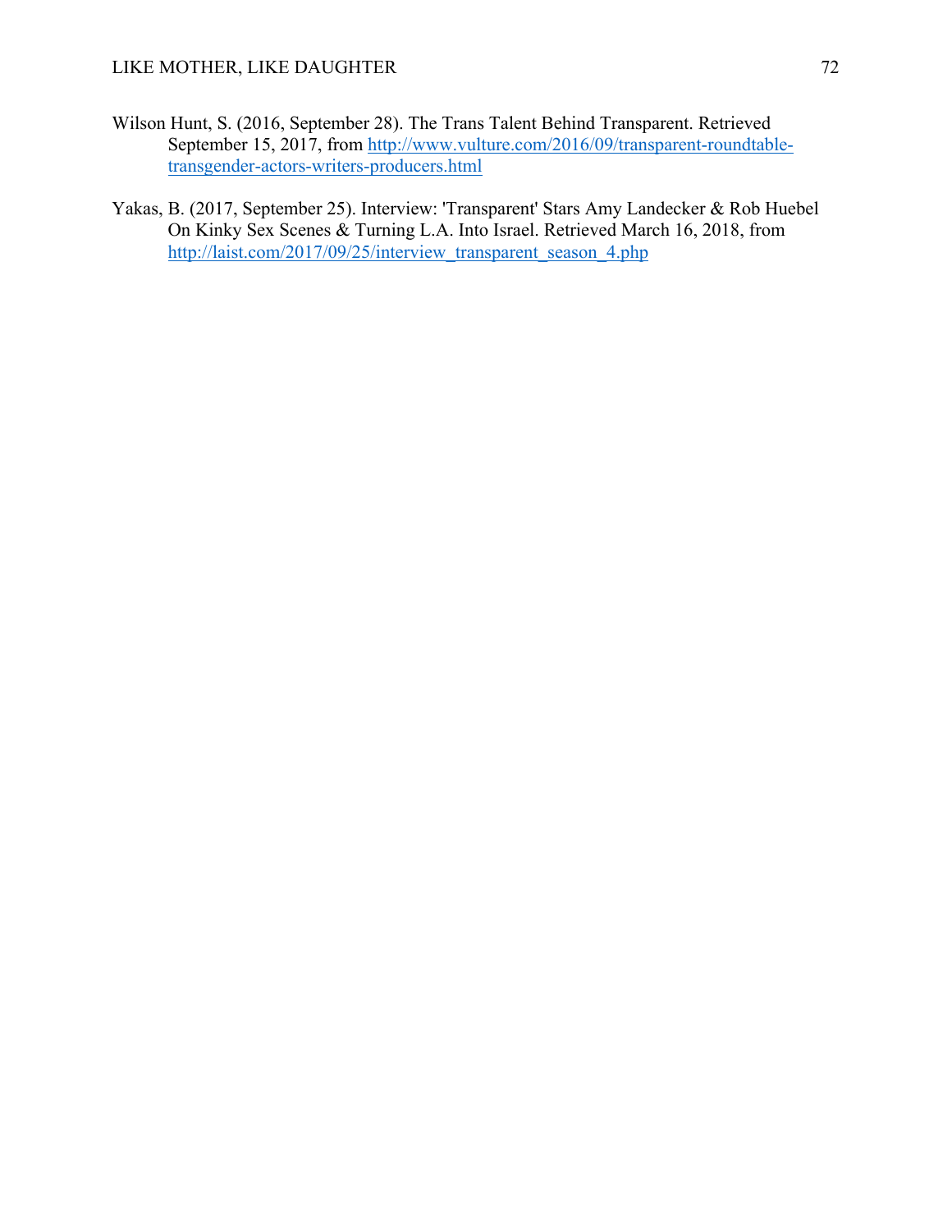Wilson Hunt, S. (2016, September 28). The Trans Talent Behind Transparent. Retrieved September 15, 2017, from http://www.vulture.com/2016/09/transparent-roundtable-transgender-actors-writers-producers.html

Yakas, B. (2017, September 25). Interview: 'Transparent' Stars Amy Landecker & Rob Huebel On Kinky Sex Scenes & Turning L.A. Into Israel. Retrieved March 16, 2018, from http://laist.com/2017/09/25/interview_transparent_season_4.php